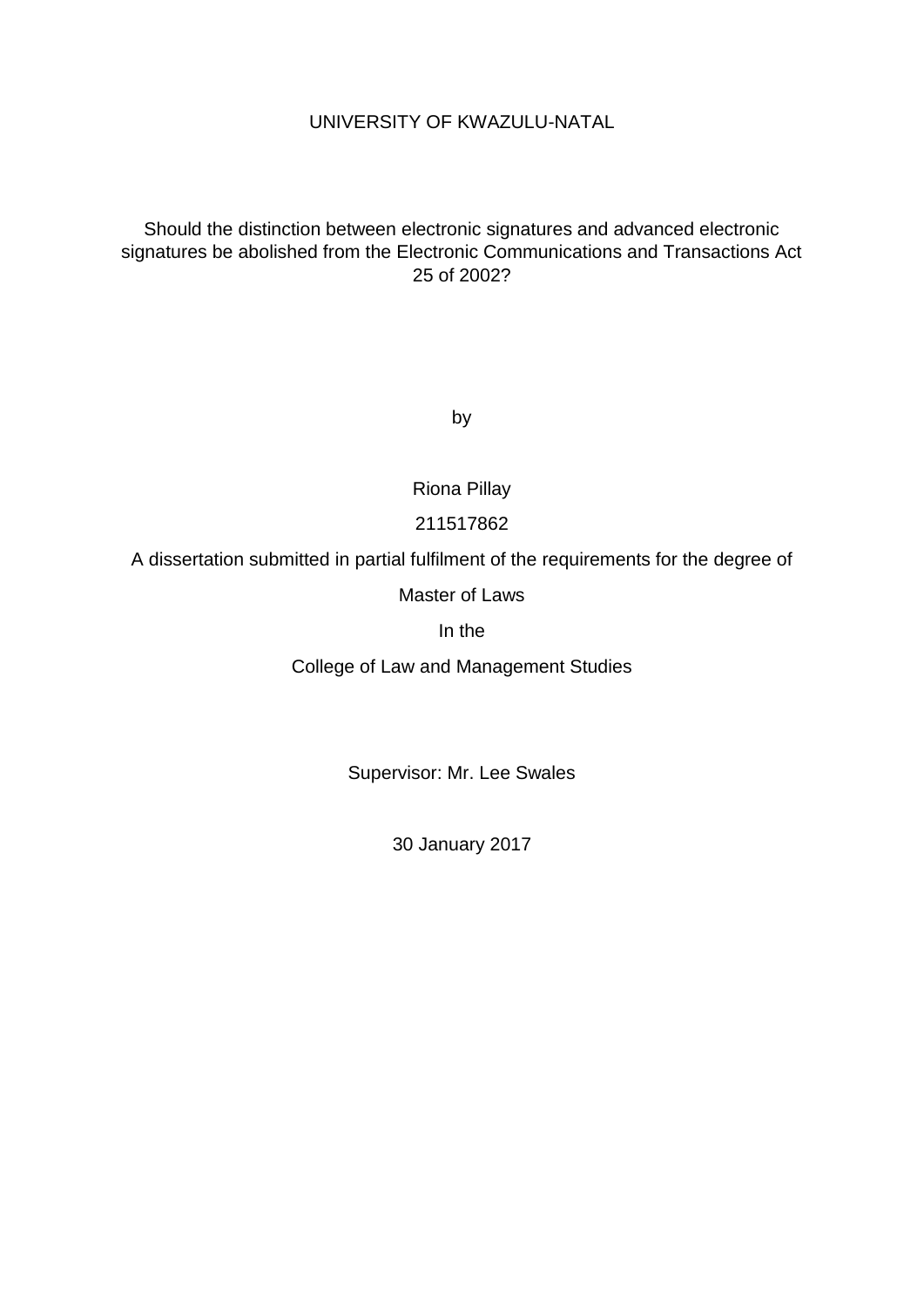UNIVERSITY OF KWAZULU-NATAL

# Should the distinction between electronic signatures and advanced electronic signatures be abolished from the Electronic Communications and Transactions Act 25 of 2002?

by

Riona Pillay

211517862

A dissertation submitted in partial fulfilment of the requirements for the degree of

Master of Laws

In the

College of Law and Management Studies

Supervisor: Mr. Lee Swales

30 January 2017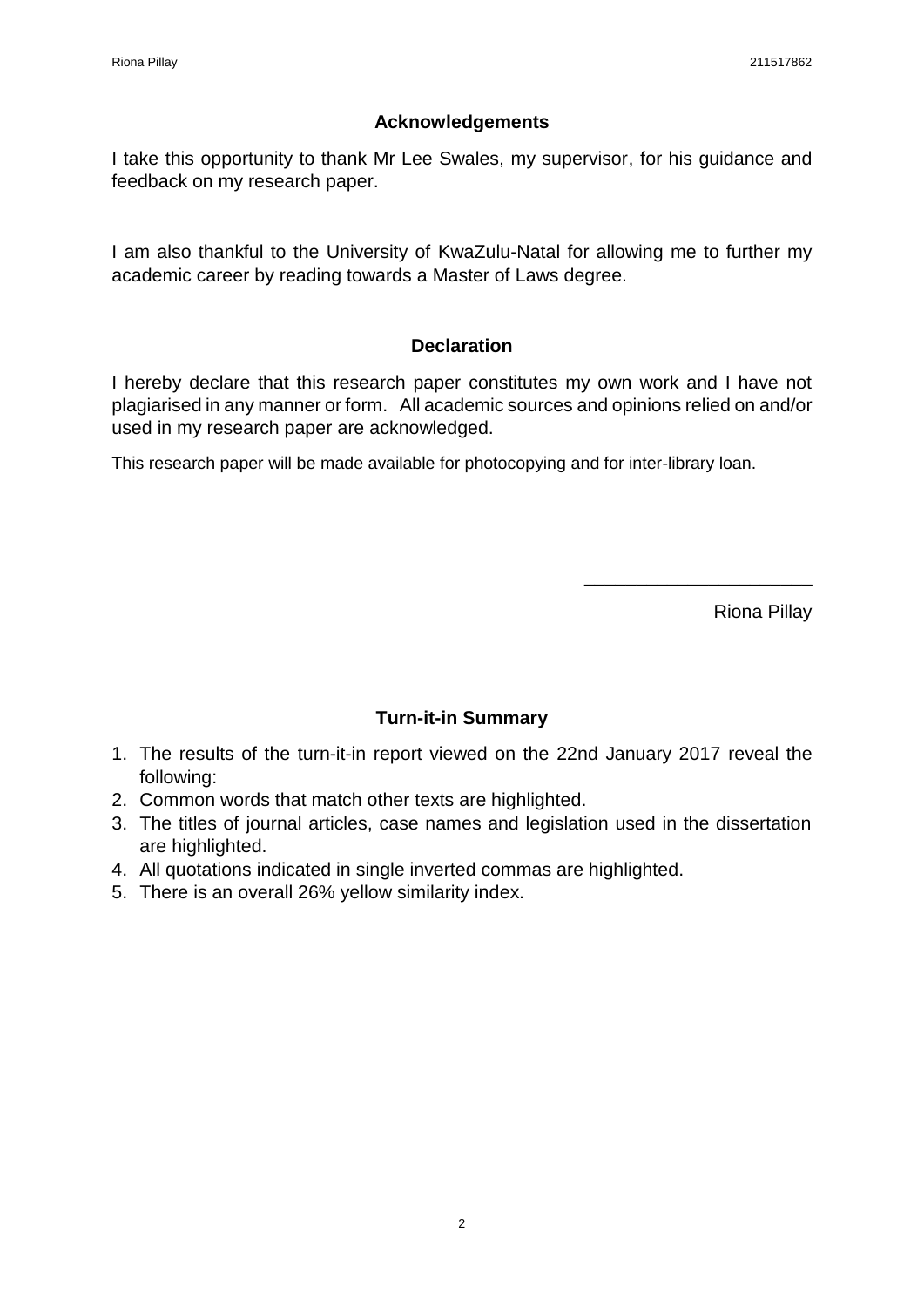## Acknowledgements

I take this opportunity to thank Mr Lee Swales, my supervisor, for his guidance and feedback on my research paper.

I am also thankful to the University of KwaZulu-Natal for allowing me to further my academic career by reading towards a Master of Laws degree.

## Declaration

I hereby declare that this research paper constitutes my own work and I have not plagiarised in any manner or form. All academic sources and opinions relied on and/or used in my research paper are acknowledged.

This research paper will be made available for photocopying and for inter-library loan.

\_\_\_\_\_\_\_\_\_\_\_\_\_\_\_\_\_\_\_\_\_\_

Riona Pillay

## Turn-it-in Summary

1. The results of the turn-it-in report viewed on the 22nd January 2017 reveal the following:
2. Common words that match other texts are highlighted.
3. The titles of journal articles, case names and legislation used in the dissertation are highlighted.
4. All quotations indicated in single inverted commas are highlighted.
5. There is an overall 26% yellow similarity index.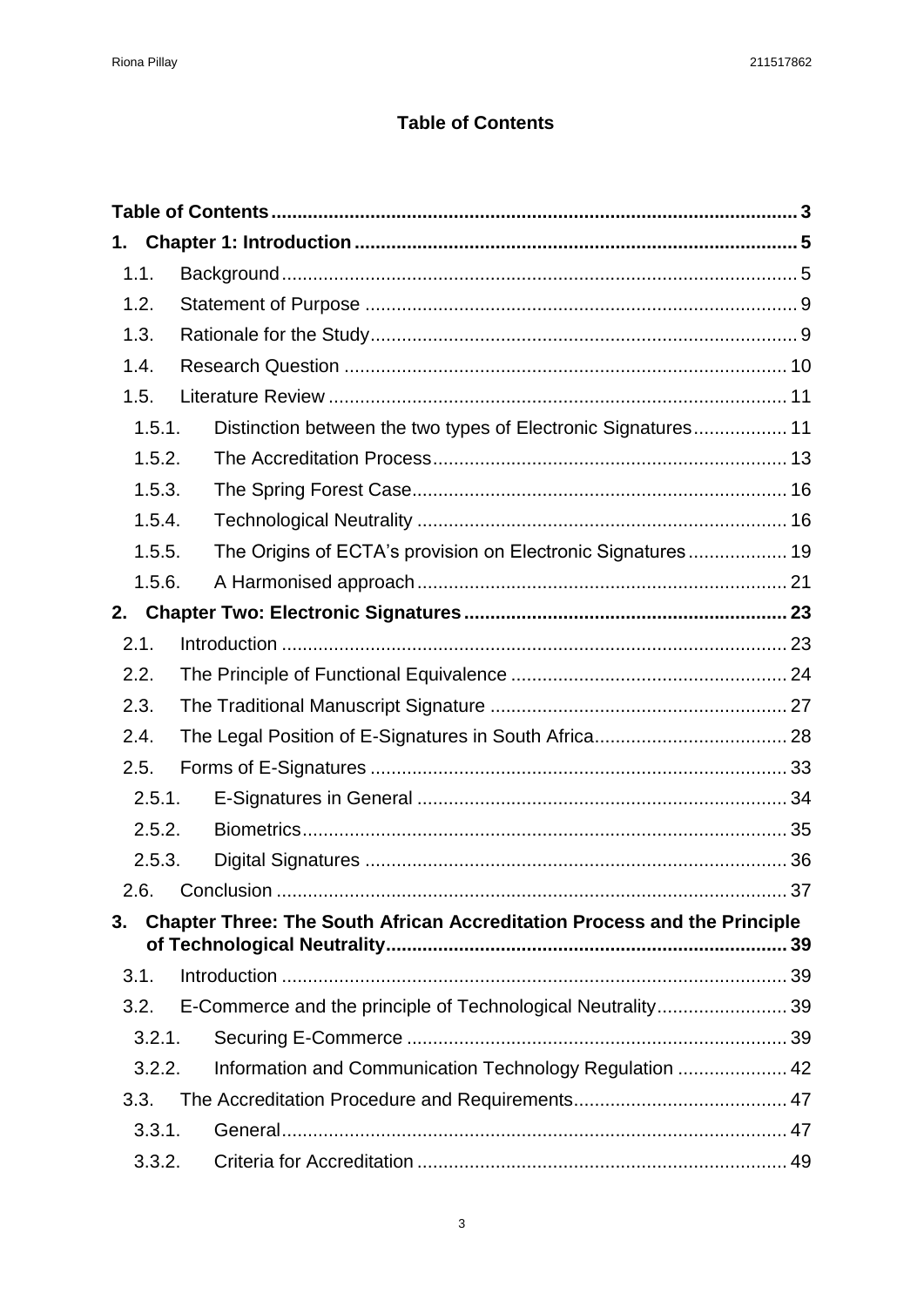# Table of Contents

**Table of Contents** .......... **3**

**1. Chapter 1: Introduction** .......... **5**

- 1.1. Background .......... 5
- 1.2. Statement of Purpose .......... 9
- 1.3. Rationale for the Study .......... 9
- 1.4. Research Question .......... 10
- 1.5. Literature Review .......... 11
  - 1.5.1. Distinction between the two types of Electronic Signatures .......... 11
  - 1.5.2. The Accreditation Process .......... 13
  - 1.5.3. The Spring Forest Case .......... 16
  - 1.5.4. Technological Neutrality .......... 16
  - 1.5.5. The Origins of ECTA's provision on Electronic Signatures .......... 19
  - 1.5.6. A Harmonised approach .......... 21

**2. Chapter Two: Electronic Signatures** .......... **23**

- 2.1. Introduction .......... 23
- 2.2. The Principle of Functional Equivalence .......... 24
- 2.3. The Traditional Manuscript Signature .......... 27
- 2.4. The Legal Position of E-Signatures in South Africa .......... 28
- 2.5. Forms of E-Signatures .......... 33
  - 2.5.1. E-Signatures in General .......... 34
  - 2.5.2. Biometrics .......... 35
  - 2.5.3. Digital Signatures .......... 36
- 2.6. Conclusion .......... 37

**3. Chapter Three: The South African Accreditation Process and the Principle of Technological Neutrality** .......... **39**

- 3.1. Introduction .......... 39
- 3.2. E-Commerce and the principle of Technological Neutrality .......... 39
  - 3.2.1. Securing E-Commerce .......... 39
  - 3.2.2. Information and Communication Technology Regulation .......... 42
- 3.3. The Accreditation Procedure and Requirements .......... 47
  - 3.3.1. General .......... 47
  - 3.3.2. Criteria for Accreditation .......... 49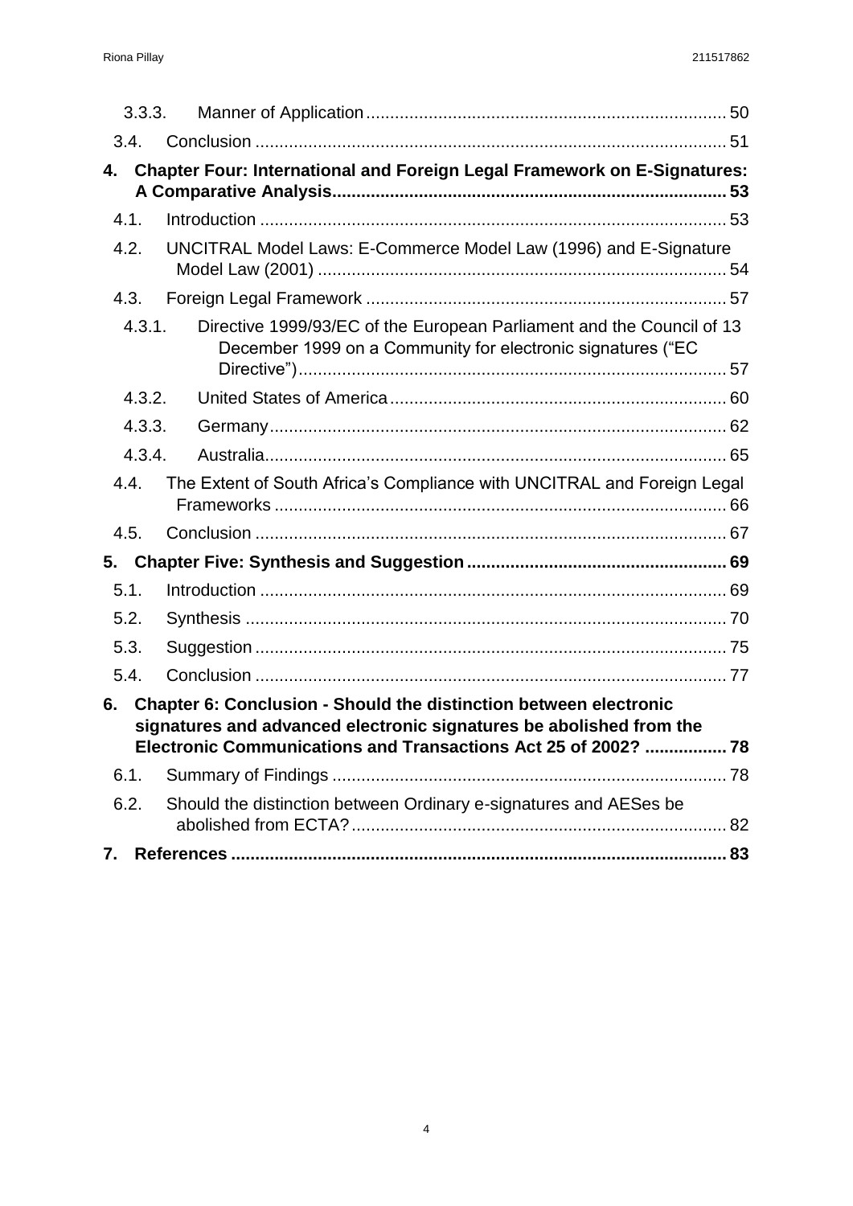3.3.3. Manner of Application ........................................................................ 50

3.4. Conclusion ................................................................................................ 51

**4. Chapter Four: International and Foreign Legal Framework on E-Signatures: A Comparative Analysis ................................................................................ 53**

4.1. Introduction ................................................................................................ 53

4.2. UNCITRAL Model Laws: E-Commerce Model Law (1996) and E-Signature Model Law (2001) .................................................................................... 54

4.3. Foreign Legal Framework .......................................................................... 57

4.3.1. Directive 1999/93/EC of the European Parliament and the Council of 13 December 1999 on a Community for electronic signatures ("EC Directive") ........................................................................................ 57

4.3.2. United States of America ..................................................................... 60

4.3.3. Germany .............................................................................................. 62

4.3.4. Australia ............................................................................................... 65

4.4. The Extent of South Africa's Compliance with UNCITRAL and Foreign Legal Frameworks ............................................................................................. 66

4.5. Conclusion ................................................................................................ 67

**5. Chapter Five: Synthesis and Suggestion ..................................................... 69**

5.1. Introduction ................................................................................................ 69

5.2. Synthesis ................................................................................................... 70

5.3. Suggestion ................................................................................................. 75

5.4. Conclusion ................................................................................................. 77

**6. Chapter 6: Conclusion - Should the distinction between electronic signatures and advanced electronic signatures be abolished from the Electronic Communications and Transactions Act 25 of 2002? ................. 78**

6.1. Summary of Findings ................................................................................. 78

6.2. Should the distinction between Ordinary e-signatures and AESes be abolished from ECTA? ............................................................................. 82

**7. References ...................................................................................................... 83**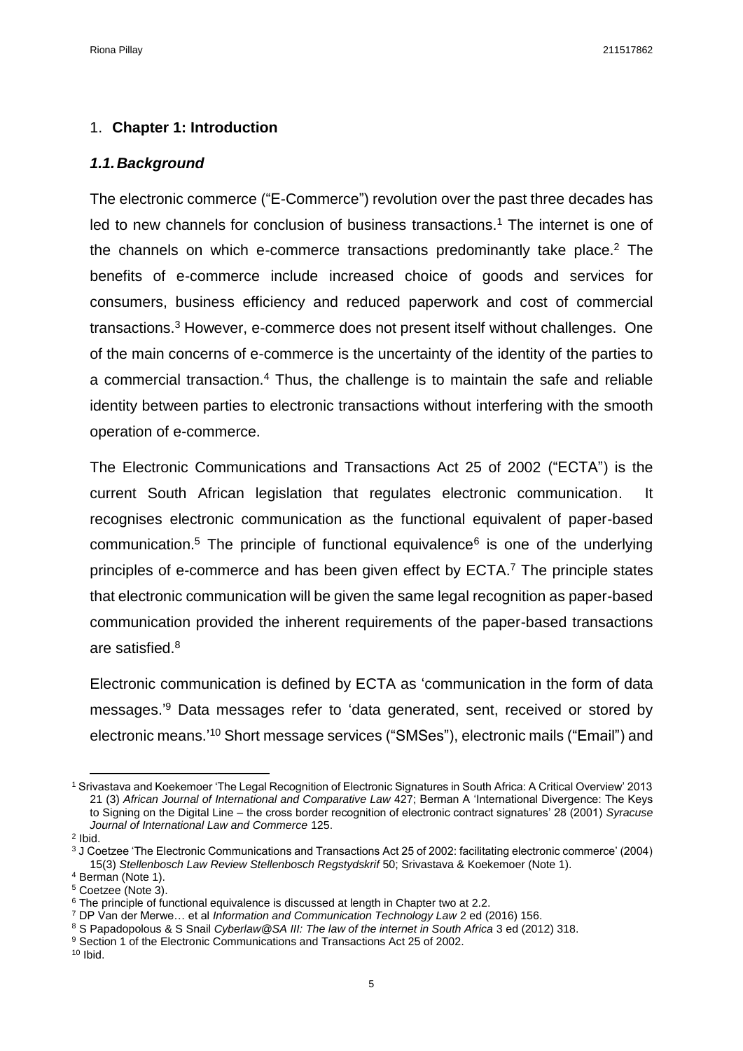# 1. **Chapter 1: Introduction**

## ***1.1. Background***

The electronic commerce ("E-Commerce") revolution over the past three decades has led to new channels for conclusion of business transactions.[1] The internet is one of the channels on which e-commerce transactions predominantly take place.[2] The benefits of e-commerce include increased choice of goods and services for consumers, business efficiency and reduced paperwork and cost of commercial transactions.[3] However, e-commerce does not present itself without challenges. One of the main concerns of e-commerce is the uncertainty of the identity of the parties to a commercial transaction.[4] Thus, the challenge is to maintain the safe and reliable identity between parties to electronic transactions without interfering with the smooth operation of e-commerce.

The Electronic Communications and Transactions Act 25 of 2002 ("ECTA") is the current South African legislation that regulates electronic communication. It recognises electronic communication as the functional equivalent of paper-based communication.[5] The principle of functional equivalence[6] is one of the underlying principles of e-commerce and has been given effect by ECTA.[7] The principle states that electronic communication will be given the same legal recognition as paper-based communication provided the inherent requirements of the paper-based transactions are satisfied.[8]

Electronic communication is defined by ECTA as 'communication in the form of data messages.'[9] Data messages refer to 'data generated, sent, received or stored by electronic means.'[10] Short message services ("SMSes"), electronic mails ("Email") and

---

[1] Srivastava and Koekemoer 'The Legal Recognition of Electronic Signatures in South Africa: A Critical Overview' 2013 21 (3) *African Journal of International and Comparative Law* 427; Berman A 'International Divergence: The Keys to Signing on the Digital Line – the cross border recognition of electronic contract signatures' 28 (2001) *Syracuse Journal of International Law and Commerce* 125.

[2] Ibid.

[3] J Coetzee 'The Electronic Communications and Transactions Act 25 of 2002: facilitating electronic commerce' (2004) 15(3) *Stellenbosch Law Review Stellenbosch Regstydskrif* 50; Srivastava & Koekemoer (Note 1).

[4] Berman (Note 1).

[5] Coetzee (Note 3).

[6] The principle of functional equivalence is discussed at length in Chapter two at 2.2.

[7] DP Van der Merwe… et al *Information and Communication Technology Law* 2 ed (2016) 156.

[8] S Papadopolous & S Snail *Cyberlaw@SA III: The law of the internet in South Africa* 3 ed (2012) 318.

[9] Section 1 of the Electronic Communications and Transactions Act 25 of 2002.

[10] Ibid.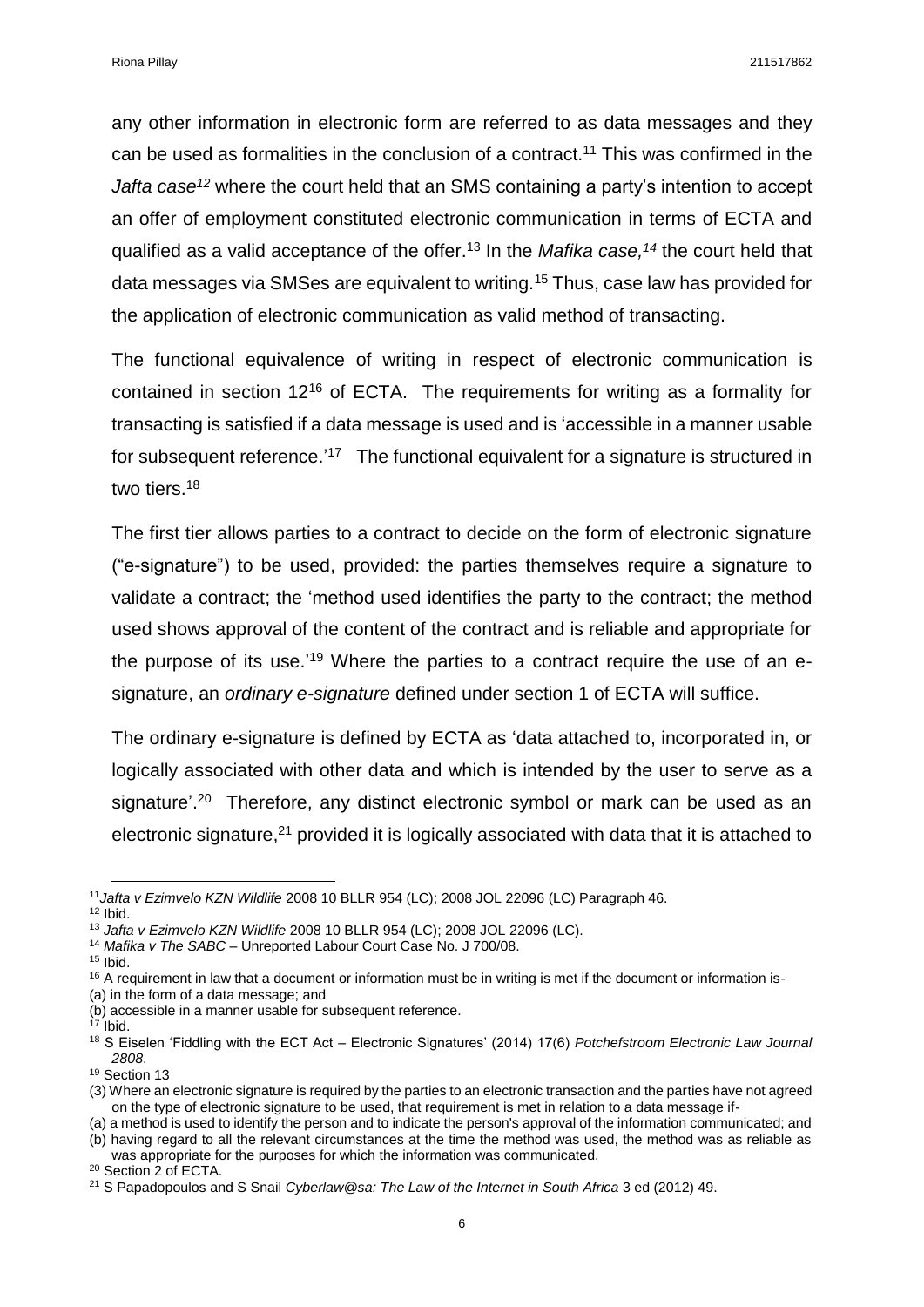any other information in electronic form are referred to as data messages and they can be used as formalities in the conclusion of a contract.[11] This was confirmed in the *Jafta case[12]* where the court held that an SMS containing a party's intention to accept an offer of employment constituted electronic communication in terms of ECTA and qualified as a valid acceptance of the offer.[13] In the *Mafika case,[14]* the court held that data messages via SMSes are equivalent to writing.[15] Thus, case law has provided for the application of electronic communication as valid method of transacting.

The functional equivalence of writing in respect of electronic communication is contained in section 12[16] of ECTA. The requirements for writing as a formality for transacting is satisfied if a data message is used and is 'accessible in a manner usable for subsequent reference.'[17] The functional equivalent for a signature is structured in two tiers.[18]

The first tier allows parties to a contract to decide on the form of electronic signature ("e-signature") to be used, provided: the parties themselves require a signature to validate a contract; the 'method used identifies the party to the contract; the method used shows approval of the content of the contract and is reliable and appropriate for the purpose of its use.'[19] Where the parties to a contract require the use of an e-signature, an *ordinary e-signature* defined under section 1 of ECTA will suffice.

The ordinary e-signature is defined by ECTA as 'data attached to, incorporated in, or logically associated with other data and which is intended by the user to serve as a signature'.[20] Therefore, any distinct electronic symbol or mark can be used as an electronic signature,[21] provided it is logically associated with data that it is attached to

---

[11] *Jafta v Ezimvelo KZN Wildlife* 2008 10 BLLR 954 (LC); 2008 JOL 22096 (LC) Paragraph 46.
[12] Ibid.
[13] *Jafta v Ezimvelo KZN Wildlife* 2008 10 BLLR 954 (LC); 2008 JOL 22096 (LC).
[14] *Mafika v The SABC* – Unreported Labour Court Case No. J 700/08.
[15] Ibid.
[16] A requirement in law that a document or information must be in writing is met if the document or information is-
(a) in the form of a data message; and
(b) accessible in a manner usable for subsequent reference.
[17] Ibid.
[18] S Eiselen 'Fiddling with the ECT Act – Electronic Signatures' (2014) 17(6) *Potchefstroom Electronic Law Journal 2808*.
[19] Section 13
(3) Where an electronic signature is required by the parties to an electronic transaction and the parties have not agreed on the type of electronic signature to be used, that requirement is met in relation to a data message if-
(a) a method is used to identify the person and to indicate the person's approval of the information communicated; and
(b) having regard to all the relevant circumstances at the time the method was used, the method was as reliable as was appropriate for the purposes for which the information was communicated.
[20] Section 2 of ECTA.
[21] S Papadopoulos and S Snail *Cyberlaw@sa: The Law of the Internet in South Africa* 3 ed (2012) 49.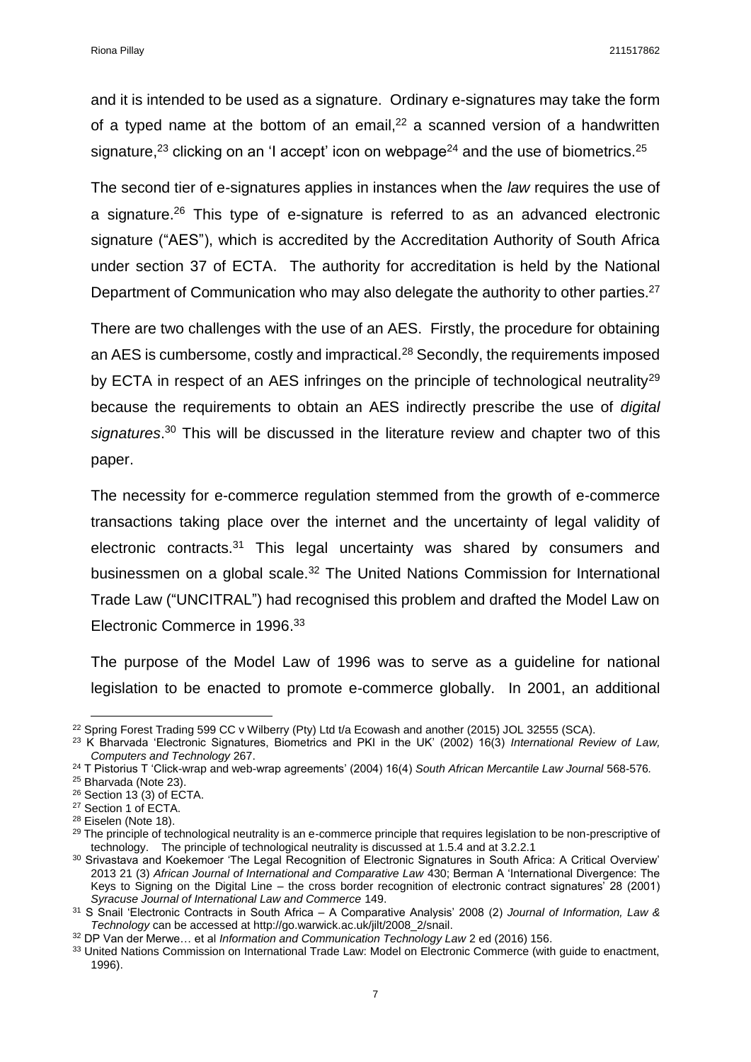and it is intended to be used as a signature. Ordinary e-signatures may take the form of a typed name at the bottom of an email,[22] a scanned version of a handwritten signature,[23] clicking on an 'I accept' icon on webpage[24] and the use of biometrics.[25]

The second tier of e-signatures applies in instances when the *law* requires the use of a signature.[26] This type of e-signature is referred to as an advanced electronic signature ("AES"), which is accredited by the Accreditation Authority of South Africa under section 37 of ECTA. The authority for accreditation is held by the National Department of Communication who may also delegate the authority to other parties.[27]

There are two challenges with the use of an AES. Firstly, the procedure for obtaining an AES is cumbersome, costly and impractical.[28] Secondly, the requirements imposed by ECTA in respect of an AES infringes on the principle of technological neutrality[29] because the requirements to obtain an AES indirectly prescribe the use of *digital signatures*.[30] This will be discussed in the literature review and chapter two of this paper.

The necessity for e-commerce regulation stemmed from the growth of e-commerce transactions taking place over the internet and the uncertainty of legal validity of electronic contracts.[31] This legal uncertainty was shared by consumers and businessmen on a global scale.[32] The United Nations Commission for International Trade Law ("UNCITRAL") had recognised this problem and drafted the Model Law on Electronic Commerce in 1996.[33]

The purpose of the Model Law of 1996 was to serve as a guideline for national legislation to be enacted to promote e-commerce globally. In 2001, an additional

---

[22] Spring Forest Trading 599 CC v Wilberry (Pty) Ltd t/a Ecowash and another (2015) JOL 32555 (SCA).

[23] K Bharvada 'Electronic Signatures, Biometrics and PKI in the UK' (2002) 16(3) *International Review of Law, Computers and Technology* 267.

[24] T Pistorius T 'Click-wrap and web-wrap agreements' (2004) 16(4) *South African Mercantile Law Journal* 568-576.

[25] Bharvada (Note 23).

[26] Section 13 (3) of ECTA.

[27] Section 1 of ECTA.

[28] Eiselen (Note 18).

[29] The principle of technological neutrality is an e-commerce principle that requires legislation to be non-prescriptive of technology. The principle of technological neutrality is discussed at 1.5.4 and at 3.2.2.1

[30] Srivastava and Koekemoer 'The Legal Recognition of Electronic Signatures in South Africa: A Critical Overview' 2013 21 (3) *African Journal of International and Comparative Law* 430; Berman A 'International Divergence: The Keys to Signing on the Digital Line – the cross border recognition of electronic contract signatures' 28 (2001) *Syracuse Journal of International Law and Commerce* 149.

[31] S Snail 'Electronic Contracts in South Africa – A Comparative Analysis' 2008 (2) *Journal of Information, Law & Technology* can be accessed at http://go.warwick.ac.uk/jilt/2008_2/snail.

[32] DP Van der Merwe… et al *Information and Communication Technology Law* 2 ed (2016) 156.

[33] United Nations Commission on International Trade Law: Model on Electronic Commerce (with guide to enactment, 1996).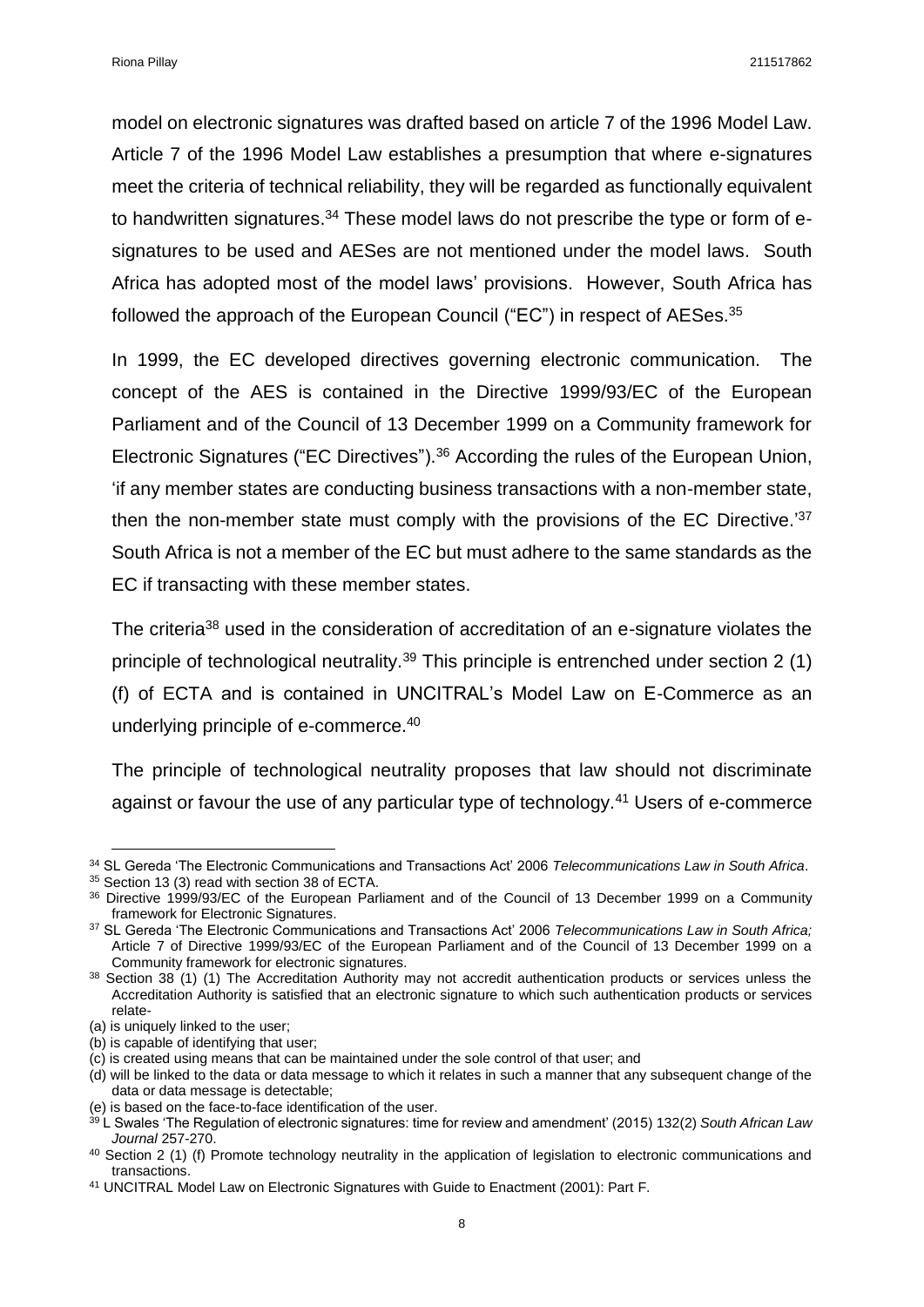model on electronic signatures was drafted based on article 7 of the 1996 Model Law. Article 7 of the 1996 Model Law establishes a presumption that where e-signatures meet the criteria of technical reliability, they will be regarded as functionally equivalent to handwritten signatures.[34] These model laws do not prescribe the type or form of e-signatures to be used and AESes are not mentioned under the model laws. South Africa has adopted most of the model laws' provisions. However, South Africa has followed the approach of the European Council ("EC") in respect of AESes.[35]

In 1999, the EC developed directives governing electronic communication. The concept of the AES is contained in the Directive 1999/93/EC of the European Parliament and of the Council of 13 December 1999 on a Community framework for Electronic Signatures ("EC Directives").[36] According the rules of the European Union, 'if any member states are conducting business transactions with a non-member state, then the non-member state must comply with the provisions of the EC Directive.'[37] South Africa is not a member of the EC but must adhere to the same standards as the EC if transacting with these member states.

The criteria[38] used in the consideration of accreditation of an e-signature violates the principle of technological neutrality.[39] This principle is entrenched under section 2 (1) (f) of ECTA and is contained in UNCITRAL's Model Law on E-Commerce as an underlying principle of e-commerce.[40]

The principle of technological neutrality proposes that law should not discriminate against or favour the use of any particular type of technology.[41] Users of e-commerce

---

[34] SL Gereda 'The Electronic Communications and Transactions Act' 2006 *Telecommunications Law in South Africa*.

[35] Section 13 (3) read with section 38 of ECTA.

[36] Directive 1999/93/EC of the European Parliament and of the Council of 13 December 1999 on a Community framework for Electronic Signatures.

[37] SL Gereda 'The Electronic Communications and Transactions Act' 2006 *Telecommunications Law in South Africa;* Article 7 of Directive 1999/93/EC of the European Parliament and of the Council of 13 December 1999 on a Community framework for electronic signatures.

[38] Section 38 (1) (1) The Accreditation Authority may not accredit authentication products or services unless the Accreditation Authority is satisfied that an electronic signature to which such authentication products or services relate-

(a) is uniquely linked to the user;

(b) is capable of identifying that user;

(c) is created using means that can be maintained under the sole control of that user; and

(d) will be linked to the data or data message to which it relates in such a manner that any subsequent change of the data or data message is detectable;

(e) is based on the face-to-face identification of the user.

[39] L Swales 'The Regulation of electronic signatures: time for review and amendment' (2015) 132(2) *South African Law Journal* 257-270.

[40] Section 2 (1) (f) Promote technology neutrality in the application of legislation to electronic communications and transactions.

[41] UNCITRAL Model Law on Electronic Signatures with Guide to Enactment (2001): Part F.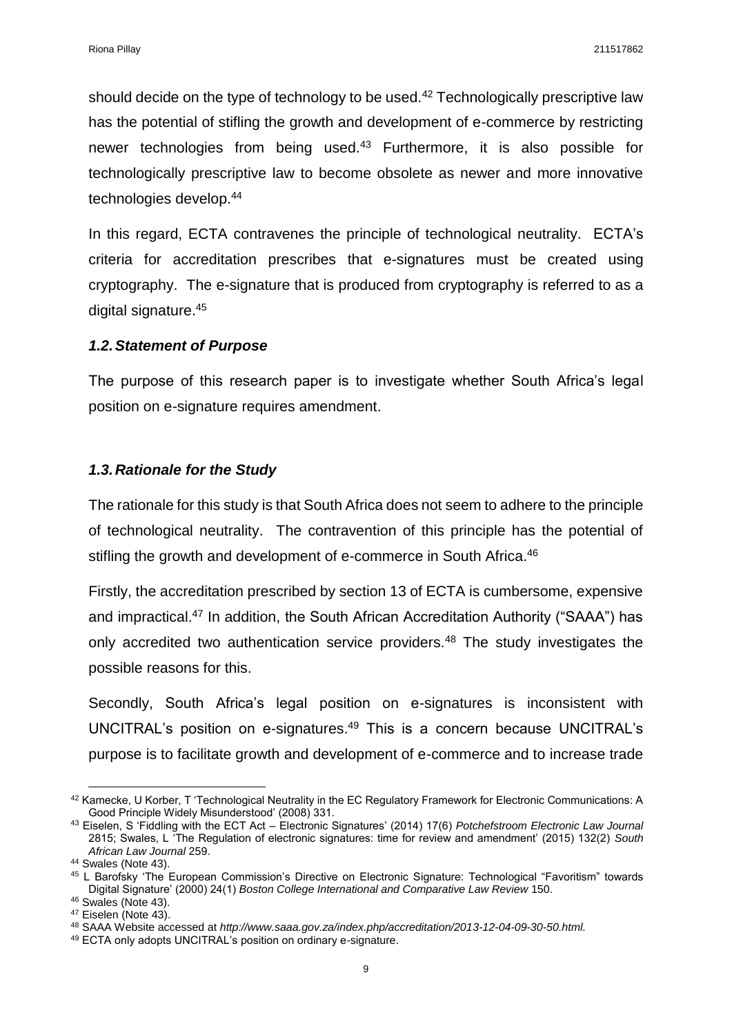should decide on the type of technology to be used.[42] Technologically prescriptive law has the potential of stifling the growth and development of e-commerce by restricting newer technologies from being used.[43] Furthermore, it is also possible for technologically prescriptive law to become obsolete as newer and more innovative technologies develop.[44]

In this regard, ECTA contravenes the principle of technological neutrality. ECTA's criteria for accreditation prescribes that e-signatures must be created using cryptography. The e-signature that is produced from cryptography is referred to as a digital signature.[45]

### *1.2. Statement of Purpose*

The purpose of this research paper is to investigate whether South Africa's legal position on e-signature requires amendment.

### *1.3. Rationale for the Study*

The rationale for this study is that South Africa does not seem to adhere to the principle of technological neutrality. The contravention of this principle has the potential of stifling the growth and development of e-commerce in South Africa.[46]

Firstly, the accreditation prescribed by section 13 of ECTA is cumbersome, expensive and impractical.[47] In addition, the South African Accreditation Authority ("SAAA") has only accredited two authentication service providers.[48] The study investigates the possible reasons for this.

Secondly, South Africa's legal position on e-signatures is inconsistent with UNCITRAL's position on e-signatures.[49] This is a concern because UNCITRAL's purpose is to facilitate growth and development of e-commerce and to increase trade

---

[42] Kamecke, U Korber, T 'Technological Neutrality in the EC Regulatory Framework for Electronic Communications: A Good Principle Widely Misunderstood' (2008) 331.

[43] Eiselen, S 'Fiddling with the ECT Act – Electronic Signatures' (2014) 17(6) *Potchefstroom Electronic Law Journal* 2815; Swales, L 'The Regulation of electronic signatures: time for review and amendment' (2015) 132(2) *South African Law Journal* 259.

[44] Swales (Note 43).

[45] L Barofsky 'The European Commission's Directive on Electronic Signature: Technological "Favoritism" towards Digital Signature' (2000) 24(1) *Boston College International and Comparative Law Review* 150.

[46] Swales (Note 43).

[47] Eiselen (Note 43).

[48] SAAA Website accessed at *http://www.saaa.gov.za/index.php/accreditation/2013-12-04-09-30-50.html.*

[49] ECTA only adopts UNCITRAL's position on ordinary e-signature.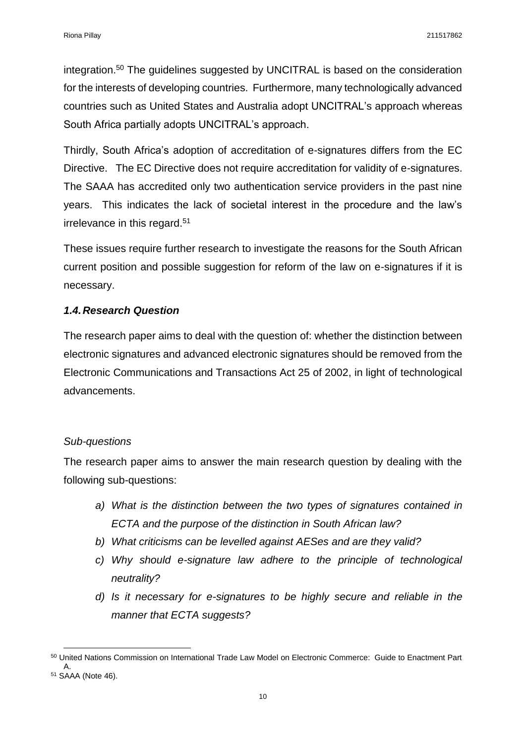integration.[50] The guidelines suggested by UNCITRAL is based on the consideration for the interests of developing countries. Furthermore, many technologically advanced countries such as United States and Australia adopt UNCITRAL's approach whereas South Africa partially adopts UNCITRAL's approach.

Thirdly, South Africa's adoption of accreditation of e-signatures differs from the EC Directive. The EC Directive does not require accreditation for validity of e-signatures. The SAAA has accredited only two authentication service providers in the past nine years. This indicates the lack of societal interest in the procedure and the law's irrelevance in this regard.[51]

These issues require further research to investigate the reasons for the South African current position and possible suggestion for reform of the law on e-signatures if it is necessary.

### *1.4. Research Question*

The research paper aims to deal with the question of: whether the distinction between electronic signatures and advanced electronic signatures should be removed from the Electronic Communications and Transactions Act 25 of 2002, in light of technological advancements.

*Sub-questions*

The research paper aims to answer the main research question by dealing with the following sub-questions:

- *a) What is the distinction between the two types of signatures contained in ECTA and the purpose of the distinction in South African law?*
- *b) What criticisms can be levelled against AESes and are they valid?*
- *c) Why should e-signature law adhere to the principle of technological neutrality?*
- *d) Is it necessary for e-signatures to be highly secure and reliable in the manner that ECTA suggests?*

---

[50] United Nations Commission on International Trade Law Model on Electronic Commerce: Guide to Enactment Part A.

[51] SAAA (Note 46).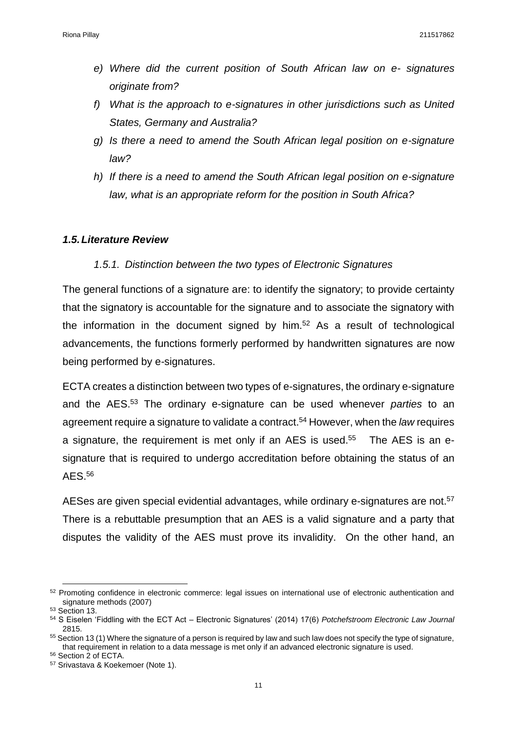- e) *Where did the current position of South African law on e- signatures originate from?*
- f) *What is the approach to e-signatures in other jurisdictions such as United States, Germany and Australia?*
- g) *Is there a need to amend the South African legal position on e-signature law?*
- h) *If there is a need to amend the South African legal position on e-signature law, what is an appropriate reform for the position in South Africa?*

### *1.5. Literature Review*

#### *1.5.1. Distinction between the two types of Electronic Signatures*

The general functions of a signature are: to identify the signatory; to provide certainty that the signatory is accountable for the signature and to associate the signatory with the information in the document signed by him.[52] As a result of technological advancements, the functions formerly performed by handwritten signatures are now being performed by e-signatures.

ECTA creates a distinction between two types of e-signatures, the ordinary e-signature and the AES.[53] The ordinary e-signature can be used whenever *parties* to an agreement require a signature to validate a contract.[54] However, when the *law* requires a signature, the requirement is met only if an AES is used.[55] The AES is an e-signature that is required to undergo accreditation before obtaining the status of an AES.[56]

AESes are given special evidential advantages, while ordinary e-signatures are not.[57] There is a rebuttable presumption that an AES is a valid signature and a party that disputes the validity of the AES must prove its invalidity. On the other hand, an

---

[52] Promoting confidence in electronic commerce: legal issues on international use of electronic authentication and signature methods (2007)

[53] Section 13.

[54] S Eiselen 'Fiddling with the ECT Act – Electronic Signatures' (2014) 17(6) *Potchefstroom Electronic Law Journal* 2815.

[55] Section 13 (1) Where the signature of a person is required by law and such law does not specify the type of signature, that requirement in relation to a data message is met only if an advanced electronic signature is used.

[56] Section 2 of ECTA.

[57] Srivastava & Koekemoer (Note 1).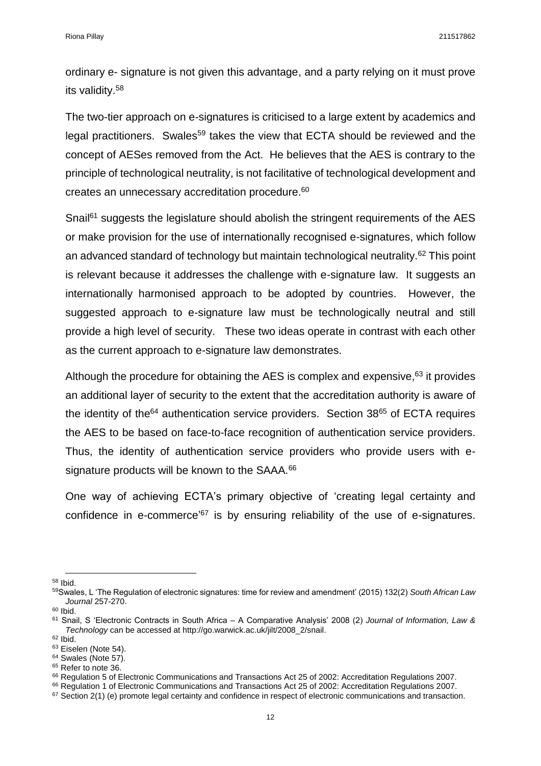ordinary e- signature is not given this advantage, and a party relying on it must prove its validity.[58]

The two-tier approach on e-signatures is criticised to a large extent by academics and legal practitioners. Swales[59] takes the view that ECTA should be reviewed and the concept of AESes removed from the Act. He believes that the AES is contrary to the principle of technological neutrality, is not facilitative of technological development and creates an unnecessary accreditation procedure.[60]

Snail[61] suggests the legislature should abolish the stringent requirements of the AES or make provision for the use of internationally recognised e-signatures, which follow an advanced standard of technology but maintain technological neutrality.[62] This point is relevant because it addresses the challenge with e-signature law. It suggests an internationally harmonised approach to be adopted by countries. However, the suggested approach to e-signature law must be technologically neutral and still provide a high level of security. These two ideas operate in contrast with each other as the current approach to e-signature law demonstrates.

Although the procedure for obtaining the AES is complex and expensive,[63] it provides an additional layer of security to the extent that the accreditation authority is aware of the identity of the[64] authentication service providers. Section 38[65] of ECTA requires the AES to be based on face-to-face recognition of authentication service providers. Thus, the identity of authentication service providers who provide users with e-signature products will be known to the SAAA.[66]

One way of achieving ECTA's primary objective of 'creating legal certainty and confidence in e-commerce'[67] is by ensuring reliability of the use of e-signatures.

---

[58] Ibid.

[59] Swales, L 'The Regulation of electronic signatures: time for review and amendment' (2015) 132(2) *South African Law Journal* 257-270.

[60] Ibid.

[61] Snail, S 'Electronic Contracts in South Africa – A Comparative Analysis' 2008 (2) *Journal of Information, Law & Technology* can be accessed at http://go.warwick.ac.uk/jilt/2008_2/snail.

[62] Ibid.

[63] Eiselen (Note 54).

[64] Swales (Note 57).

[65] Refer to note 36.

[66] Regulation 5 of Electronic Communications and Transactions Act 25 of 2002: Accreditation Regulations 2007.

[66] Regulation 1 of Electronic Communications and Transactions Act 25 of 2002: Accreditation Regulations 2007.

[67] Section 2(1) (e) promote legal certainty and confidence in respect of electronic communications and transaction.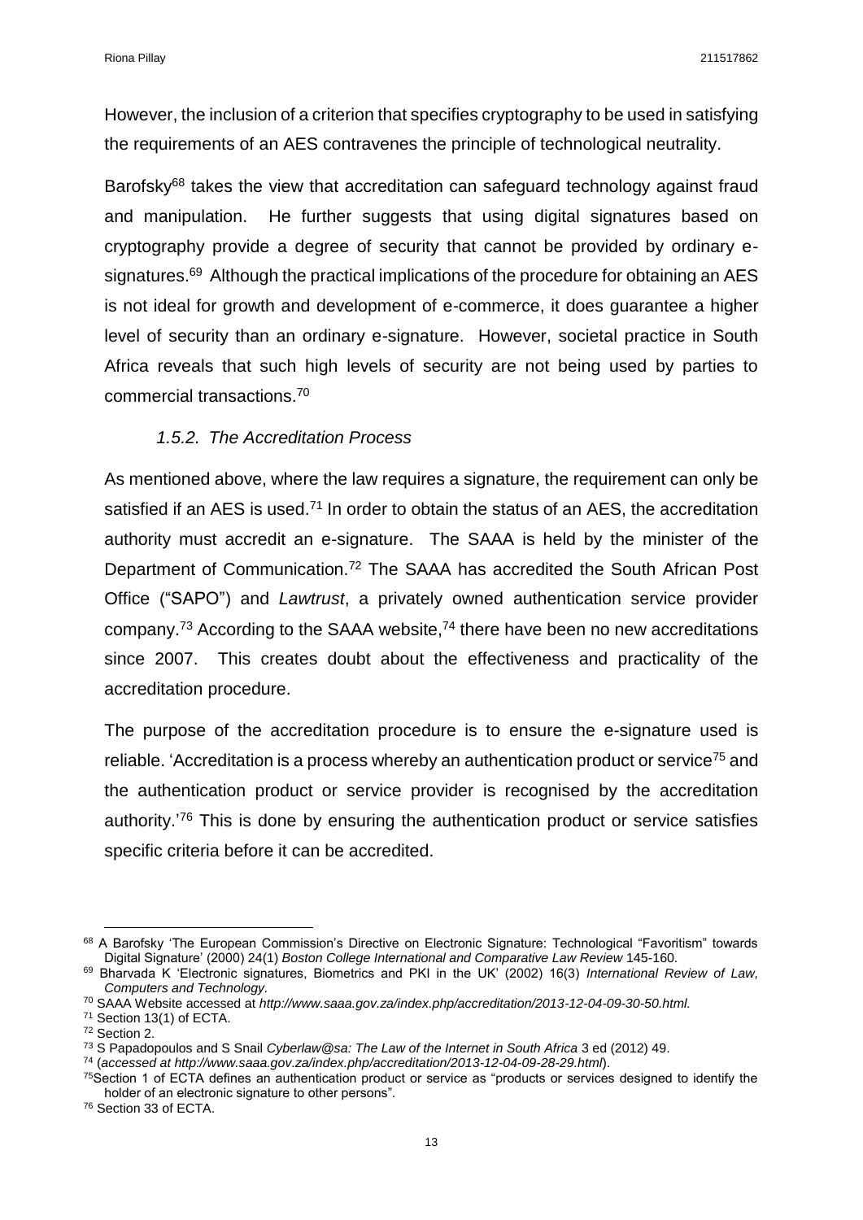However, the inclusion of a criterion that specifies cryptography to be used in satisfying the requirements of an AES contravenes the principle of technological neutrality.

Barofsky[68] takes the view that accreditation can safeguard technology against fraud and manipulation. He further suggests that using digital signatures based on cryptography provide a degree of security that cannot be provided by ordinary e-signatures.[69] Although the practical implications of the procedure for obtaining an AES is not ideal for growth and development of e-commerce, it does guarantee a higher level of security than an ordinary e-signature. However, societal practice in South Africa reveals that such high levels of security are not being used by parties to commercial transactions.[70]

### *1.5.2. The Accreditation Process*

As mentioned above, where the law requires a signature, the requirement can only be satisfied if an AES is used.[71] In order to obtain the status of an AES, the accreditation authority must accredit an e-signature. The SAAA is held by the minister of the Department of Communication.[72] The SAAA has accredited the South African Post Office ("SAPO") and *Lawtrust*, a privately owned authentication service provider company.[73] According to the SAAA website,[74] there have been no new accreditations since 2007. This creates doubt about the effectiveness and practicality of the accreditation procedure.

The purpose of the accreditation procedure is to ensure the e-signature used is reliable. 'Accreditation is a process whereby an authentication product or service[75] and the authentication product or service provider is recognised by the accreditation authority.'[76] This is done by ensuring the authentication product or service satisfies specific criteria before it can be accredited.

---

[68] A Barofsky 'The European Commission's Directive on Electronic Signature: Technological "Favoritism" towards Digital Signature' (2000) 24(1) *Boston College International and Comparative Law Review* 145-160.

[69] Bharvada K 'Electronic signatures, Biometrics and PKI in the UK' (2002) 16(3) *International Review of Law, Computers and Technology.*

[70] SAAA Website accessed at *http://www.saaa.gov.za/index.php/accreditation/2013-12-04-09-30-50.html.*

[71] Section 13(1) of ECTA.

[72] Section 2.

[73] S Papadopoulos and S Snail *Cyberlaw@sa: The Law of the Internet in South Africa* 3 ed (2012) 49.

[74] (*accessed at http://www.saaa.gov.za/index.php/accreditation/2013-12-04-09-28-29.html*).

[75] Section 1 of ECTA defines an authentication product or service as "products or services designed to identify the holder of an electronic signature to other persons".

[76] Section 33 of ECTA.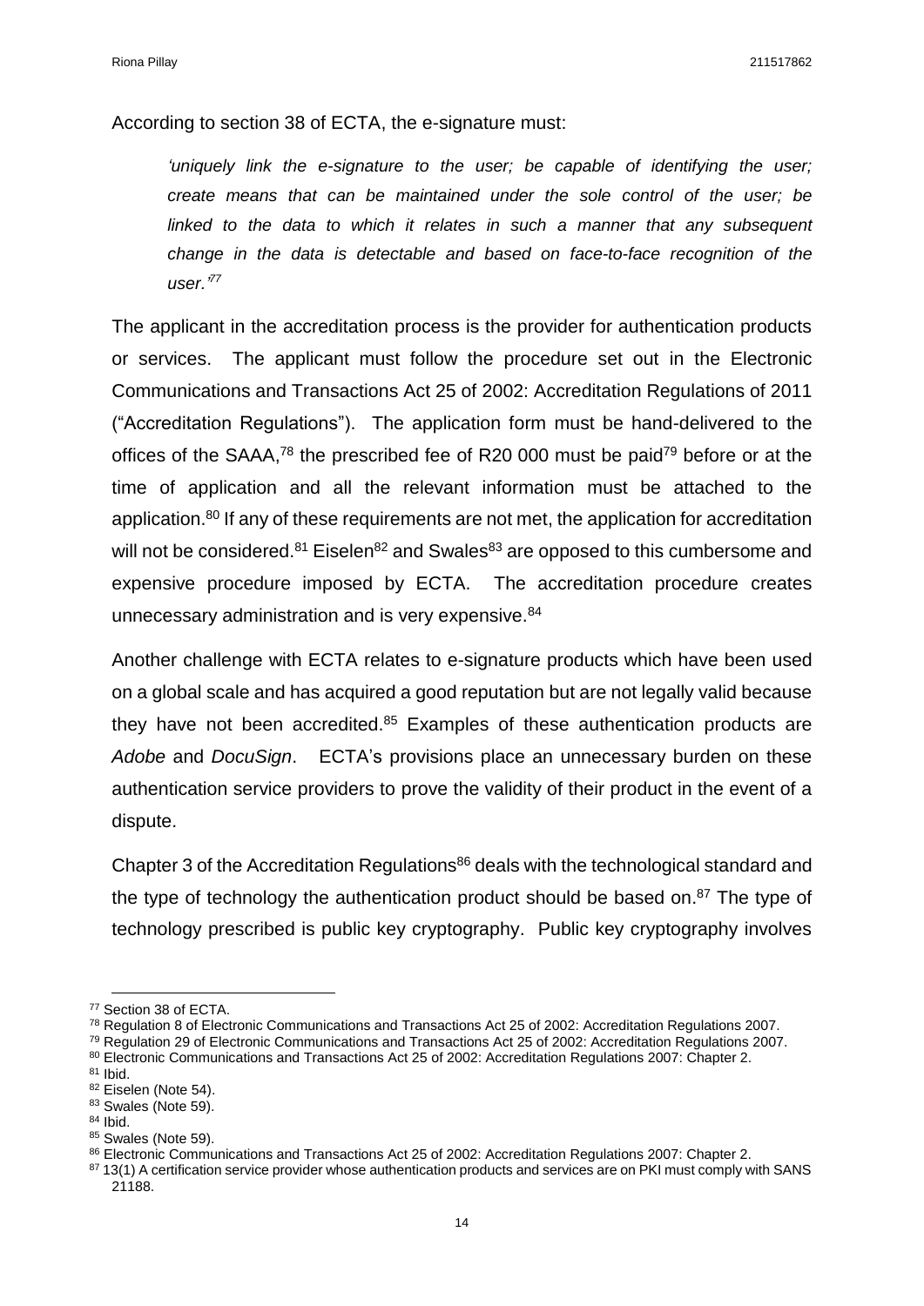According to section 38 of ECTA, the e-signature must:

> *'uniquely link the e-signature to the user; be capable of identifying the user; create means that can be maintained under the sole control of the user; be linked to the data to which it relates in such a manner that any subsequent change in the data is detectable and based on face-to-face recognition of the user.'*[77]

The applicant in the accreditation process is the provider for authentication products or services. The applicant must follow the procedure set out in the Electronic Communications and Transactions Act 25 of 2002: Accreditation Regulations of 2011 ("Accreditation Regulations"). The application form must be hand-delivered to the offices of the SAAA,[78] the prescribed fee of R20 000 must be paid[79] before or at the time of application and all the relevant information must be attached to the application.[80] If any of these requirements are not met, the application for accreditation will not be considered.[81] Eiselen[82] and Swales[83] are opposed to this cumbersome and expensive procedure imposed by ECTA. The accreditation procedure creates unnecessary administration and is very expensive.[84]

Another challenge with ECTA relates to e-signature products which have been used on a global scale and has acquired a good reputation but are not legally valid because they have not been accredited.[85] Examples of these authentication products are *Adobe* and *DocuSign*. ECTA's provisions place an unnecessary burden on these authentication service providers to prove the validity of their product in the event of a dispute.

Chapter 3 of the Accreditation Regulations[86] deals with the technological standard and the type of technology the authentication product should be based on.[87] The type of technology prescribed is public key cryptography. Public key cryptography involves

---

[77] Section 38 of ECTA.

[78] Regulation 8 of Electronic Communications and Transactions Act 25 of 2002: Accreditation Regulations 2007.

[79] Regulation 29 of Electronic Communications and Transactions Act 25 of 2002: Accreditation Regulations 2007.

[80] Electronic Communications and Transactions Act 25 of 2002: Accreditation Regulations 2007: Chapter 2.

[81] Ibid.

[82] Eiselen (Note 54).

[83] Swales (Note 59).

[84] Ibid.

[85] Swales (Note 59).

[86] Electronic Communications and Transactions Act 25 of 2002: Accreditation Regulations 2007: Chapter 2.

[87] 13(1) A certification service provider whose authentication products and services are on PKI must comply with SANS 21188.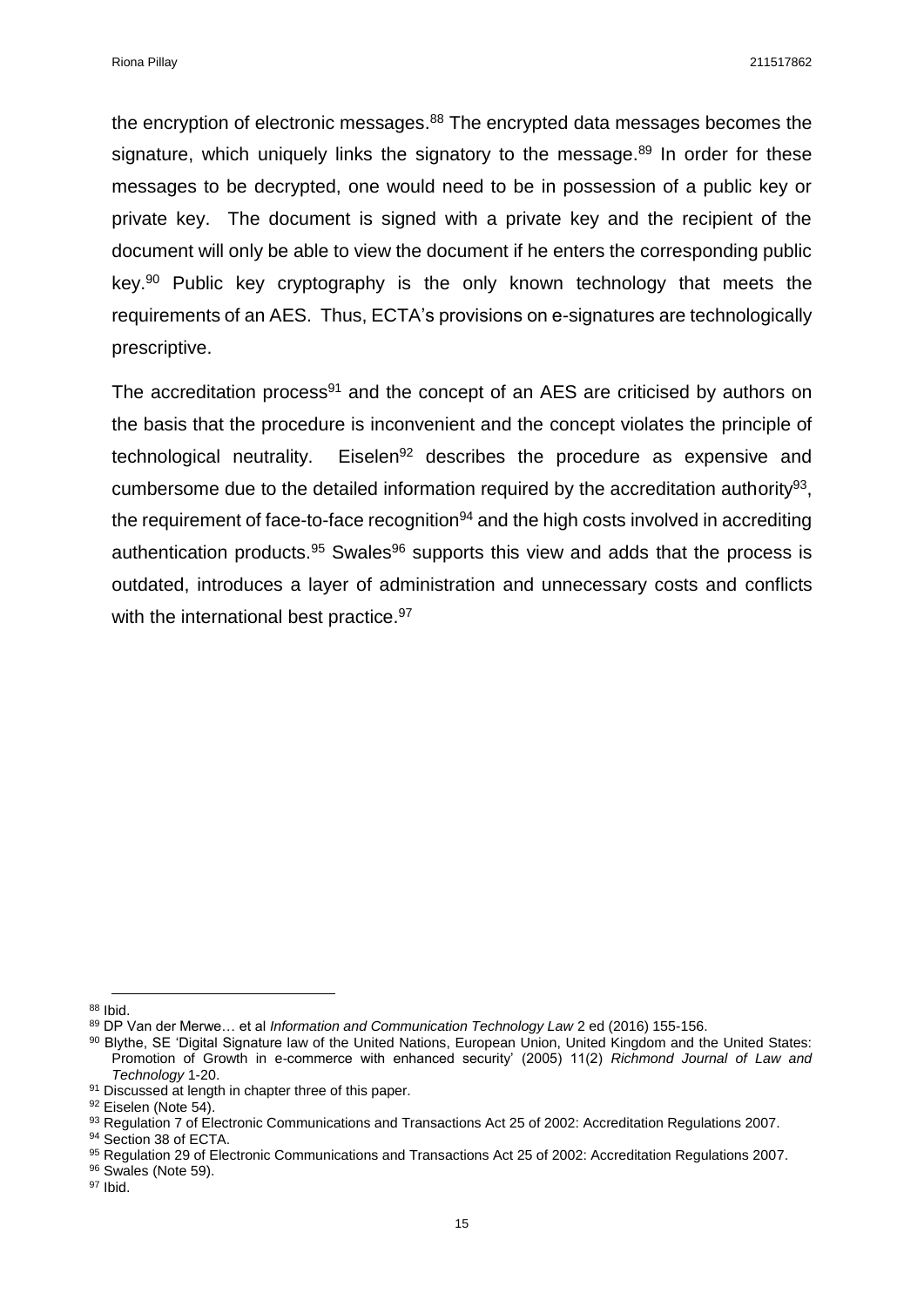the encryption of electronic messages.[88] The encrypted data messages becomes the signature, which uniquely links the signatory to the message.[89] In order for these messages to be decrypted, one would need to be in possession of a public key or private key. The document is signed with a private key and the recipient of the document will only be able to view the document if he enters the corresponding public key.[90] Public key cryptography is the only known technology that meets the requirements of an AES. Thus, ECTA's provisions on e-signatures are technologically prescriptive.

The accreditation process[91] and the concept of an AES are criticised by authors on the basis that the procedure is inconvenient and the concept violates the principle of technological neutrality. Eiselen[92] describes the procedure as expensive and cumbersome due to the detailed information required by the accreditation authority[93], the requirement of face-to-face recognition[94] and the high costs involved in accrediting authentication products.[95] Swales[96] supports this view and adds that the process is outdated, introduces a layer of administration and unnecessary costs and conflicts with the international best practice.[97]

---

[88] Ibid.

[89] DP Van der Merwe… et al *Information and Communication Technology Law* 2 ed (2016) 155-156.

[90] Blythe, SE 'Digital Signature law of the United Nations, European Union, United Kingdom and the United States: Promotion of Growth in e-commerce with enhanced security' (2005) 11(2) *Richmond Journal of Law and Technology* 1-20.

[91] Discussed at length in chapter three of this paper.

[92] Eiselen (Note 54).

[93] Regulation 7 of Electronic Communications and Transactions Act 25 of 2002: Accreditation Regulations 2007.

[94] Section 38 of ECTA.

[95] Regulation 29 of Electronic Communications and Transactions Act 25 of 2002: Accreditation Regulations 2007.

[96] Swales (Note 59).

[97] Ibid.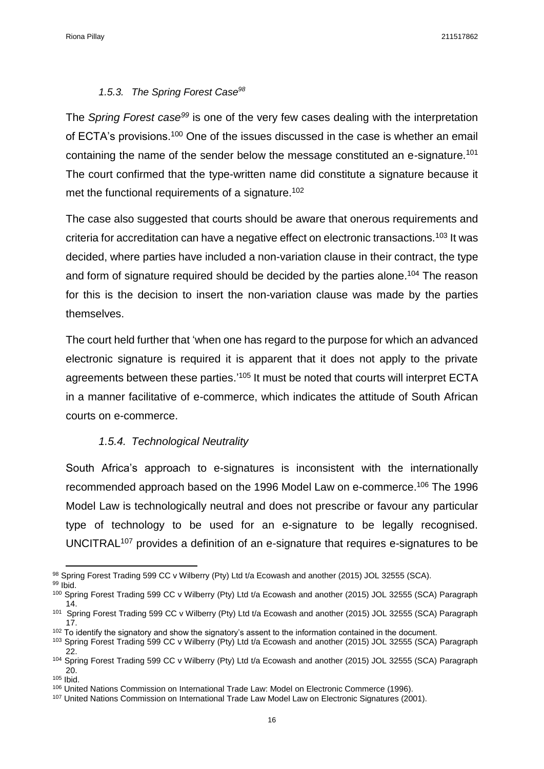### *1.5.3. The Spring Forest Case*[98]

The *Spring Forest case*[99] is one of the very few cases dealing with the interpretation of ECTA's provisions.[100] One of the issues discussed in the case is whether an email containing the name of the sender below the message constituted an e-signature.[101] The court confirmed that the type-written name did constitute a signature because it met the functional requirements of a signature.[102]

The case also suggested that courts should be aware that onerous requirements and criteria for accreditation can have a negative effect on electronic transactions.[103] It was decided, where parties have included a non-variation clause in their contract, the type and form of signature required should be decided by the parties alone.[104] The reason for this is the decision to insert the non-variation clause was made by the parties themselves.

The court held further that 'when one has regard to the purpose for which an advanced electronic signature is required it is apparent that it does not apply to the private agreements between these parties.'[105] It must be noted that courts will interpret ECTA in a manner facilitative of e-commerce, which indicates the attitude of South African courts on e-commerce.

### *1.5.4. Technological Neutrality*

South Africa's approach to e-signatures is inconsistent with the internationally recommended approach based on the 1996 Model Law on e-commerce.[106] The 1996 Model Law is technologically neutral and does not prescribe or favour any particular type of technology to be used for an e-signature to be legally recognised. UNCITRAL[107] provides a definition of an e-signature that requires e-signatures to be

---

[98] Spring Forest Trading 599 CC v Wilberry (Pty) Ltd t/a Ecowash and another (2015) JOL 32555 (SCA).

[99] Ibid.

[100] Spring Forest Trading 599 CC v Wilberry (Pty) Ltd t/a Ecowash and another (2015) JOL 32555 (SCA) Paragraph 14.

[101] Spring Forest Trading 599 CC v Wilberry (Pty) Ltd t/a Ecowash and another (2015) JOL 32555 (SCA) Paragraph 17.

[102] To identify the signatory and show the signatory's assent to the information contained in the document.

[103] Spring Forest Trading 599 CC v Wilberry (Pty) Ltd t/a Ecowash and another (2015) JOL 32555 (SCA) Paragraph 22.

[104] Spring Forest Trading 599 CC v Wilberry (Pty) Ltd t/a Ecowash and another (2015) JOL 32555 (SCA) Paragraph 20.

[105] Ibid.

[106] United Nations Commission on International Trade Law: Model on Electronic Commerce (1996).

[107] United Nations Commission on International Trade Law Model Law on Electronic Signatures (2001).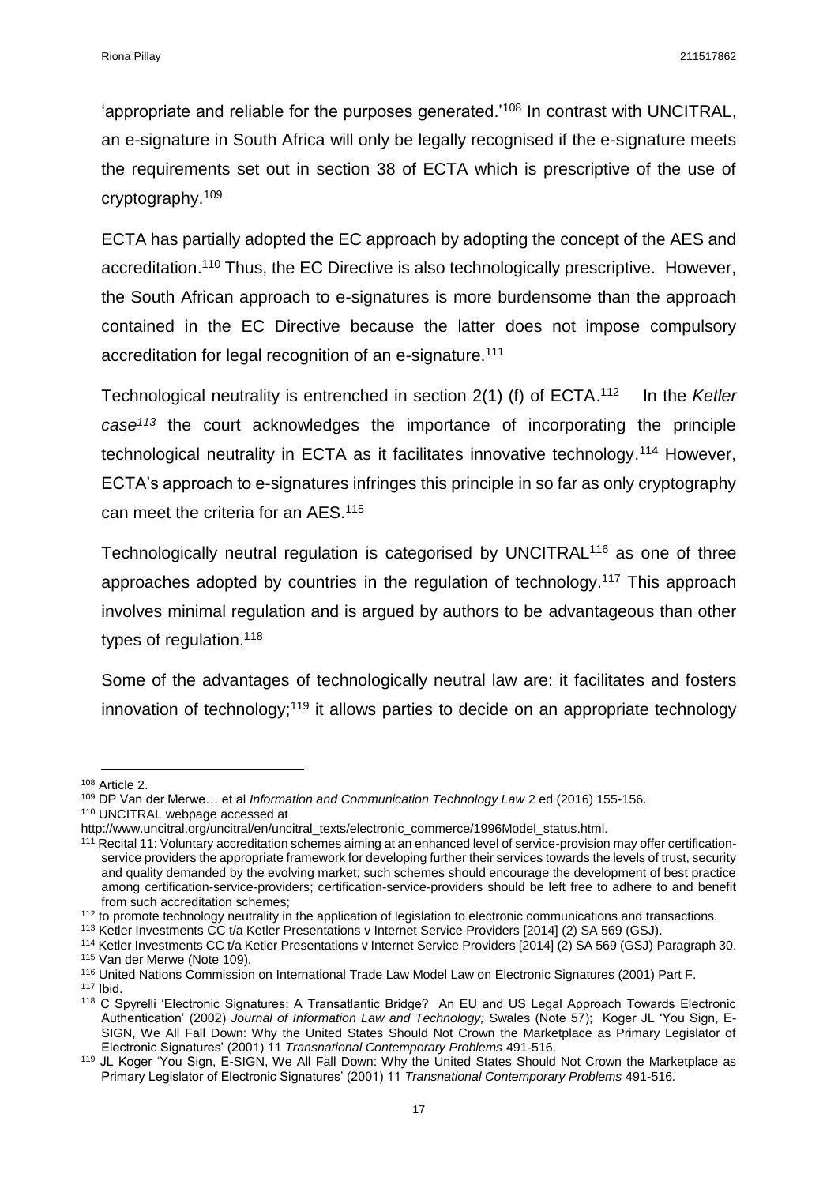'appropriate and reliable for the purposes generated.'[108] In contrast with UNCITRAL, an e-signature in South Africa will only be legally recognised if the e-signature meets the requirements set out in section 38 of ECTA which is prescriptive of the use of cryptography.[109]

ECTA has partially adopted the EC approach by adopting the concept of the AES and accreditation.[110] Thus, the EC Directive is also technologically prescriptive. However, the South African approach to e-signatures is more burdensome than the approach contained in the EC Directive because the latter does not impose compulsory accreditation for legal recognition of an e-signature.[111]

Technological neutrality is entrenched in section 2(1) (f) of ECTA.[112] In the *Ketler case*[113] the court acknowledges the importance of incorporating the principle technological neutrality in ECTA as it facilitates innovative technology.[114] However, ECTA's approach to e-signatures infringes this principle in so far as only cryptography can meet the criteria for an AES.[115]

Technologically neutral regulation is categorised by UNCITRAL[116] as one of three approaches adopted by countries in the regulation of technology.[117] This approach involves minimal regulation and is argued by authors to be advantageous than other types of regulation.[118]

Some of the advantages of technologically neutral law are: it facilitates and fosters innovation of technology;[119] it allows parties to decide on an appropriate technology

---

[108] Article 2.

[109] DP Van der Merwe… et al *Information and Communication Technology Law* 2 ed (2016) 155-156.

[110] UNCITRAL webpage accessed at http://www.uncitral.org/uncitral/en/uncitral_texts/electronic_commerce/1996Model_status.html.

[111] Recital 11: Voluntary accreditation schemes aiming at an enhanced level of service-provision may offer certification-service providers the appropriate framework for developing further their services towards the levels of trust, security and quality demanded by the evolving market; such schemes should encourage the development of best practice among certification-service-providers; certification-service-providers should be left free to adhere to and benefit from such accreditation schemes;

[112] to promote technology neutrality in the application of legislation to electronic communications and transactions.

[113] Ketler Investments CC t/a Ketler Presentations v Internet Service Providers [2014] (2) SA 569 (GSJ).

[114] Ketler Investments CC t/a Ketler Presentations v Internet Service Providers [2014] (2) SA 569 (GSJ) Paragraph 30.

[115] Van der Merwe (Note 109).

[116] United Nations Commission on International Trade Law Model Law on Electronic Signatures (2001) Part F.

[117] Ibid.

[118] C Spyrelli 'Electronic Signatures: A Transatlantic Bridge? An EU and US Legal Approach Towards Electronic Authentication' (2002) *Journal of Information Law and Technology;* Swales (Note 57); Koger JL 'You Sign, E-SIGN, We All Fall Down: Why the United States Should Not Crown the Marketplace as Primary Legislator of Electronic Signatures' (2001) 11 *Transnational Contemporary Problems* 491-516.

[119] JL Koger 'You Sign, E-SIGN, We All Fall Down: Why the United States Should Not Crown the Marketplace as Primary Legislator of Electronic Signatures' (2001) 11 *Transnational Contemporary Problems* 491-516.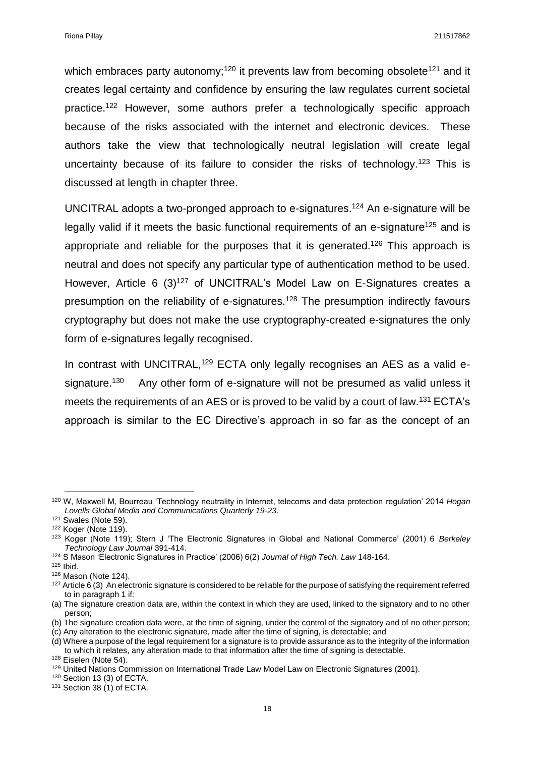which embraces party autonomy;[120] it prevents law from becoming obsolete[121] and it creates legal certainty and confidence by ensuring the law regulates current societal practice.[122] However, some authors prefer a technologically specific approach because of the risks associated with the internet and electronic devices. These authors take the view that technologically neutral legislation will create legal uncertainty because of its failure to consider the risks of technology.[123] This is discussed at length in chapter three.

UNCITRAL adopts a two-pronged approach to e-signatures.[124] An e-signature will be legally valid if it meets the basic functional requirements of an e-signature[125] and is appropriate and reliable for the purposes that it is generated.[126] This approach is neutral and does not specify any particular type of authentication method to be used. However, Article 6 (3)[127] of UNCITRAL's Model Law on E-Signatures creates a presumption on the reliability of e-signatures.[128] The presumption indirectly favours cryptography but does not make the use cryptography-created e-signatures the only form of e-signatures legally recognised.

In contrast with UNCITRAL,[129] ECTA only legally recognises an AES as a valid e-signature.[130] Any other form of e-signature will not be presumed as valid unless it meets the requirements of an AES or is proved to be valid by a court of law.[131] ECTA's approach is similar to the EC Directive's approach in so far as the concept of an

---

[120] W, Maxwell M, Bourreau 'Technology neutrality in Internet, telecoms and data protection regulation' 2014 *Hogan Lovells Global Media and Communications Quarterly 19-23.*

[121] Swales (Note 59).

[122] Koger (Note 119).

[123] Koger (Note 119); Stern J 'The Electronic Signatures in Global and National Commerce' (2001) 6 *Berkeley Technology Law Journal* 391-414.

[124] S Mason 'Electronic Signatures in Practice' (2006) 6(2) *Journal of High Tech. Law* 148-164.

[125] Ibid.

[126] Mason (Note 124).

[127] Article 6 (3) An electronic signature is considered to be reliable for the purpose of satisfying the requirement referred to in paragraph 1 if:

(a) The signature creation data are, within the context in which they are used, linked to the signatory and to no other person;

(b) The signature creation data were, at the time of signing, under the control of the signatory and of no other person;

(c) Any alteration to the electronic signature, made after the time of signing, is detectable; and

(d) Where a purpose of the legal requirement for a signature is to provide assurance as to the integrity of the information to which it relates, any alteration made to that information after the time of signing is detectable.

[128] Eiselen (Note 54).

[129] United Nations Commission on International Trade Law Model Law on Electronic Signatures (2001).

[130] Section 13 (3) of ECTA.

[131] Section 38 (1) of ECTA.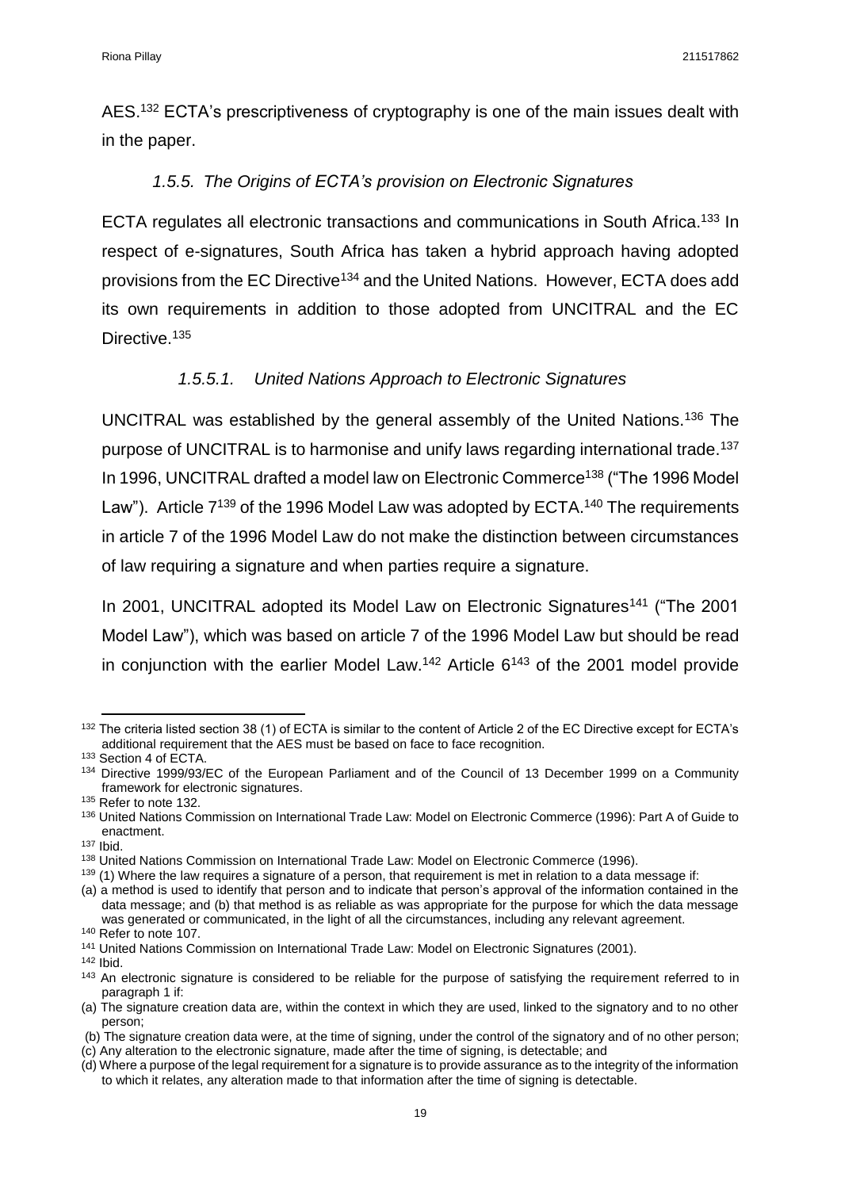AES.[132] ECTA's prescriptiveness of cryptography is one of the main issues dealt with in the paper.

### *1.5.5. The Origins of ECTA's provision on Electronic Signatures*

ECTA regulates all electronic transactions and communications in South Africa.[133] In respect of e-signatures, South Africa has taken a hybrid approach having adopted provisions from the EC Directive[134] and the United Nations. However, ECTA does add its own requirements in addition to those adopted from UNCITRAL and the EC Directive.[135]

#### *1.5.5.1. United Nations Approach to Electronic Signatures*

UNCITRAL was established by the general assembly of the United Nations.[136] The purpose of UNCITRAL is to harmonise and unify laws regarding international trade.[137] In 1996, UNCITRAL drafted a model law on Electronic Commerce[138] ("The 1996 Model Law"). Article 7[139] of the 1996 Model Law was adopted by ECTA.[140] The requirements in article 7 of the 1996 Model Law do not make the distinction between circumstances of law requiring a signature and when parties require a signature.

In 2001, UNCITRAL adopted its Model Law on Electronic Signatures[141] ("The 2001 Model Law"), which was based on article 7 of the 1996 Model Law but should be read in conjunction with the earlier Model Law.[142] Article 6[143] of the 2001 model provide

---

[132] The criteria listed section 38 (1) of ECTA is similar to the content of Article 2 of the EC Directive except for ECTA's additional requirement that the AES must be based on face to face recognition.

[133] Section 4 of ECTA.

[134] Directive 1999/93/EC of the European Parliament and of the Council of 13 December 1999 on a Community framework for electronic signatures.

[135] Refer to note 132.

[136] United Nations Commission on International Trade Law: Model on Electronic Commerce (1996): Part A of Guide to enactment.

[137] Ibid.

[138] United Nations Commission on International Trade Law: Model on Electronic Commerce (1996).

[139] (1) Where the law requires a signature of a person, that requirement is met in relation to a data message if:
(a) a method is used to identify that person and to indicate that person's approval of the information contained in the data message; and (b) that method is as reliable as was appropriate for the purpose for which the data message was generated or communicated, in the light of all the circumstances, including any relevant agreement.

[140] Refer to note 107.

[141] United Nations Commission on International Trade Law: Model on Electronic Signatures (2001).

[142] Ibid.

[143] An electronic signature is considered to be reliable for the purpose of satisfying the requirement referred to in paragraph 1 if:
(a) The signature creation data are, within the context in which they are used, linked to the signatory and to no other person;
(b) The signature creation data were, at the time of signing, under the control of the signatory and of no other person;
(c) Any alteration to the electronic signature, made after the time of signing, is detectable; and
(d) Where a purpose of the legal requirement for a signature is to provide assurance as to the integrity of the information to which it relates, any alteration made to that information after the time of signing is detectable.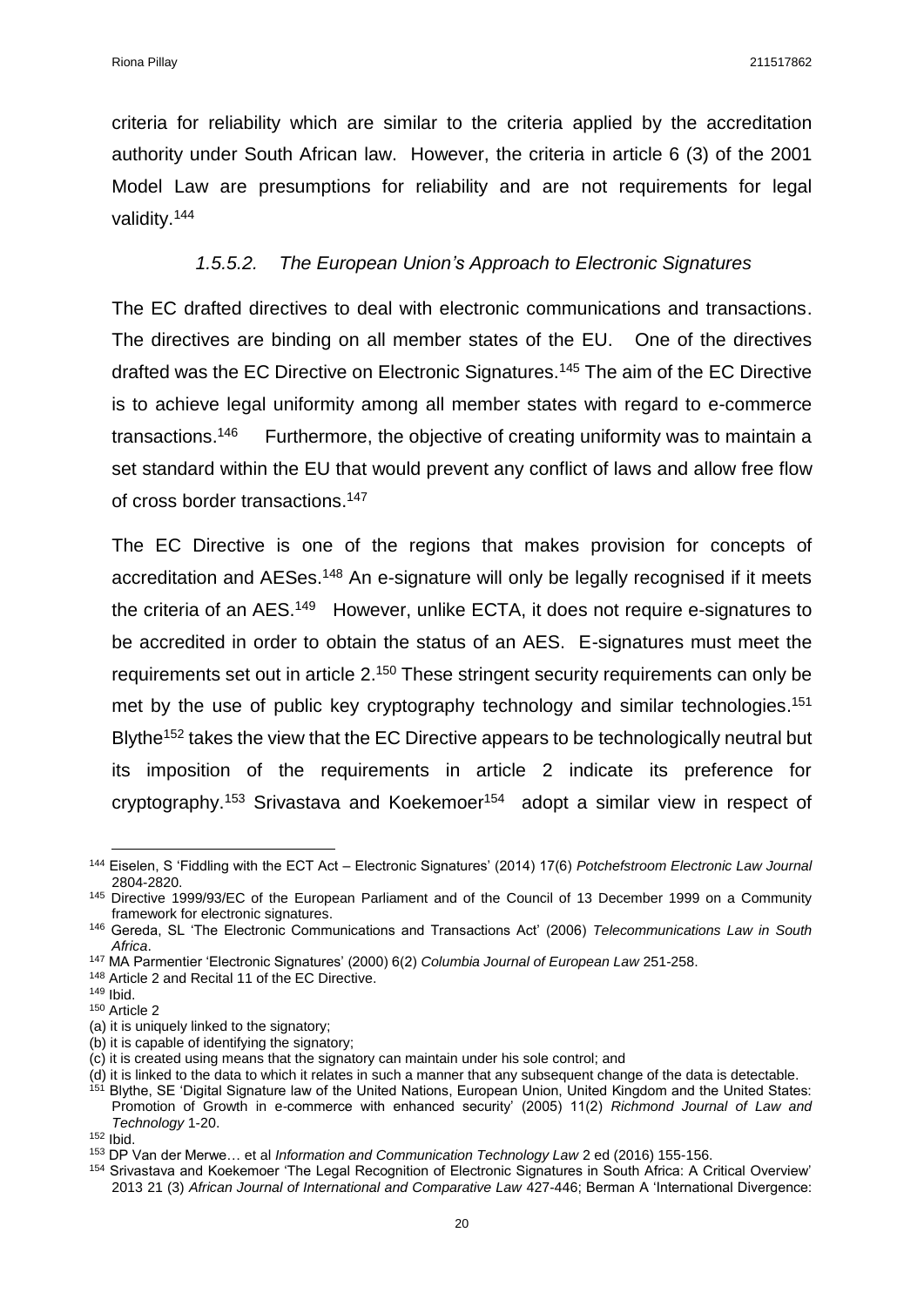criteria for reliability which are similar to the criteria applied by the accreditation authority under South African law. However, the criteria in article 6 (3) of the 2001 Model Law are presumptions for reliability and are not requirements for legal validity.[144]

### *1.5.5.2. The European Union's Approach to Electronic Signatures*

The EC drafted directives to deal with electronic communications and transactions. The directives are binding on all member states of the EU. One of the directives drafted was the EC Directive on Electronic Signatures.[145] The aim of the EC Directive is to achieve legal uniformity among all member states with regard to e-commerce transactions.[146] Furthermore, the objective of creating uniformity was to maintain a set standard within the EU that would prevent any conflict of laws and allow free flow of cross border transactions.[147]

The EC Directive is one of the regions that makes provision for concepts of accreditation and AESes.[148] An e-signature will only be legally recognised if it meets the criteria of an AES.[149] However, unlike ECTA, it does not require e-signatures to be accredited in order to obtain the status of an AES. E-signatures must meet the requirements set out in article 2.[150] These stringent security requirements can only be met by the use of public key cryptography technology and similar technologies.[151] Blythe[152] takes the view that the EC Directive appears to be technologically neutral but its imposition of the requirements in article 2 indicate its preference for cryptography.[153] Srivastava and Koekemoer[154] adopt a similar view in respect of

---

[144] Eiselen, S 'Fiddling with the ECT Act – Electronic Signatures' (2014) 17(6) *Potchefstroom Electronic Law Journal* 2804-2820.

[145] Directive 1999/93/EC of the European Parliament and of the Council of 13 December 1999 on a Community framework for electronic signatures.

[146] Gereda, SL 'The Electronic Communications and Transactions Act' (2006) *Telecommunications Law in South Africa*.

[147] MA Parmentier 'Electronic Signatures' (2000) 6(2) *Columbia Journal of European Law* 251-258.

[148] Article 2 and Recital 11 of the EC Directive.

[149] Ibid.

[150] Article 2
(a) it is uniquely linked to the signatory;
(b) it is capable of identifying the signatory;
(c) it is created using means that the signatory can maintain under his sole control; and
(d) it is linked to the data to which it relates in such a manner that any subsequent change of the data is detectable.

[151] Blythe, SE 'Digital Signature law of the United Nations, European Union, United Kingdom and the United States: Promotion of Growth in e-commerce with enhanced security' (2005) 11(2) *Richmond Journal of Law and Technology* 1-20.

[152] Ibid.

[153] DP Van der Merwe… et al *Information and Communication Technology Law* 2 ed (2016) 155-156.

[154] Srivastava and Koekemoer 'The Legal Recognition of Electronic Signatures in South Africa: A Critical Overview' 2013 21 (3) *African Journal of International and Comparative Law* 427-446; Berman A 'International Divergence: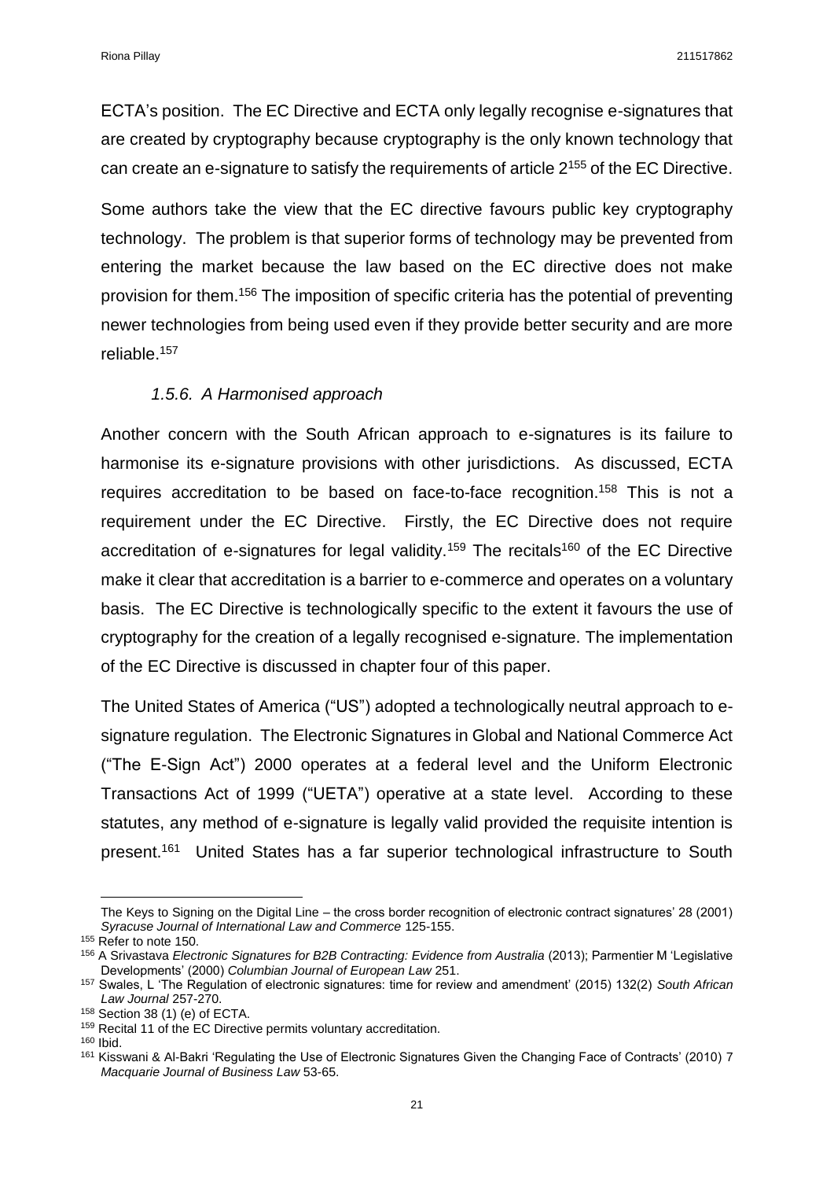ECTA's position. The EC Directive and ECTA only legally recognise e-signatures that are created by cryptography because cryptography is the only known technology that can create an e-signature to satisfy the requirements of article 2[155] of the EC Directive.

Some authors take the view that the EC directive favours public key cryptography technology. The problem is that superior forms of technology may be prevented from entering the market because the law based on the EC directive does not make provision for them.[156] The imposition of specific criteria has the potential of preventing newer technologies from being used even if they provide better security and are more reliable.[157]

### *1.5.6. A Harmonised approach*

Another concern with the South African approach to e-signatures is its failure to harmonise its e-signature provisions with other jurisdictions. As discussed, ECTA requires accreditation to be based on face-to-face recognition.[158] This is not a requirement under the EC Directive. Firstly, the EC Directive does not require accreditation of e-signatures for legal validity.[159] The recitals[160] of the EC Directive make it clear that accreditation is a barrier to e-commerce and operates on a voluntary basis. The EC Directive is technologically specific to the extent it favours the use of cryptography for the creation of a legally recognised e-signature. The implementation of the EC Directive is discussed in chapter four of this paper.

The United States of America ("US") adopted a technologically neutral approach to e-signature regulation. The Electronic Signatures in Global and National Commerce Act ("The E-Sign Act") 2000 operates at a federal level and the Uniform Electronic Transactions Act of 1999 ("UETA") operative at a state level. According to these statutes, any method of e-signature is legally valid provided the requisite intention is present.[161] United States has a far superior technological infrastructure to South

---

The Keys to Signing on the Digital Line – the cross border recognition of electronic contract signatures' 28 (2001) *Syracuse Journal of International Law and Commerce* 125-155.

[155] Refer to note 150.

[156] A Srivastava *Electronic Signatures for B2B Contracting: Evidence from Australia* (2013); Parmentier M 'Legislative Developments' (2000) *Columbian Journal of European Law* 251.

[157] Swales, L 'The Regulation of electronic signatures: time for review and amendment' (2015) 132(2) *South African Law Journal* 257-270.

[158] Section 38 (1) (e) of ECTA.

[159] Recital 11 of the EC Directive permits voluntary accreditation.

[160] Ibid.

[161] Kisswani & Al-Bakri 'Regulating the Use of Electronic Signatures Given the Changing Face of Contracts' (2010) 7 *Macquarie Journal of Business Law* 53-65.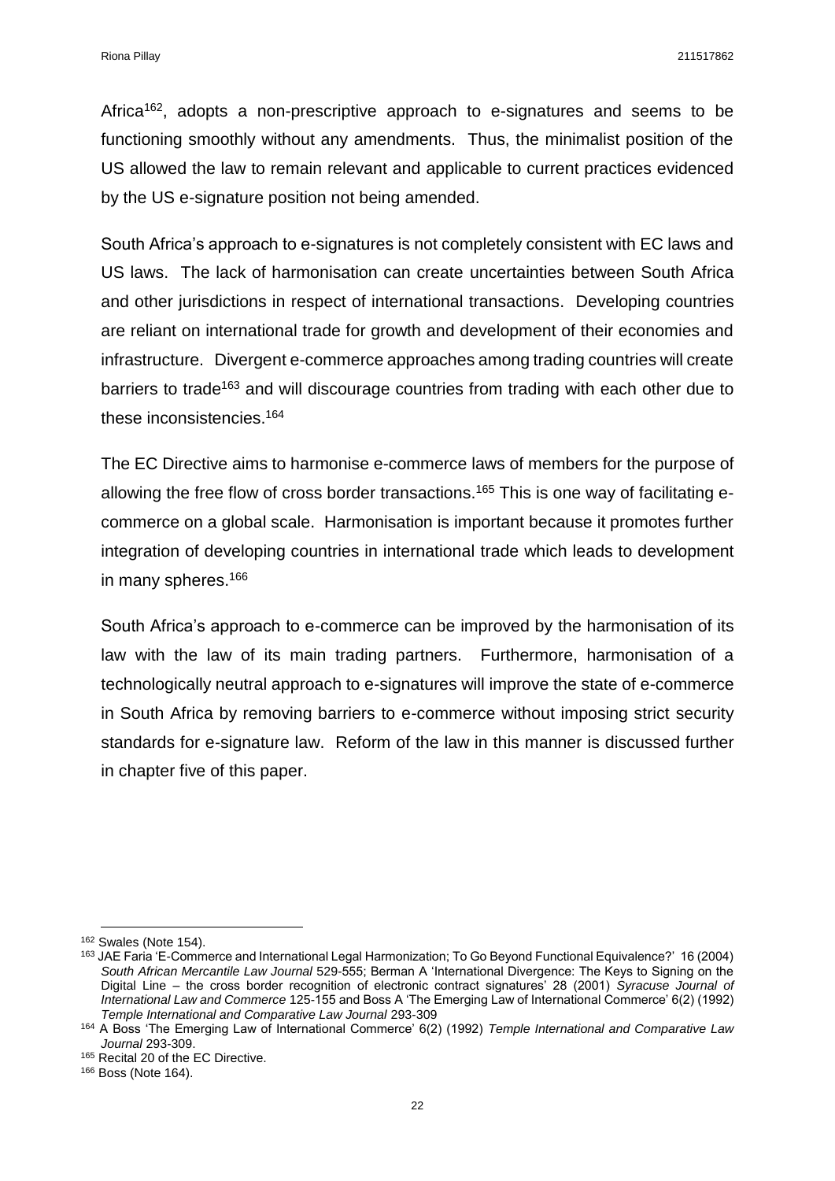Africa[162], adopts a non-prescriptive approach to e-signatures and seems to be functioning smoothly without any amendments. Thus, the minimalist position of the US allowed the law to remain relevant and applicable to current practices evidenced by the US e-signature position not being amended.

South Africa's approach to e-signatures is not completely consistent with EC laws and US laws. The lack of harmonisation can create uncertainties between South Africa and other jurisdictions in respect of international transactions. Developing countries are reliant on international trade for growth and development of their economies and infrastructure. Divergent e-commerce approaches among trading countries will create barriers to trade[163] and will discourage countries from trading with each other due to these inconsistencies.[164]

The EC Directive aims to harmonise e-commerce laws of members for the purpose of allowing the free flow of cross border transactions.[165] This is one way of facilitating e-commerce on a global scale. Harmonisation is important because it promotes further integration of developing countries in international trade which leads to development in many spheres.[166]

South Africa's approach to e-commerce can be improved by the harmonisation of its law with the law of its main trading partners. Furthermore, harmonisation of a technologically neutral approach to e-signatures will improve the state of e-commerce in South Africa by removing barriers to e-commerce without imposing strict security standards for e-signature law. Reform of the law in this manner is discussed further in chapter five of this paper.

---

[162] Swales (Note 154).

[163] JAE Faria 'E-Commerce and International Legal Harmonization; To Go Beyond Functional Equivalence?' 16 (2004) *South African Mercantile Law Journal* 529-555; Berman A 'International Divergence: The Keys to Signing on the Digital Line – the cross border recognition of electronic contract signatures' 28 (2001) *Syracuse Journal of International Law and Commerce* 125-155 and Boss A 'The Emerging Law of International Commerce' 6(2) (1992) *Temple International and Comparative Law Journal* 293-309

[164] A Boss 'The Emerging Law of International Commerce' 6(2) (1992) *Temple International and Comparative Law Journal* 293-309.

[165] Recital 20 of the EC Directive.

[166] Boss (Note 164).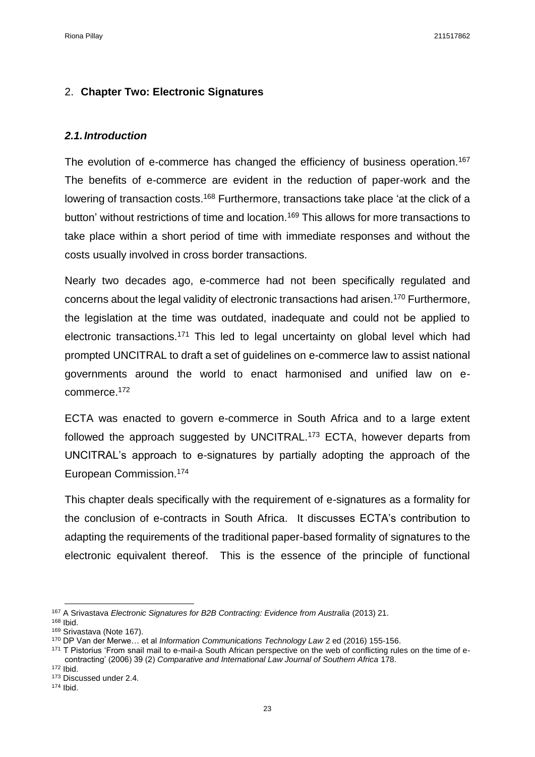## 2. **Chapter Two: Electronic Signatures**

### *2.1. Introduction*

The evolution of e-commerce has changed the efficiency of business operation.[167] The benefits of e-commerce are evident in the reduction of paper-work and the lowering of transaction costs.[168] Furthermore, transactions take place 'at the click of a button' without restrictions of time and location.[169] This allows for more transactions to take place within a short period of time with immediate responses and without the costs usually involved in cross border transactions.

Nearly two decades ago, e-commerce had not been specifically regulated and concerns about the legal validity of electronic transactions had arisen.[170] Furthermore, the legislation at the time was outdated, inadequate and could not be applied to electronic transactions.[171] This led to legal uncertainty on global level which had prompted UNCITRAL to draft a set of guidelines on e-commerce law to assist national governments around the world to enact harmonised and unified law on e-commerce.[172]

ECTA was enacted to govern e-commerce in South Africa and to a large extent followed the approach suggested by UNCITRAL.[173] ECTA, however departs from UNCITRAL's approach to e-signatures by partially adopting the approach of the European Commission.[174]

This chapter deals specifically with the requirement of e-signatures as a formality for the conclusion of e-contracts in South Africa. It discusses ECTA's contribution to adapting the requirements of the traditional paper-based formality of signatures to the electronic equivalent thereof. This is the essence of the principle of functional

---

[167] A Srivastava *Electronic Signatures for B2B Contracting: Evidence from Australia* (2013) 21.

[168] Ibid.

[169] Srivastava (Note 167).

[170] DP Van der Merwe… et al *Information Communications Technology Law* 2 ed (2016) 155-156.

[171] T Pistorius 'From snail mail to e-mail-a South African perspective on the web of conflicting rules on the time of e-contracting' (2006) 39 (2) *Comparative and International Law Journal of Southern Africa* 178.

[172] Ibid.

[173] Discussed under 2.4.

[174] Ibid.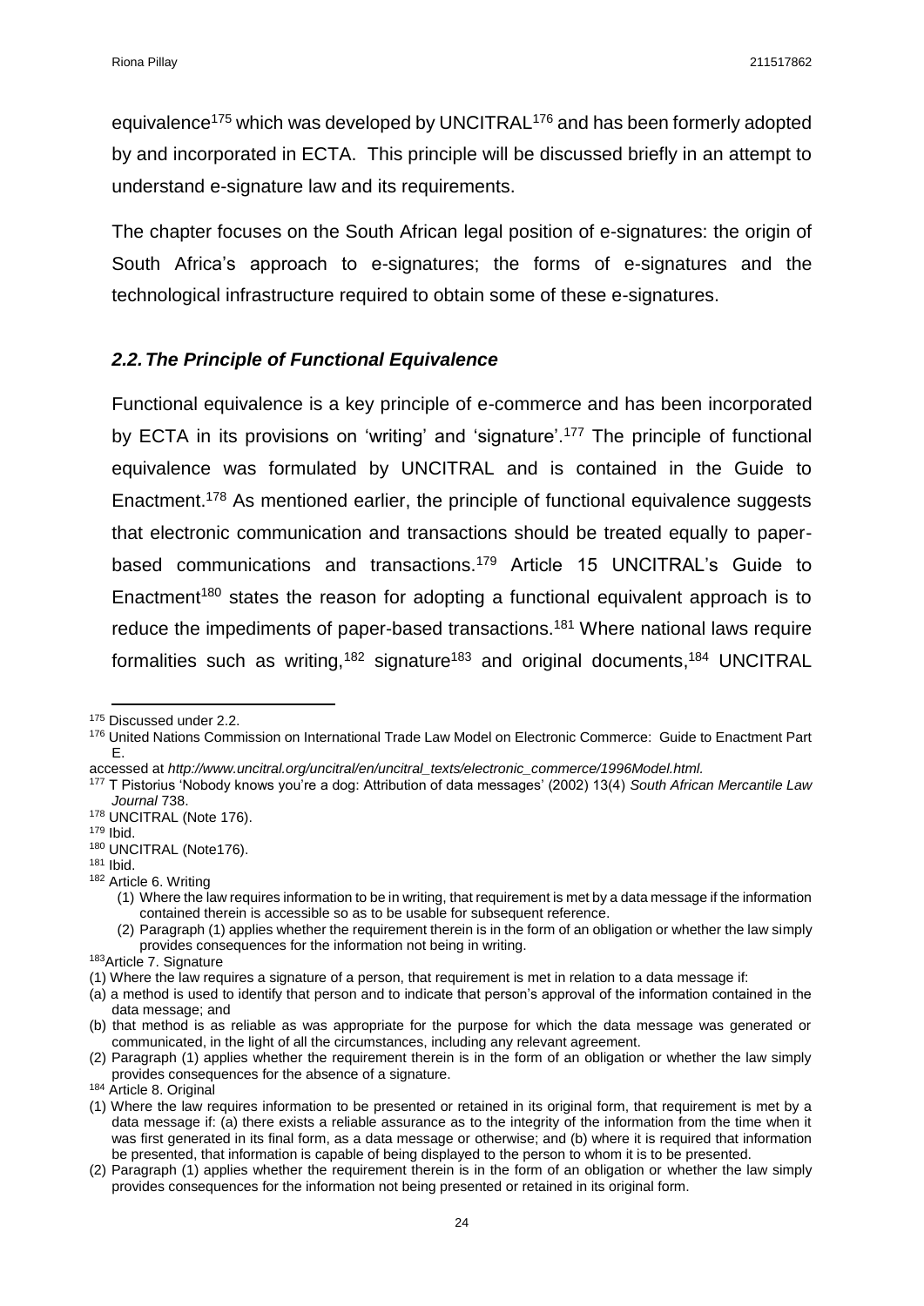equivalence[175] which was developed by UNCITRAL[176] and has been formerly adopted by and incorporated in ECTA. This principle will be discussed briefly in an attempt to understand e-signature law and its requirements.

The chapter focuses on the South African legal position of e-signatures: the origin of South Africa's approach to e-signatures; the forms of e-signatures and the technological infrastructure required to obtain some of these e-signatures.

### *2.2. The Principle of Functional Equivalence*

Functional equivalence is a key principle of e-commerce and has been incorporated by ECTA in its provisions on 'writing' and 'signature'.[177] The principle of functional equivalence was formulated by UNCITRAL and is contained in the Guide to Enactment.[178] As mentioned earlier, the principle of functional equivalence suggests that electronic communication and transactions should be treated equally to paper-based communications and transactions.[179] Article 15 UNCITRAL's Guide to Enactment[180] states the reason for adopting a functional equivalent approach is to reduce the impediments of paper-based transactions.[181] Where national laws require formalities such as writing,[182] signature[183] and original documents,[184] UNCITRAL

---

[175] Discussed under 2.2.

[176] United Nations Commission on International Trade Law Model on Electronic Commerce: Guide to Enactment Part E.
accessed at *http://www.uncitral.org/uncitral/en/uncitral_texts/electronic_commerce/1996Model.html.*

[177] T Pistorius 'Nobody knows you're a dog: Attribution of data messages' (2002) 13(4) *South African Mercantile Law Journal* 738.

[178] UNCITRAL (Note 176).

[179] Ibid.

[180] UNCITRAL (Note176).

[181] Ibid.

[182] Article 6. Writing

(1) Where the law requires information to be in writing, that requirement is met by a data message if the information contained therein is accessible so as to be usable for subsequent reference.

(2) Paragraph (1) applies whether the requirement therein is in the form of an obligation or whether the law simply provides consequences for the information not being in writing.

[183] Article 7. Signature

(1) Where the law requires a signature of a person, that requirement is met in relation to a data message if:

(a) a method is used to identify that person and to indicate that person's approval of the information contained in the data message; and

(b) that method is as reliable as was appropriate for the purpose for which the data message was generated or communicated, in the light of all the circumstances, including any relevant agreement.

(2) Paragraph (1) applies whether the requirement therein is in the form of an obligation or whether the law simply provides consequences for the absence of a signature.

[184] Article 8. Original

(1) Where the law requires information to be presented or retained in its original form, that requirement is met by a data message if: (a) there exists a reliable assurance as to the integrity of the information from the time when it was first generated in its final form, as a data message or otherwise; and (b) where it is required that information be presented, that information is capable of being displayed to the person to whom it is to be presented.

(2) Paragraph (1) applies whether the requirement therein is in the form of an obligation or whether the law simply provides consequences for the information not being presented or retained in its original form.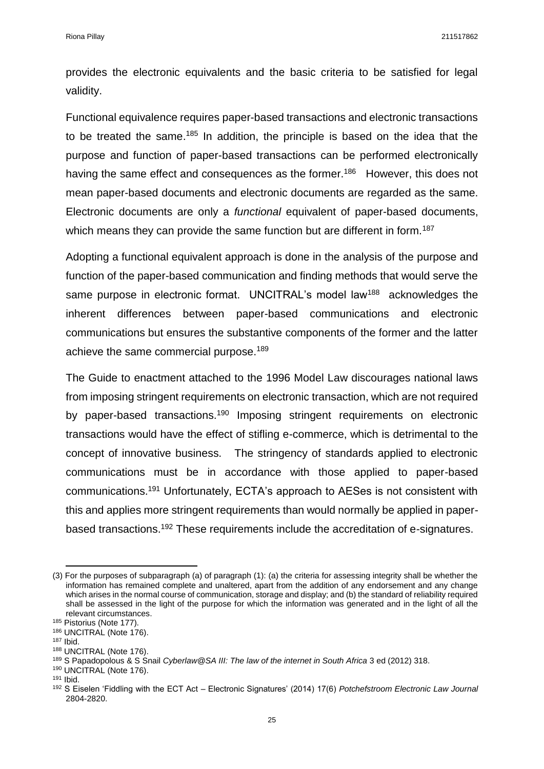provides the electronic equivalents and the basic criteria to be satisfied for legal validity.

Functional equivalence requires paper-based transactions and electronic transactions to be treated the same.[185] In addition, the principle is based on the idea that the purpose and function of paper-based transactions can be performed electronically having the same effect and consequences as the former.[186] However, this does not mean paper-based documents and electronic documents are regarded as the same. Electronic documents are only a *functional* equivalent of paper-based documents, which means they can provide the same function but are different in form.[187]

Adopting a functional equivalent approach is done in the analysis of the purpose and function of the paper-based communication and finding methods that would serve the same purpose in electronic format. UNCITRAL's model law[188] acknowledges the inherent differences between paper-based communications and electronic communications but ensures the substantive components of the former and the latter achieve the same commercial purpose.[189]

The Guide to enactment attached to the 1996 Model Law discourages national laws from imposing stringent requirements on electronic transaction, which are not required by paper-based transactions.[190] Imposing stringent requirements on electronic transactions would have the effect of stifling e-commerce, which is detrimental to the concept of innovative business. The stringency of standards applied to electronic communications must be in accordance with those applied to paper-based communications.[191] Unfortunately, ECTA's approach to AESes is not consistent with this and applies more stringent requirements than would normally be applied in paper-based transactions.[192] These requirements include the accreditation of e-signatures.

---

(3) For the purposes of subparagraph (a) of paragraph (1): (a) the criteria for assessing integrity shall be whether the information has remained complete and unaltered, apart from the addition of any endorsement and any change which arises in the normal course of communication, storage and display; and (b) the standard of reliability required shall be assessed in the light of the purpose for which the information was generated and in the light of all the relevant circumstances.

[185] Pistorius (Note 177).

[186] UNCITRAL (Note 176).

[187] Ibid.

[188] UNCITRAL (Note 176).

[189] S Papadopolous & S Snail *Cyberlaw@SA III: The law of the internet in South Africa* 3 ed (2012) 318.

[190] UNCITRAL (Note 176).

[191] Ibid.

[192] S Eiselen 'Fiddling with the ECT Act – Electronic Signatures' (2014) 17(6) *Potchefstroom Electronic Law Journal* 2804-2820.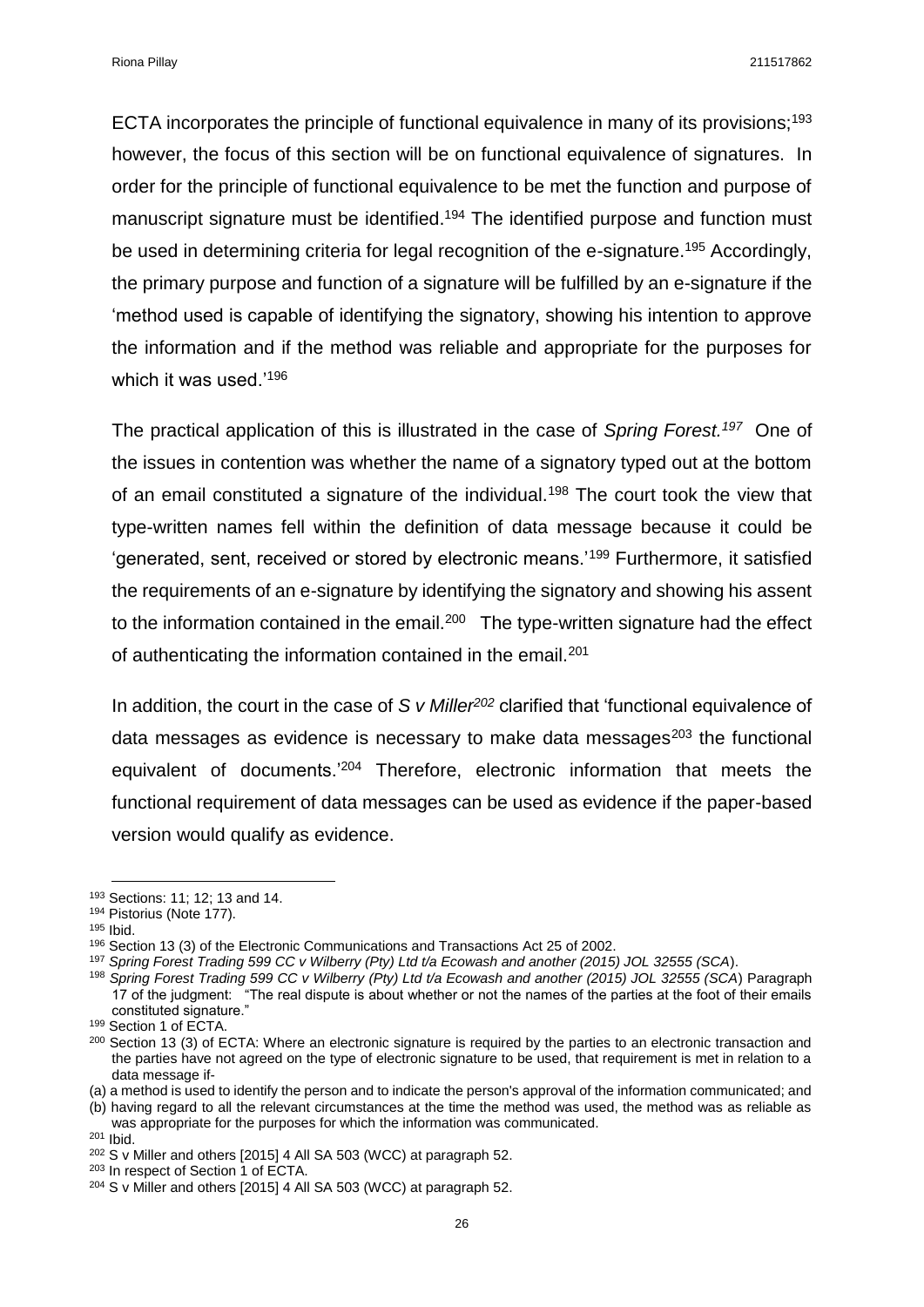ECTA incorporates the principle of functional equivalence in many of its provisions;[193] however, the focus of this section will be on functional equivalence of signatures. In order for the principle of functional equivalence to be met the function and purpose of manuscript signature must be identified.[194] The identified purpose and function must be used in determining criteria for legal recognition of the e-signature.[195] Accordingly, the primary purpose and function of a signature will be fulfilled by an e-signature if the 'method used is capable of identifying the signatory, showing his intention to approve the information and if the method was reliable and appropriate for the purposes for which it was used.'[196]

The practical application of this is illustrated in the case of *Spring Forest.*[197] One of the issues in contention was whether the name of a signatory typed out at the bottom of an email constituted a signature of the individual.[198] The court took the view that type-written names fell within the definition of data message because it could be 'generated, sent, received or stored by electronic means.'[199] Furthermore, it satisfied the requirements of an e-signature by identifying the signatory and showing his assent to the information contained in the email.[200] The type-written signature had the effect of authenticating the information contained in the email.[201]

In addition, the court in the case of *S v Miller*[202] clarified that 'functional equivalence of data messages as evidence is necessary to make data messages[203] the functional equivalent of documents.'[204] Therefore, electronic information that meets the functional requirement of data messages can be used as evidence if the paper-based version would qualify as evidence.

---

[193] Sections: 11; 12; 13 and 14.

[194] Pistorius (Note 177).

[195] Ibid.

[196] Section 13 (3) of the Electronic Communications and Transactions Act 25 of 2002.

[197] *Spring Forest Trading 599 CC v Wilberry (Pty) Ltd t/a Ecowash and another (2015) JOL 32555 (SCA*).

[198] *Spring Forest Trading 599 CC v Wilberry (Pty) Ltd t/a Ecowash and another (2015) JOL 32555 (SCA*) Paragraph 17 of the judgment: "The real dispute is about whether or not the names of the parties at the foot of their emails constituted signature."

[199] Section 1 of ECTA.

[200] Section 13 (3) of ECTA: Where an electronic signature is required by the parties to an electronic transaction and the parties have not agreed on the type of electronic signature to be used, that requirement is met in relation to a data message if-

(a) a method is used to identify the person and to indicate the person's approval of the information communicated; and

(b) having regard to all the relevant circumstances at the time the method was used, the method was as reliable as was appropriate for the purposes for which the information was communicated.

[201] Ibid.

[202] S v Miller and others [2015] 4 All SA 503 (WCC) at paragraph 52.

[203] In respect of Section 1 of ECTA.

[204] S v Miller and others [2015] 4 All SA 503 (WCC) at paragraph 52.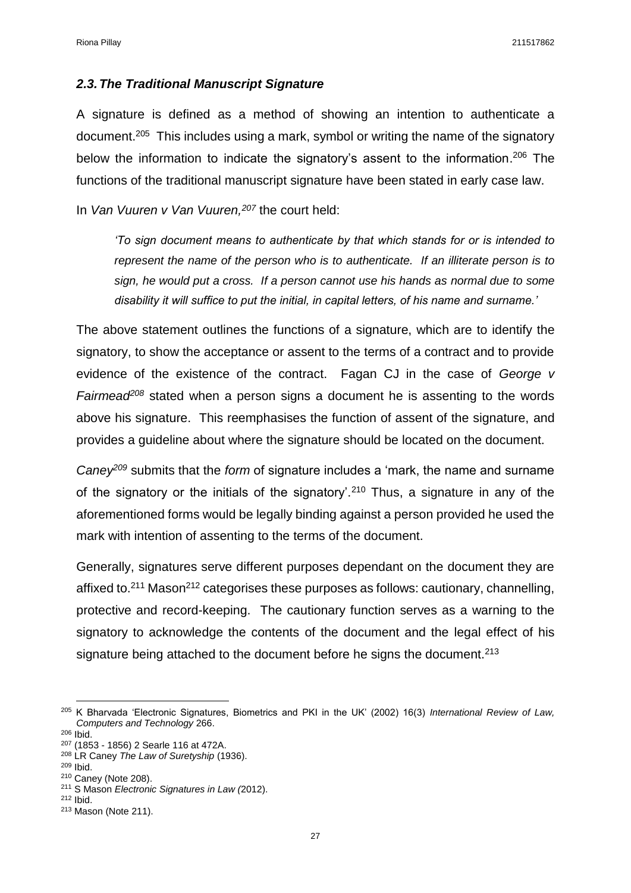### *2.3. The Traditional Manuscript Signature*

A signature is defined as a method of showing an intention to authenticate a document.[205] This includes using a mark, symbol or writing the name of the signatory below the information to indicate the signatory's assent to the information.[206] The functions of the traditional manuscript signature have been stated in early case law.

In *Van Vuuren v Van Vuuren,*[207] the court held:

> *'To sign document means to authenticate by that which stands for or is intended to represent the name of the person who is to authenticate. If an illiterate person is to sign, he would put a cross. If a person cannot use his hands as normal due to some disability it will suffice to put the initial, in capital letters, of his name and surname.'*

The above statement outlines the functions of a signature, which are to identify the signatory, to show the acceptance or assent to the terms of a contract and to provide evidence of the existence of the contract. Fagan CJ in the case of *George v Fairmead*[208] stated when a person signs a document he is assenting to the words above his signature. This reemphasises the function of assent of the signature, and provides a guideline about where the signature should be located on the document.

*Caney*[209] submits that the *form* of signature includes a 'mark, the name and surname of the signatory or the initials of the signatory'.[210] Thus, a signature in any of the aforementioned forms would be legally binding against a person provided he used the mark with intention of assenting to the terms of the document.

Generally, signatures serve different purposes dependant on the document they are affixed to.[211] Mason[212] categorises these purposes as follows: cautionary, channelling, protective and record-keeping. The cautionary function serves as a warning to the signatory to acknowledge the contents of the document and the legal effect of his signature being attached to the document before he signs the document.[213]

---

[205] K Bharvada 'Electronic Signatures, Biometrics and PKI in the UK' (2002) 16(3) *International Review of Law, Computers and Technology* 266.
[206] Ibid.
[207] (1853 - 1856) 2 Searle 116 at 472A.
[208] LR Caney *The Law of Suretyship* (1936).
[209] Ibid.
[210] Caney (Note 208).
[211] S Mason *Electronic Signatures in Law (*2012).
[212] Ibid.
[213] Mason (Note 211).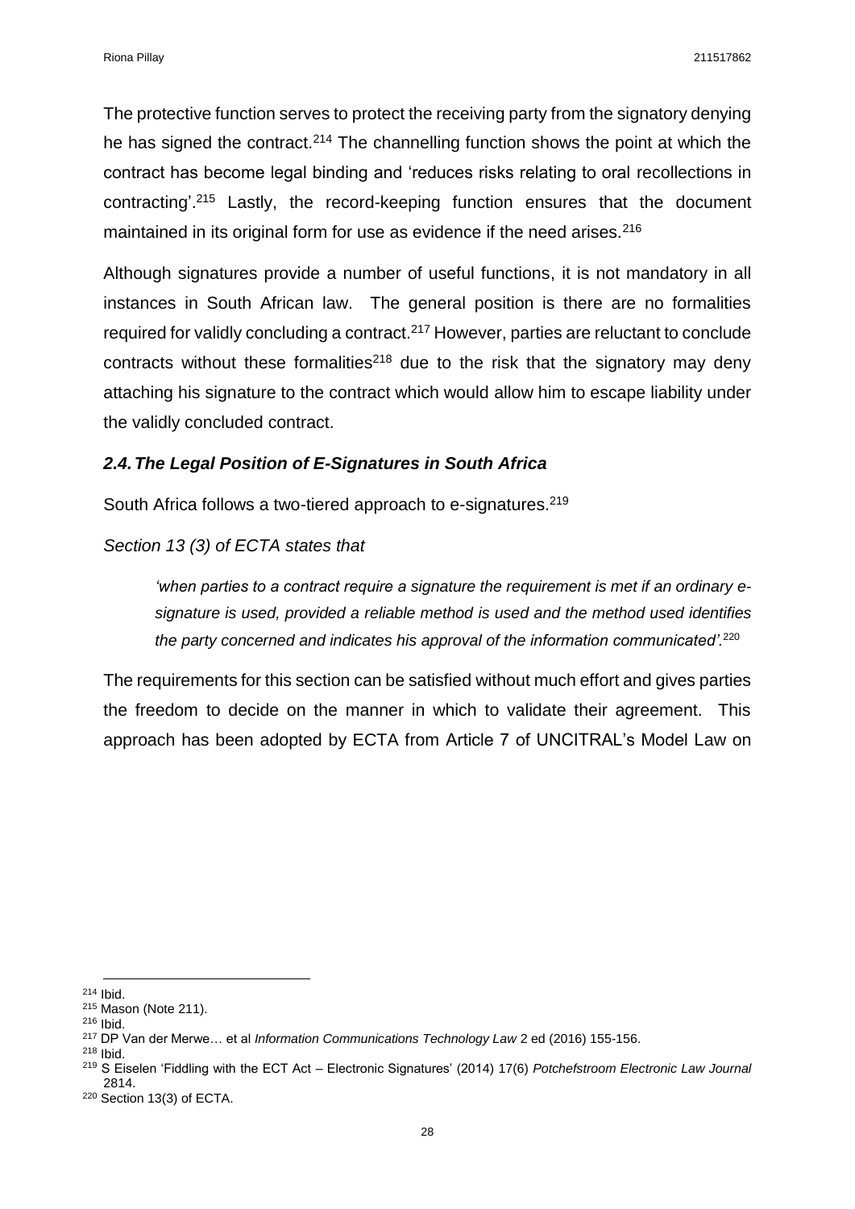The protective function serves to protect the receiving party from the signatory denying he has signed the contract.[214] The channelling function shows the point at which the contract has become legal binding and 'reduces risks relating to oral recollections in contracting'.[215] Lastly, the record-keeping function ensures that the document maintained in its original form for use as evidence if the need arises.[216]

Although signatures provide a number of useful functions, it is not mandatory in all instances in South African law. The general position is there are no formalities required for validly concluding a contract.[217] However, parties are reluctant to conclude contracts without these formalities[218] due to the risk that the signatory may deny attaching his signature to the contract which would allow him to escape liability under the validly concluded contract.

### *2.4. The Legal Position of E-Signatures in South Africa*

South Africa follows a two-tiered approach to e-signatures.[219]

*Section 13 (3) of ECTA states that*

> *'when parties to a contract require a signature the requirement is met if an ordinary e-signature is used, provided a reliable method is used and the method used identifies the party concerned and indicates his approval of the information communicated'.*[220]

The requirements for this section can be satisfied without much effort and gives parties the freedom to decide on the manner in which to validate their agreement. This approach has been adopted by ECTA from Article 7 of UNCITRAL's Model Law on

---

[214] Ibid.
[215] Mason (Note 211).
[216] Ibid.
[217] DP Van der Merwe… et al *Information Communications Technology Law* 2 ed (2016) 155-156.
[218] Ibid.
[219] S Eiselen 'Fiddling with the ECT Act – Electronic Signatures' (2014) 17(6) *Potchefstroom Electronic Law Journal* 2814.
[220] Section 13(3) of ECTA.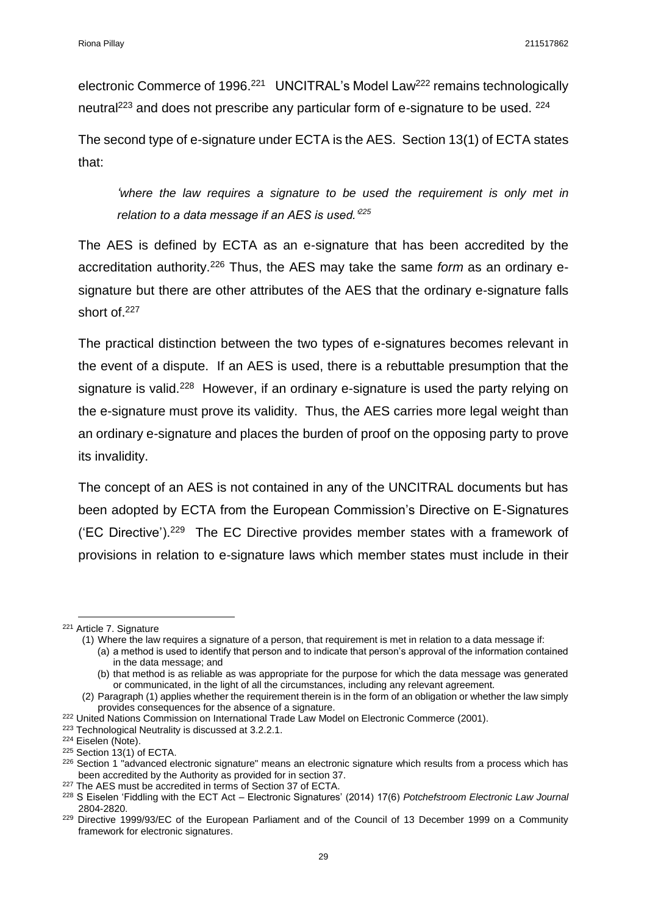electronic Commerce of 1996.[221] UNCITRAL's Model Law[222] remains technologically neutral[223] and does not prescribe any particular form of e-signature to be used. [224]

The second type of e-signature under ECTA is the AES. Section 13(1) of ECTA states that:

> *'where the law requires a signature to be used the requirement is only met in relation to a data message if an AES is used.'*[225]

The AES is defined by ECTA as an e-signature that has been accredited by the accreditation authority.[226] Thus, the AES may take the same *form* as an ordinary e-signature but there are other attributes of the AES that the ordinary e-signature falls short of.[227]

The practical distinction between the two types of e-signatures becomes relevant in the event of a dispute. If an AES is used, there is a rebuttable presumption that the signature is valid.[228] However, if an ordinary e-signature is used the party relying on the e-signature must prove its validity. Thus, the AES carries more legal weight than an ordinary e-signature and places the burden of proof on the opposing party to prove its invalidity.

The concept of an AES is not contained in any of the UNCITRAL documents but has been adopted by ECTA from the European Commission's Directive on E-Signatures ('EC Directive').[229] The EC Directive provides member states with a framework of provisions in relation to e-signature laws which member states must include in their

---

[221] Article 7. Signature
(1) Where the law requires a signature of a person, that requirement is met in relation to a data message if:
(a) a method is used to identify that person and to indicate that person's approval of the information contained in the data message; and
(b) that method is as reliable as was appropriate for the purpose for which the data message was generated or communicated, in the light of all the circumstances, including any relevant agreement.
(2) Paragraph (1) applies whether the requirement therein is in the form of an obligation or whether the law simply provides consequences for the absence of a signature.

[222] United Nations Commission on International Trade Law Model on Electronic Commerce (2001).

[223] Technological Neutrality is discussed at 3.2.2.1.

[224] Eiselen (Note).

[225] Section 13(1) of ECTA.

[226] Section 1 "advanced electronic signature" means an electronic signature which results from a process which has been accredited by the Authority as provided for in section 37.

[227] The AES must be accredited in terms of Section 37 of ECTA.

[228] S Eiselen 'Fiddling with the ECT Act – Electronic Signatures' (2014) 17(6) *Potchefstroom Electronic Law Journal* 2804-2820.

[229] Directive 1999/93/EC of the European Parliament and of the Council of 13 December 1999 on a Community framework for electronic signatures.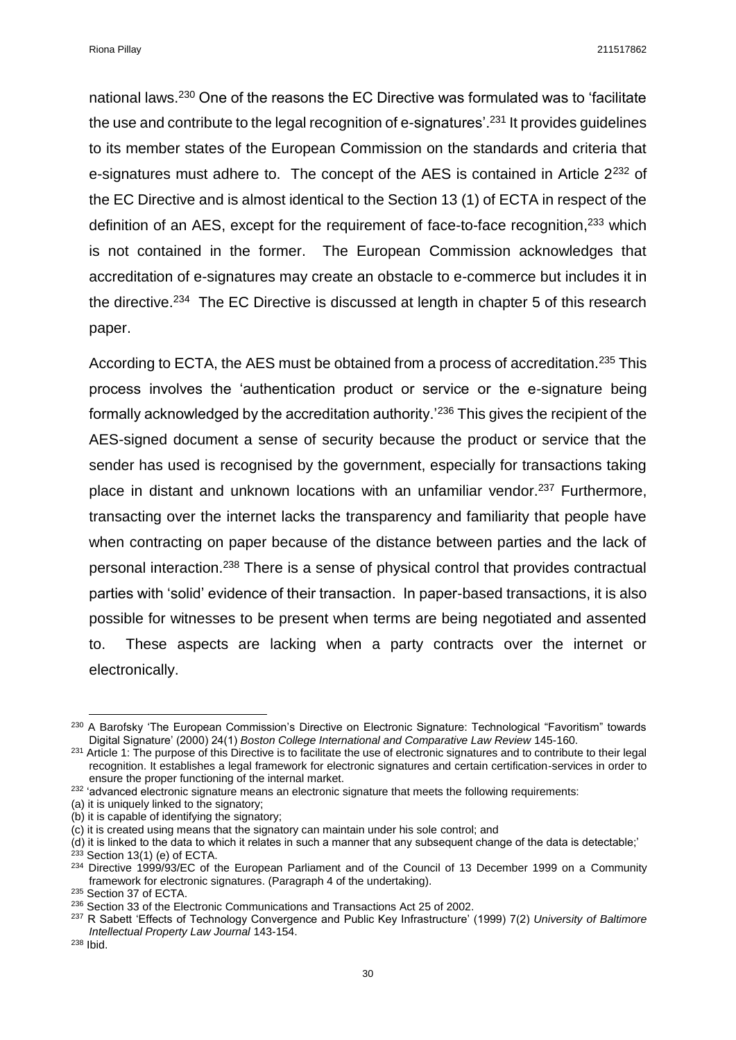national laws.[230] One of the reasons the EC Directive was formulated was to 'facilitate the use and contribute to the legal recognition of e-signatures'.[231] It provides guidelines to its member states of the European Commission on the standards and criteria that e-signatures must adhere to. The concept of the AES is contained in Article 2[232] of the EC Directive and is almost identical to the Section 13 (1) of ECTA in respect of the definition of an AES, except for the requirement of face-to-face recognition,[233] which is not contained in the former. The European Commission acknowledges that accreditation of e-signatures may create an obstacle to e-commerce but includes it in the directive.[234] The EC Directive is discussed at length in chapter 5 of this research paper.

According to ECTA, the AES must be obtained from a process of accreditation.[235] This process involves the 'authentication product or service or the e-signature being formally acknowledged by the accreditation authority.'[236] This gives the recipient of the AES-signed document a sense of security because the product or service that the sender has used is recognised by the government, especially for transactions taking place in distant and unknown locations with an unfamiliar vendor.[237] Furthermore, transacting over the internet lacks the transparency and familiarity that people have when contracting on paper because of the distance between parties and the lack of personal interaction.[238] There is a sense of physical control that provides contractual parties with 'solid' evidence of their transaction. In paper-based transactions, it is also possible for witnesses to be present when terms are being negotiated and assented to. These aspects are lacking when a party contracts over the internet or electronically.

---

[230] A Barofsky 'The European Commission's Directive on Electronic Signature: Technological "Favoritism" towards Digital Signature' (2000) 24(1) *Boston College International and Comparative Law Review* 145-160.

[231] Article 1: The purpose of this Directive is to facilitate the use of electronic signatures and to contribute to their legal recognition. It establishes a legal framework for electronic signatures and certain certification-services in order to ensure the proper functioning of the internal market.

[232] 'advanced electronic signature means an electronic signature that meets the following requirements:
(a) it is uniquely linked to the signatory;
(b) it is capable of identifying the signatory;
(c) it is created using means that the signatory can maintain under his sole control; and
(d) it is linked to the data to which it relates in such a manner that any subsequent change of the data is detectable;'

[233] Section 13(1) (e) of ECTA.

[234] Directive 1999/93/EC of the European Parliament and of the Council of 13 December 1999 on a Community framework for electronic signatures. (Paragraph 4 of the undertaking).

[235] Section 37 of ECTA.

[236] Section 33 of the Electronic Communications and Transactions Act 25 of 2002.

[237] R Sabett 'Effects of Technology Convergence and Public Key Infrastructure' (1999) 7(2) *University of Baltimore Intellectual Property Law Journal* 143-154.

[238] Ibid.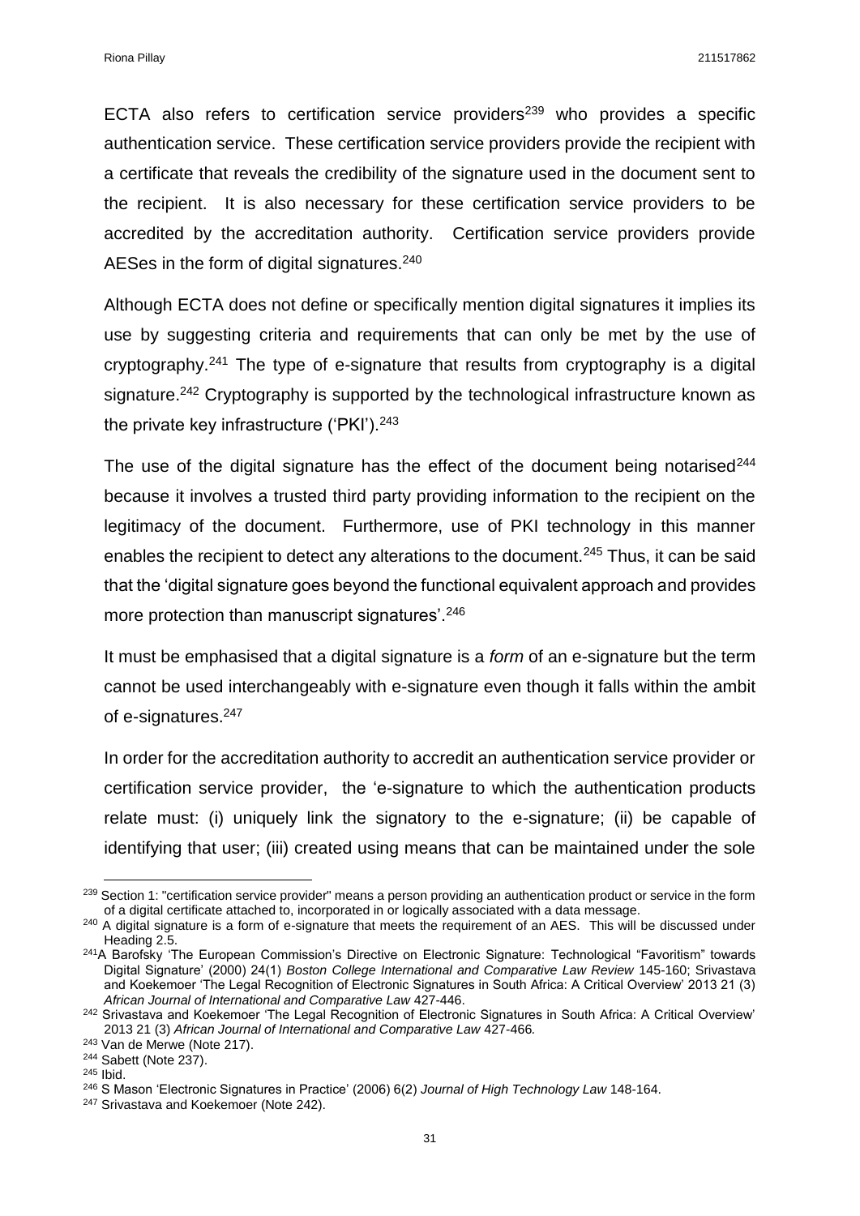ECTA also refers to certification service providers[239] who provides a specific authentication service. These certification service providers provide the recipient with a certificate that reveals the credibility of the signature used in the document sent to the recipient. It is also necessary for these certification service providers to be accredited by the accreditation authority. Certification service providers provide AESes in the form of digital signatures.[240]

Although ECTA does not define or specifically mention digital signatures it implies its use by suggesting criteria and requirements that can only be met by the use of cryptography.[241] The type of e-signature that results from cryptography is a digital signature.[242] Cryptography is supported by the technological infrastructure known as the private key infrastructure ('PKI').[243]

The use of the digital signature has the effect of the document being notarised[244] because it involves a trusted third party providing information to the recipient on the legitimacy of the document. Furthermore, use of PKI technology in this manner enables the recipient to detect any alterations to the document.[245] Thus, it can be said that the 'digital signature goes beyond the functional equivalent approach and provides more protection than manuscript signatures'.[246]

It must be emphasised that a digital signature is a *form* of an e-signature but the term cannot be used interchangeably with e-signature even though it falls within the ambit of e-signatures.[247]

In order for the accreditation authority to accredit an authentication service provider or certification service provider, the 'e-signature to which the authentication products relate must: (i) uniquely link the signatory to the e-signature; (ii) be capable of identifying that user; (iii) created using means that can be maintained under the sole

---

[239] Section 1: "certification service provider" means a person providing an authentication product or service in the form of a digital certificate attached to, incorporated in or logically associated with a data message.

[240] A digital signature is a form of e-signature that meets the requirement of an AES. This will be discussed under Heading 2.5.

[241] A Barofsky 'The European Commission's Directive on Electronic Signature: Technological "Favoritism" towards Digital Signature' (2000) 24(1) *Boston College International and Comparative Law Review* 145-160; Srivastava and Koekemoer 'The Legal Recognition of Electronic Signatures in South Africa: A Critical Overview' 2013 21 (3) *African Journal of International and Comparative Law* 427-446.

[242] Srivastava and Koekemoer 'The Legal Recognition of Electronic Signatures in South Africa: A Critical Overview' 2013 21 (3) *African Journal of International and Comparative Law* 427-466.

[243] Van de Merwe (Note 217).

[244] Sabett (Note 237).

[245] Ibid.

[246] S Mason 'Electronic Signatures in Practice' (2006) 6(2) *Journal of High Technology Law* 148-164.

[247] Srivastava and Koekemoer (Note 242).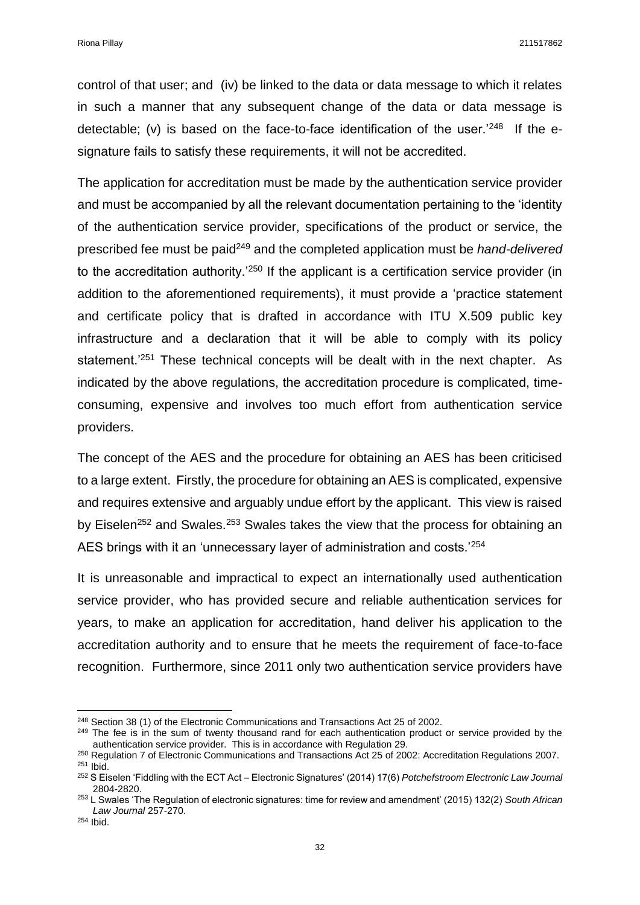control of that user; and (iv) be linked to the data or data message to which it relates in such a manner that any subsequent change of the data or data message is detectable; (v) is based on the face-to-face identification of the user.'[248] If the e-signature fails to satisfy these requirements, it will not be accredited.

The application for accreditation must be made by the authentication service provider and must be accompanied by all the relevant documentation pertaining to the 'identity of the authentication service provider, specifications of the product or service, the prescribed fee must be paid[249] and the completed application must be *hand-delivered* to the accreditation authority.'[250] If the applicant is a certification service provider (in addition to the aforementioned requirements), it must provide a 'practice statement and certificate policy that is drafted in accordance with ITU X.509 public key infrastructure and a declaration that it will be able to comply with its policy statement.'[251] These technical concepts will be dealt with in the next chapter. As indicated by the above regulations, the accreditation procedure is complicated, time-consuming, expensive and involves too much effort from authentication service providers.

The concept of the AES and the procedure for obtaining an AES has been criticised to a large extent. Firstly, the procedure for obtaining an AES is complicated, expensive and requires extensive and arguably undue effort by the applicant. This view is raised by Eiselen[252] and Swales.[253] Swales takes the view that the process for obtaining an AES brings with it an 'unnecessary layer of administration and costs.'[254]

It is unreasonable and impractical to expect an internationally used authentication service provider, who has provided secure and reliable authentication services for years, to make an application for accreditation, hand deliver his application to the accreditation authority and to ensure that he meets the requirement of face-to-face recognition. Furthermore, since 2011 only two authentication service providers have

---

[248] Section 38 (1) of the Electronic Communications and Transactions Act 25 of 2002.

[249] The fee is in the sum of twenty thousand rand for each authentication product or service provided by the authentication service provider. This is in accordance with Regulation 29.

[250] Regulation 7 of Electronic Communications and Transactions Act 25 of 2002: Accreditation Regulations 2007.

[251] Ibid.

[252] S Eiselen 'Fiddling with the ECT Act – Electronic Signatures' (2014) 17(6) *Potchefstroom Electronic Law Journal* 2804-2820.

[253] L Swales 'The Regulation of electronic signatures: time for review and amendment' (2015) 132(2) *South African Law Journal* 257-270.

[254] Ibid.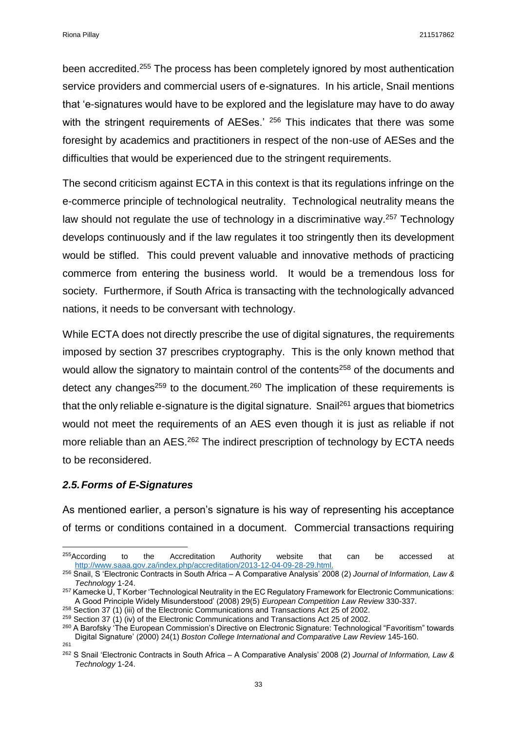been accredited.[255] The process has been completely ignored by most authentication service providers and commercial users of e-signatures. In his article, Snail mentions that 'e-signatures would have to be explored and the legislature may have to do away with the stringent requirements of AESes.' [256] This indicates that there was some foresight by academics and practitioners in respect of the non-use of AESes and the difficulties that would be experienced due to the stringent requirements.

The second criticism against ECTA in this context is that its regulations infringe on the e-commerce principle of technological neutrality. Technological neutrality means the law should not regulate the use of technology in a discriminative way.[257] Technology develops continuously and if the law regulates it too stringently then its development would be stifled. This could prevent valuable and innovative methods of practicing commerce from entering the business world. It would be a tremendous loss for society. Furthermore, if South Africa is transacting with the technologically advanced nations, it needs to be conversant with technology.

While ECTA does not directly prescribe the use of digital signatures, the requirements imposed by section 37 prescribes cryptography. This is the only known method that would allow the signatory to maintain control of the contents[258] of the documents and detect any changes[259] to the document.[260] The implication of these requirements is that the only reliable e-signature is the digital signature. Snail[261] argues that biometrics would not meet the requirements of an AES even though it is just as reliable if not more reliable than an AES.[262] The indirect prescription of technology by ECTA needs to be reconsidered.

### *2.5. Forms of E-Signatures*

As mentioned earlier, a person's signature is his way of representing his acceptance of terms or conditions contained in a document. Commercial transactions requiring

---

[255] According to the Accreditation Authority website that can be accessed at http://www.saaa.gov.za/index.php/accreditation/2013-12-04-09-28-29.html.

[256] Snail, S 'Electronic Contracts in South Africa – A Comparative Analysis' 2008 (2) *Journal of Information, Law & Technology* 1-24.

[257] Kamecke U, T Korber 'Technological Neutrality in the EC Regulatory Framework for Electronic Communications: A Good Principle Widely Misunderstood' (2008) 29(5) *European Competition Law Review* 330-337.

[258] Section 37 (1) (iii) of the Electronic Communications and Transactions Act 25 of 2002.

[259] Section 37 (1) (iv) of the Electronic Communications and Transactions Act 25 of 2002.

[260] A Barofsky 'The European Commission's Directive on Electronic Signature: Technological "Favoritism" towards Digital Signature' (2000) 24(1) *Boston College International and Comparative Law Review* 145-160.

[261]

[262] S Snail 'Electronic Contracts in South Africa – A Comparative Analysis' 2008 (2) *Journal of Information, Law & Technology* 1-24.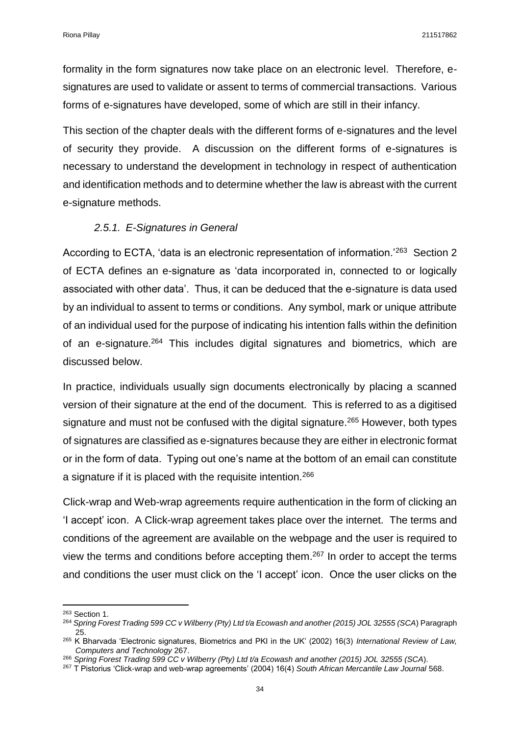formality in the form signatures now take place on an electronic level. Therefore, e-signatures are used to validate or assent to terms of commercial transactions. Various forms of e-signatures have developed, some of which are still in their infancy.

This section of the chapter deals with the different forms of e-signatures and the level of security they provide. A discussion on the different forms of e-signatures is necessary to understand the development in technology in respect of authentication and identification methods and to determine whether the law is abreast with the current e-signature methods.

### *2.5.1. E-Signatures in General*

According to ECTA, 'data is an electronic representation of information.'[263] Section 2 of ECTA defines an e-signature as 'data incorporated in, connected to or logically associated with other data'. Thus, it can be deduced that the e-signature is data used by an individual to assent to terms or conditions. Any symbol, mark or unique attribute of an individual used for the purpose of indicating his intention falls within the definition of an e-signature.[264] This includes digital signatures and biometrics, which are discussed below.

In practice, individuals usually sign documents electronically by placing a scanned version of their signature at the end of the document. This is referred to as a digitised signature and must not be confused with the digital signature.[265] However, both types of signatures are classified as e-signatures because they are either in electronic format or in the form of data. Typing out one's name at the bottom of an email can constitute a signature if it is placed with the requisite intention.[266]

Click-wrap and Web-wrap agreements require authentication in the form of clicking an 'I accept' icon. A Click-wrap agreement takes place over the internet. The terms and conditions of the agreement are available on the webpage and the user is required to view the terms and conditions before accepting them.[267] In order to accept the terms and conditions the user must click on the 'I accept' icon. Once the user clicks on the

---

[263] Section 1.

[264] *Spring Forest Trading 599 CC v Wilberry (Pty) Ltd t/a Ecowash and another (2015) JOL 32555 (SCA*) Paragraph 25.

[265] K Bharvada 'Electronic signatures, Biometrics and PKI in the UK' (2002) 16(3) *International Review of Law, Computers and Technology* 267.

[266] *Spring Forest Trading 599 CC v Wilberry (Pty) Ltd t/a Ecowash and another (2015) JOL 32555 (SCA*).

[267] T Pistorius 'Click-wrap and web-wrap agreements' (2004) 16(4) *South African Mercantile Law Journal* 568.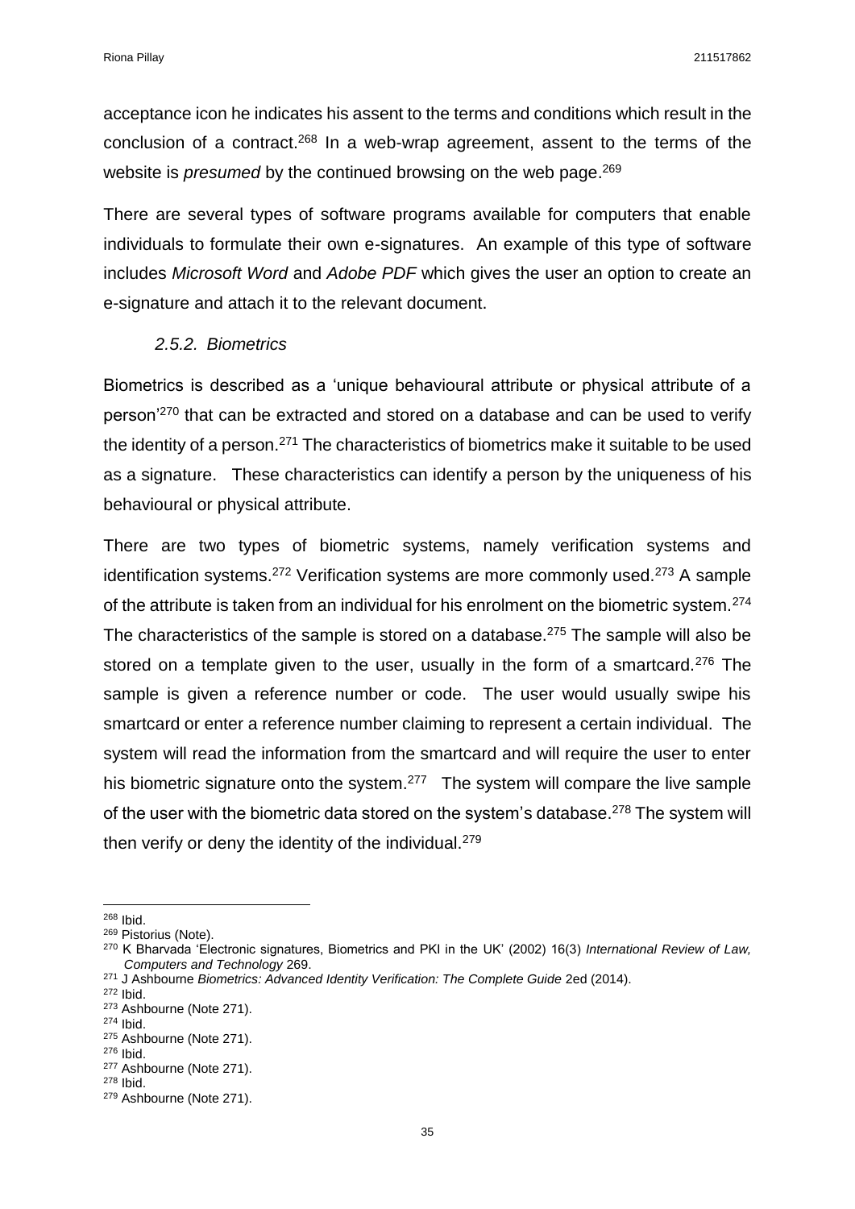acceptance icon he indicates his assent to the terms and conditions which result in the conclusion of a contract.[268] In a web-wrap agreement, assent to the terms of the website is *presumed* by the continued browsing on the web page.[269]

There are several types of software programs available for computers that enable individuals to formulate their own e-signatures. An example of this type of software includes *Microsoft Word* and *Adobe PDF* which gives the user an option to create an e-signature and attach it to the relevant document.

### *2.5.2. Biometrics*

Biometrics is described as a 'unique behavioural attribute or physical attribute of a person'[270] that can be extracted and stored on a database and can be used to verify the identity of a person.[271] The characteristics of biometrics make it suitable to be used as a signature. These characteristics can identify a person by the uniqueness of his behavioural or physical attribute.

There are two types of biometric systems, namely verification systems and identification systems.[272] Verification systems are more commonly used.[273] A sample of the attribute is taken from an individual for his enrolment on the biometric system.[274] The characteristics of the sample is stored on a database.[275] The sample will also be stored on a template given to the user, usually in the form of a smartcard.[276] The sample is given a reference number or code. The user would usually swipe his smartcard or enter a reference number claiming to represent a certain individual. The system will read the information from the smartcard and will require the user to enter his biometric signature onto the system.[277] The system will compare the live sample of the user with the biometric data stored on the system's database.[278] The system will then verify or deny the identity of the individual.[279]

---

[268] Ibid.
[269] Pistorius (Note).
[270] K Bharvada 'Electronic signatures, Biometrics and PKI in the UK' (2002) 16(3) *International Review of Law, Computers and Technology* 269.
[271] J Ashbourne *Biometrics: Advanced Identity Verification: The Complete Guide* 2ed (2014).
[272] Ibid.
[273] Ashbourne (Note 271).
[274] Ibid.
[275] Ashbourne (Note 271).
[276] Ibid.
[277] Ashbourne (Note 271).
[278] Ibid.
[279] Ashbourne (Note 271).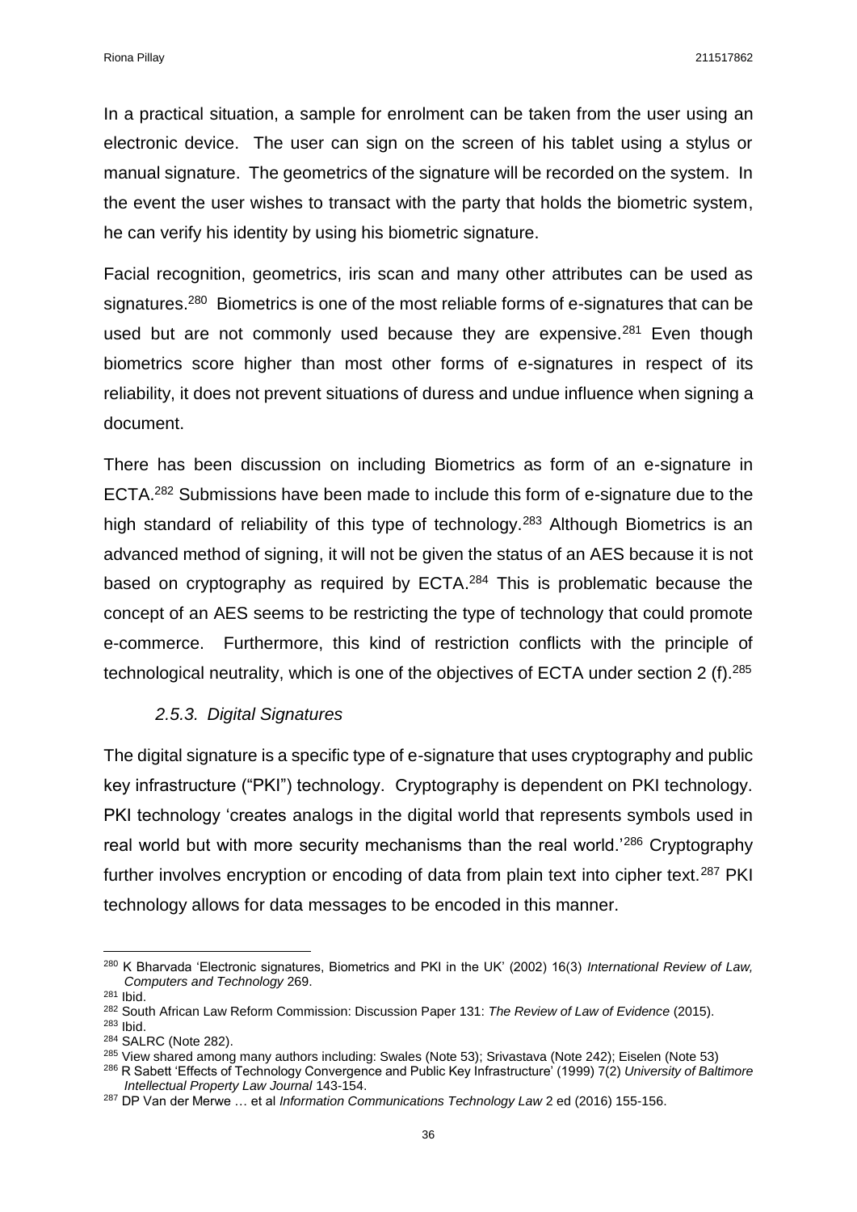In a practical situation, a sample for enrolment can be taken from the user using an electronic device. The user can sign on the screen of his tablet using a stylus or manual signature. The geometrics of the signature will be recorded on the system. In the event the user wishes to transact with the party that holds the biometric system, he can verify his identity by using his biometric signature.

Facial recognition, geometrics, iris scan and many other attributes can be used as signatures.[280] Biometrics is one of the most reliable forms of e-signatures that can be used but are not commonly used because they are expensive.[281] Even though biometrics score higher than most other forms of e-signatures in respect of its reliability, it does not prevent situations of duress and undue influence when signing a document.

There has been discussion on including Biometrics as form of an e-signature in ECTA.[282] Submissions have been made to include this form of e-signature due to the high standard of reliability of this type of technology.[283] Although Biometrics is an advanced method of signing, it will not be given the status of an AES because it is not based on cryptography as required by ECTA.[284] This is problematic because the concept of an AES seems to be restricting the type of technology that could promote e-commerce. Furthermore, this kind of restriction conflicts with the principle of technological neutrality, which is one of the objectives of ECTA under section 2 (f).[285]

### *2.5.3. Digital Signatures*

The digital signature is a specific type of e-signature that uses cryptography and public key infrastructure ("PKI") technology. Cryptography is dependent on PKI technology. PKI technology 'creates analogs in the digital world that represents symbols used in real world but with more security mechanisms than the real world.'[286] Cryptography further involves encryption or encoding of data from plain text into cipher text.[287] PKI technology allows for data messages to be encoded in this manner.

---

[280] K Bharvada 'Electronic signatures, Biometrics and PKI in the UK' (2002) 16(3) *International Review of Law, Computers and Technology* 269.

[281] Ibid.

[282] South African Law Reform Commission: Discussion Paper 131: *The Review of Law of Evidence* (2015).

[283] Ibid.

[284] SALRC (Note 282).

[285] View shared among many authors including: Swales (Note 53); Srivastava (Note 242); Eiselen (Note 53)

[286] R Sabett 'Effects of Technology Convergence and Public Key Infrastructure' (1999) 7(2) *University of Baltimore Intellectual Property Law Journal* 143-154.

[287] DP Van der Merwe … et al *Information Communications Technology Law* 2 ed (2016) 155-156.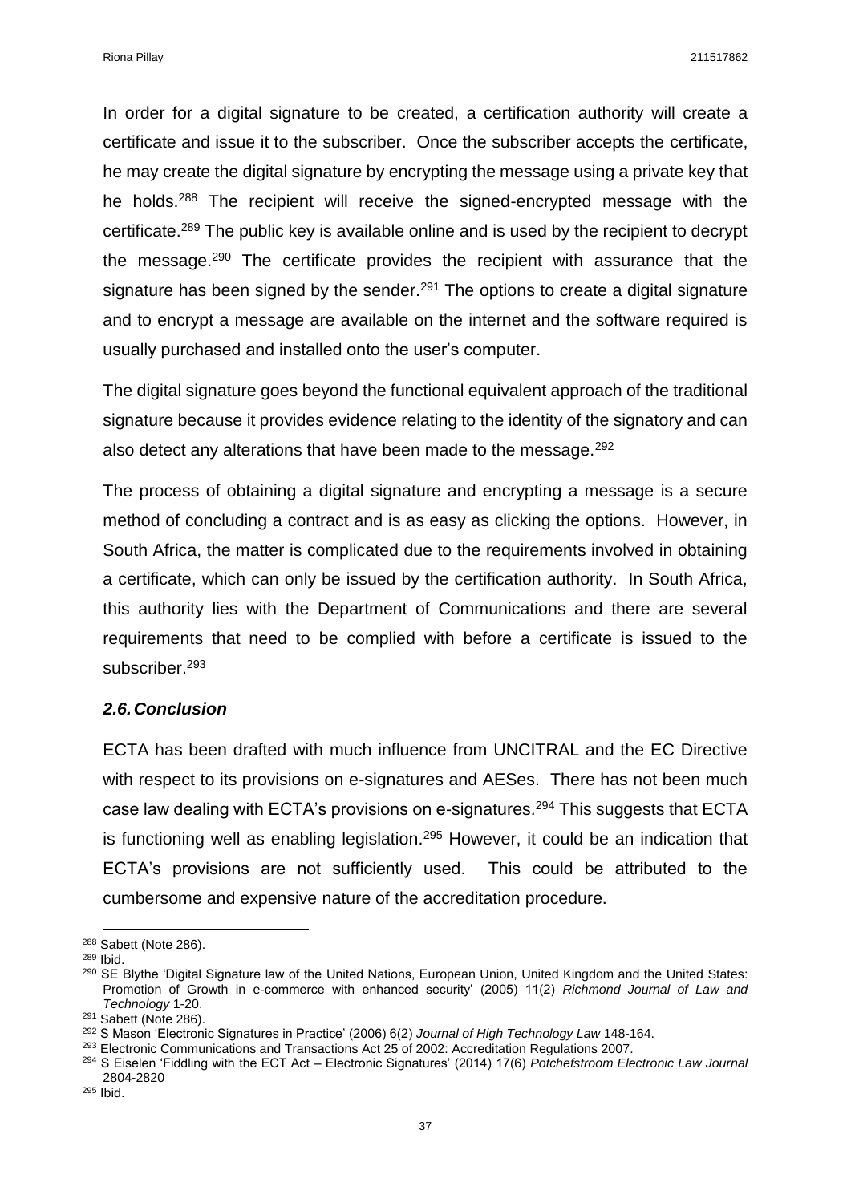In order for a digital signature to be created, a certification authority will create a certificate and issue it to the subscriber. Once the subscriber accepts the certificate, he may create the digital signature by encrypting the message using a private key that he holds.[288] The recipient will receive the signed-encrypted message with the certificate.[289] The public key is available online and is used by the recipient to decrypt the message.[290] The certificate provides the recipient with assurance that the signature has been signed by the sender.[291] The options to create a digital signature and to encrypt a message are available on the internet and the software required is usually purchased and installed onto the user's computer.

The digital signature goes beyond the functional equivalent approach of the traditional signature because it provides evidence relating to the identity of the signatory and can also detect any alterations that have been made to the message.[292]

The process of obtaining a digital signature and encrypting a message is a secure method of concluding a contract and is as easy as clicking the options. However, in South Africa, the matter is complicated due to the requirements involved in obtaining a certificate, which can only be issued by the certification authority. In South Africa, this authority lies with the Department of Communications and there are several requirements that need to be complied with before a certificate is issued to the subscriber.[293]

### *2.6. Conclusion*

ECTA has been drafted with much influence from UNCITRAL and the EC Directive with respect to its provisions on e-signatures and AESes. There has not been much case law dealing with ECTA's provisions on e-signatures.[294] This suggests that ECTA is functioning well as enabling legislation.[295] However, it could be an indication that ECTA's provisions are not sufficiently used. This could be attributed to the cumbersome and expensive nature of the accreditation procedure.

---

[288] Sabett (Note 286).

[289] Ibid.

[290] SE Blythe 'Digital Signature law of the United Nations, European Union, United Kingdom and the United States: Promotion of Growth in e-commerce with enhanced security' (2005) 11(2) *Richmond Journal of Law and Technology* 1-20.

[291] Sabett (Note 286).

[292] S Mason 'Electronic Signatures in Practice' (2006) 6(2) *Journal of High Technology Law* 148-164.

[293] Electronic Communications and Transactions Act 25 of 2002: Accreditation Regulations 2007.

[294] S Eiselen 'Fiddling with the ECT Act – Electronic Signatures' (2014) 17(6) *Potchefstroom Electronic Law Journal* 2804-2820

[295] Ibid.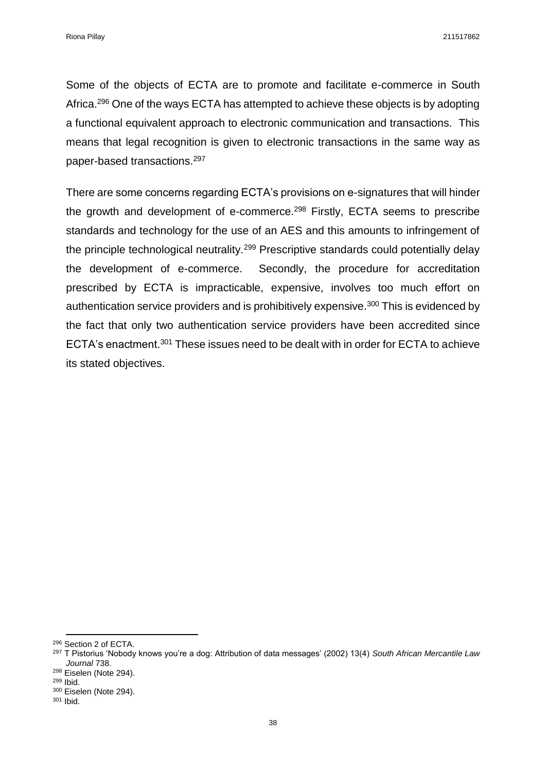Some of the objects of ECTA are to promote and facilitate e-commerce in South Africa.[296] One of the ways ECTA has attempted to achieve these objects is by adopting a functional equivalent approach to electronic communication and transactions. This means that legal recognition is given to electronic transactions in the same way as paper-based transactions.[297]

There are some concerns regarding ECTA's provisions on e-signatures that will hinder the growth and development of e-commerce.[298] Firstly, ECTA seems to prescribe standards and technology for the use of an AES and this amounts to infringement of the principle technological neutrality.[299] Prescriptive standards could potentially delay the development of e-commerce. Secondly, the procedure for accreditation prescribed by ECTA is impracticable, expensive, involves too much effort on authentication service providers and is prohibitively expensive.[300] This is evidenced by the fact that only two authentication service providers have been accredited since ECTA's enactment.[301] These issues need to be dealt with in order for ECTA to achieve its stated objectives.

---

[296] Section 2 of ECTA.

[297] T Pistorius 'Nobody knows you're a dog: Attribution of data messages' (2002) 13(4) *South African Mercantile Law Journal* 738.

[298] Eiselen (Note 294).

[299] Ibid.

[300] Eiselen (Note 294).

[301] Ibid.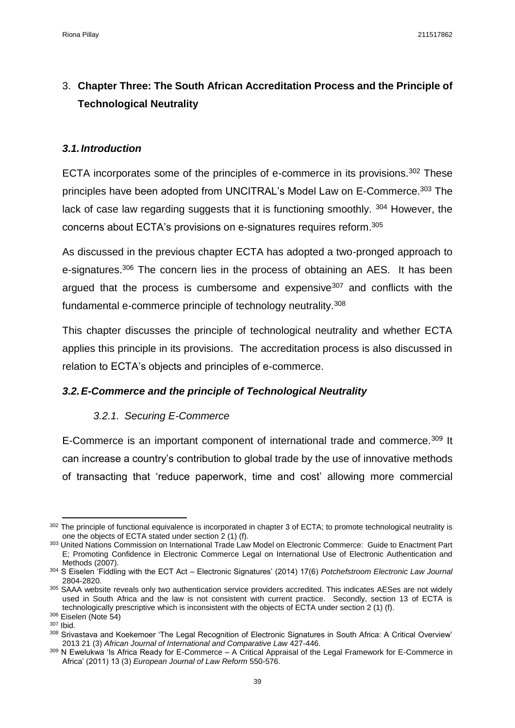# 3. **Chapter Three: The South African Accreditation Process and the Principle of Technological Neutrality**

## *3.1. Introduction*

ECTA incorporates some of the principles of e-commerce in its provisions.[302] These principles have been adopted from UNCITRAL's Model Law on E-Commerce.[303] The lack of case law regarding suggests that it is functioning smoothly. [304] However, the concerns about ECTA's provisions on e-signatures requires reform.[305]

As discussed in the previous chapter ECTA has adopted a two-pronged approach to e-signatures.[306] The concern lies in the process of obtaining an AES. It has been argued that the process is cumbersome and expensive[307] and conflicts with the fundamental e-commerce principle of technology neutrality.[308]

This chapter discusses the principle of technological neutrality and whether ECTA applies this principle in its provisions. The accreditation process is also discussed in relation to ECTA's objects and principles of e-commerce.

## *3.2. E-Commerce and the principle of Technological Neutrality*

### *3.2.1. Securing E-Commerce*

E-Commerce is an important component of international trade and commerce.[309] It can increase a country's contribution to global trade by the use of innovative methods of transacting that 'reduce paperwork, time and cost' allowing more commercial

---

[302] The principle of functional equivalence is incorporated in chapter 3 of ECTA; to promote technological neutrality is one the objects of ECTA stated under section 2 (1) (f).

[303] United Nations Commission on International Trade Law Model on Electronic Commerce: Guide to Enactment Part E; Promoting Confidence in Electronic Commerce Legal on International Use of Electronic Authentication and Methods (2007).

[304] S Eiselen 'Fiddling with the ECT Act – Electronic Signatures' (2014) 17(6) *Potchefstroom Electronic Law Journal* 2804-2820.

[305] SAAA website reveals only two authentication service providers accredited. This indicates AESes are not widely used in South Africa and the law is not consistent with current practice. Secondly, section 13 of ECTA is technologically prescriptive which is inconsistent with the objects of ECTA under section 2 (1) (f).

[306] Eiselen (Note 54)

[307] Ibid.

[308] Srivastava and Koekemoer 'The Legal Recognition of Electronic Signatures in South Africa: A Critical Overview' 2013 21 (3) *African Journal of International and Comparative Law* 427-446.

[309] N Ewelukwa 'Is Africa Ready for E-Commerce – A Critical Appraisal of the Legal Framework for E-Commerce in Africa' (2011) 13 (3) *European Journal of Law Reform* 550-576.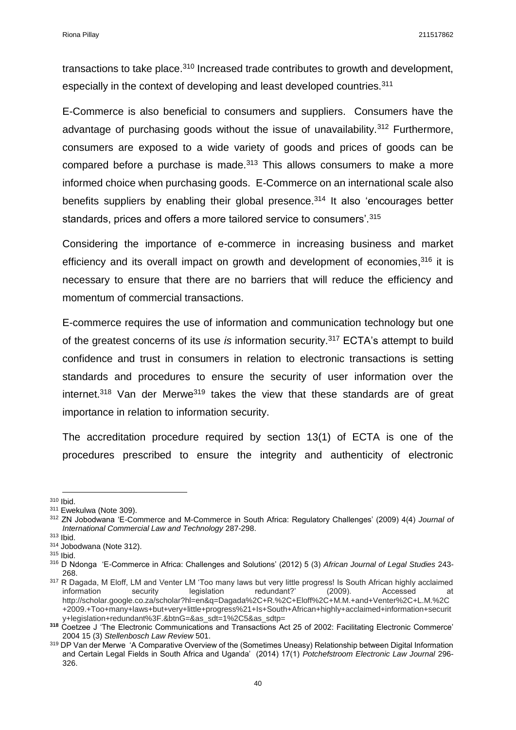transactions to take place.[310] Increased trade contributes to growth and development, especially in the context of developing and least developed countries.[311]

E-Commerce is also beneficial to consumers and suppliers. Consumers have the advantage of purchasing goods without the issue of unavailability.[312] Furthermore, consumers are exposed to a wide variety of goods and prices of goods can be compared before a purchase is made.[313] This allows consumers to make a more informed choice when purchasing goods. E-Commerce on an international scale also benefits suppliers by enabling their global presence.[314] It also 'encourages better standards, prices and offers a more tailored service to consumers'.[315]

Considering the importance of e-commerce in increasing business and market efficiency and its overall impact on growth and development of economies,[316] it is necessary to ensure that there are no barriers that will reduce the efficiency and momentum of commercial transactions.

E-commerce requires the use of information and communication technology but one of the greatest concerns of its use *is* information security.[317] ECTA's attempt to build confidence and trust in consumers in relation to electronic transactions is setting standards and procedures to ensure the security of user information over the internet.[318] Van der Merwe[319] takes the view that these standards are of great importance in relation to information security.

The accreditation procedure required by section 13(1) of ECTA is one of the procedures prescribed to ensure the integrity and authenticity of electronic

---

[310] Ibid.

[311] Ewekulwa (Note 309).

[312] ZN Jobodwana 'E-Commerce and M-Commerce in South Africa: Regulatory Challenges' (2009) 4(4) *Journal of International Commercial Law and Technology* 287-298.

[313] Ibid.

[314] Jobodwana (Note 312).

[315] Ibid.

[316] D Ndonga 'E-Commerce in Africa: Challenges and Solutions' (2012) 5 (3) *African Journal of Legal Studies* 243-268.

[317] R Dagada, M Eloff, LM and Venter LM 'Too many laws but very little progress! Is South African highly acclaimed information security legislation redundant?' (2009). Accessed at http://scholar.google.co.za/scholar?hl=en&q=Dagada%2C+R.%2C+Eloff%2C+M.M.+and+Venter%2C+L.M.%2C+2009.+Too+many+laws+but+very+little+progress%21+Is+South+African+highly+acclaimed+information+security+legislation+redundant%3F.&btnG=&as_sdt=1%2C5&as_sdtp=

**318** Coetzee J 'The Electronic Communications and Transactions Act 25 of 2002: Facilitating Electronic Commerce' 2004 15 (3) *Stellenbosch Law Review* 501.

[319] DP Van der Merwe 'A Comparative Overview of the (Sometimes Uneasy) Relationship between Digital Information and Certain Legal Fields in South Africa and Uganda' (2014) 17(1) *Potchefstroom Electronic Law Journal* 296-326.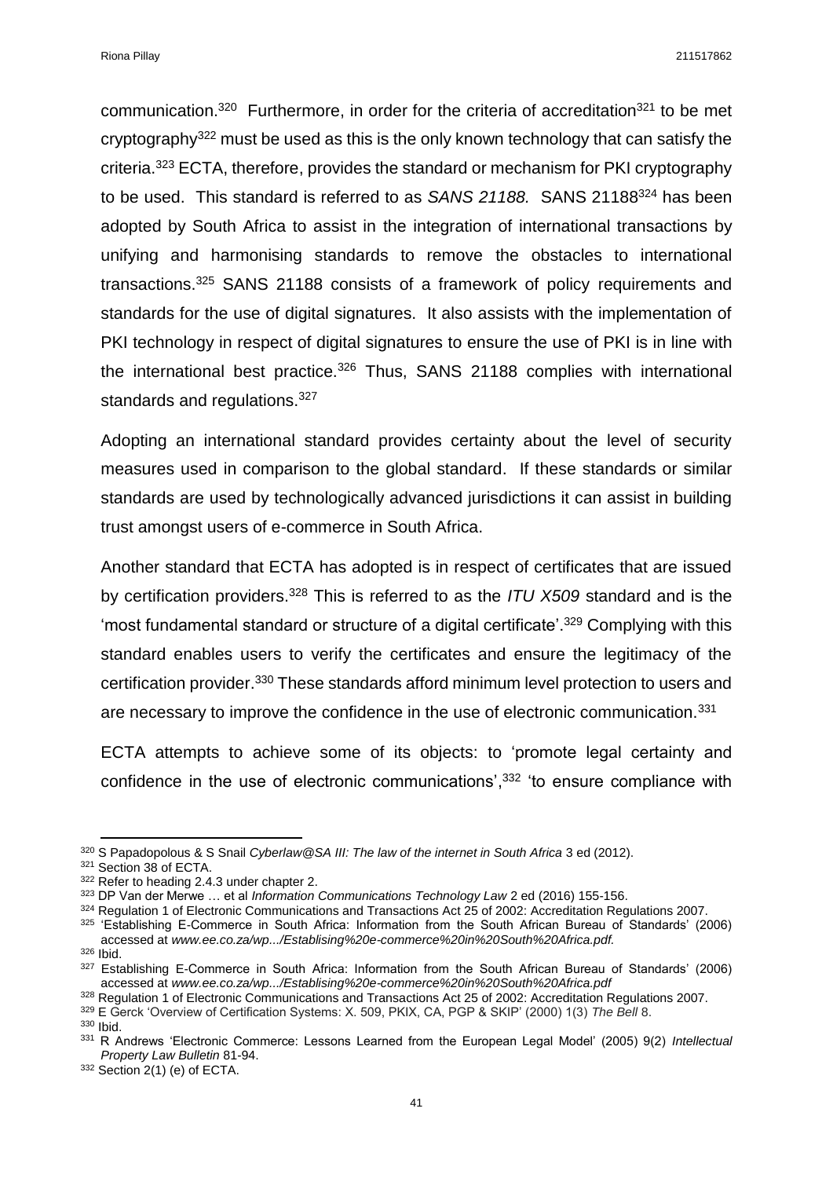communication.[320] Furthermore, in order for the criteria of accreditation[321] to be met cryptography[322] must be used as this is the only known technology that can satisfy the criteria.[323] ECTA, therefore, provides the standard or mechanism for PKI cryptography to be used. This standard is referred to as *SANS 21188.* SANS 21188[324] has been adopted by South Africa to assist in the integration of international transactions by unifying and harmonising standards to remove the obstacles to international transactions.[325] SANS 21188 consists of a framework of policy requirements and standards for the use of digital signatures. It also assists with the implementation of PKI technology in respect of digital signatures to ensure the use of PKI is in line with the international best practice.[326] Thus, SANS 21188 complies with international standards and regulations.[327]

Adopting an international standard provides certainty about the level of security measures used in comparison to the global standard. If these standards or similar standards are used by technologically advanced jurisdictions it can assist in building trust amongst users of e-commerce in South Africa.

Another standard that ECTA has adopted is in respect of certificates that are issued by certification providers.[328] This is referred to as the *ITU X509* standard and is the 'most fundamental standard or structure of a digital certificate'.[329] Complying with this standard enables users to verify the certificates and ensure the legitimacy of the certification provider.[330] These standards afford minimum level protection to users and are necessary to improve the confidence in the use of electronic communication.[331]

ECTA attempts to achieve some of its objects: to 'promote legal certainty and confidence in the use of electronic communications',[332] 'to ensure compliance with

---

[320] S Papadopolous & S Snail *Cyberlaw@SA III: The law of the internet in South Africa* 3 ed (2012).

[321] Section 38 of ECTA.

[322] Refer to heading 2.4.3 under chapter 2.

[323] DP Van der Merwe … et al *Information Communications Technology Law* 2 ed (2016) 155-156.

[324] Regulation 1 of Electronic Communications and Transactions Act 25 of 2002: Accreditation Regulations 2007.

[325] 'Establishing E-Commerce in South Africa: Information from the South African Bureau of Standards' (2006) accessed at *www.ee.co.za/wp.../Establising%20e-commerce%20in%20South%20Africa.pdf.*

[326] Ibid.

[327] Establishing E-Commerce in South Africa: Information from the South African Bureau of Standards' (2006) accessed at *www.ee.co.za/wp.../Establising%20e-commerce%20in%20South%20Africa.pdf*

[328] Regulation 1 of Electronic Communications and Transactions Act 25 of 2002: Accreditation Regulations 2007.

[329] E Gerck 'Overview of Certification Systems: X. 509, PKIX, CA, PGP & SKIP' (2000) 1(3) *The Bell* 8.

[330] Ibid.

[331] R Andrews 'Electronic Commerce: Lessons Learned from the European Legal Model' (2005) 9(2) *Intellectual Property Law Bulletin* 81-94.

[332] Section 2(1) (e) of ECTA.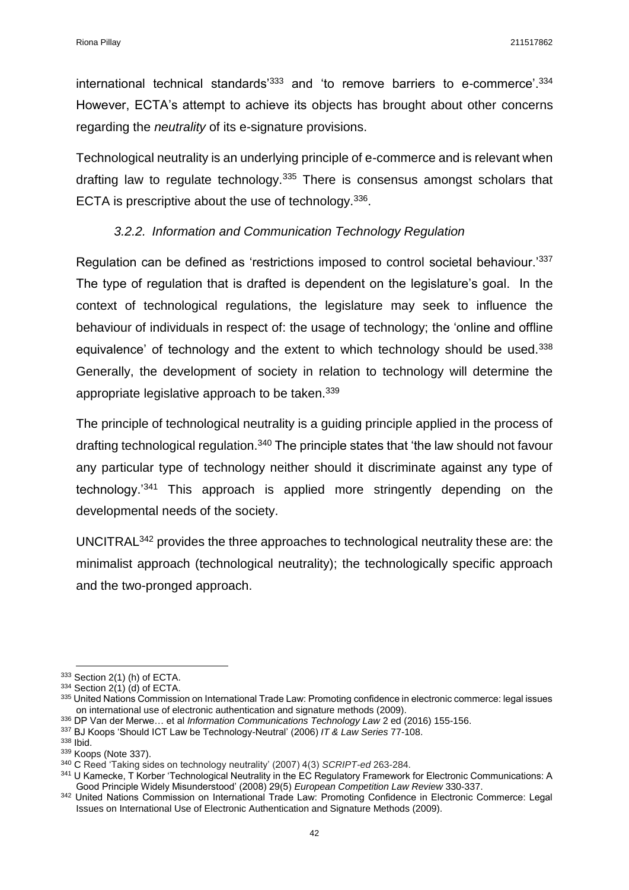international technical standards'[333] and 'to remove barriers to e-commerce'.[334] However, ECTA's attempt to achieve its objects has brought about other concerns regarding the *neutrality* of its e-signature provisions.

Technological neutrality is an underlying principle of e-commerce and is relevant when drafting law to regulate technology.[335] There is consensus amongst scholars that ECTA is prescriptive about the use of technology.[336].

### *3.2.2. Information and Communication Technology Regulation*

Regulation can be defined as 'restrictions imposed to control societal behaviour.'[337] The type of regulation that is drafted is dependent on the legislature's goal. In the context of technological regulations, the legislature may seek to influence the behaviour of individuals in respect of: the usage of technology; the 'online and offline equivalence' of technology and the extent to which technology should be used.[338] Generally, the development of society in relation to technology will determine the appropriate legislative approach to be taken.[339]

The principle of technological neutrality is a guiding principle applied in the process of drafting technological regulation.[340] The principle states that 'the law should not favour any particular type of technology neither should it discriminate against any type of technology.'[341] This approach is applied more stringently depending on the developmental needs of the society.

UNCITRAL[342] provides the three approaches to technological neutrality these are: the minimalist approach (technological neutrality); the technologically specific approach and the two-pronged approach.

---

[333] Section 2(1) (h) of ECTA.
[334] Section 2(1) (d) of ECTA.
[335] United Nations Commission on International Trade Law: Promoting confidence in electronic commerce: legal issues on international use of electronic authentication and signature methods (2009).
[336] DP Van der Merwe… et al *Information Communications Technology Law* 2 ed (2016) 155-156.
[337] BJ Koops 'Should ICT Law be Technology-Neutral' (2006) *IT & Law Series* 77-108.
[338] Ibid.
[339] Koops (Note 337).
[340] C Reed 'Taking sides on technology neutrality' (2007) 4(3) *SCRIPT-ed* 263-284.
[341] U Kamecke, T Korber 'Technological Neutrality in the EC Regulatory Framework for Electronic Communications: A Good Principle Widely Misunderstood' (2008) 29(5) *European Competition Law Review* 330-337.
[342] United Nations Commission on International Trade Law: Promoting Confidence in Electronic Commerce: Legal Issues on International Use of Electronic Authentication and Signature Methods (2009).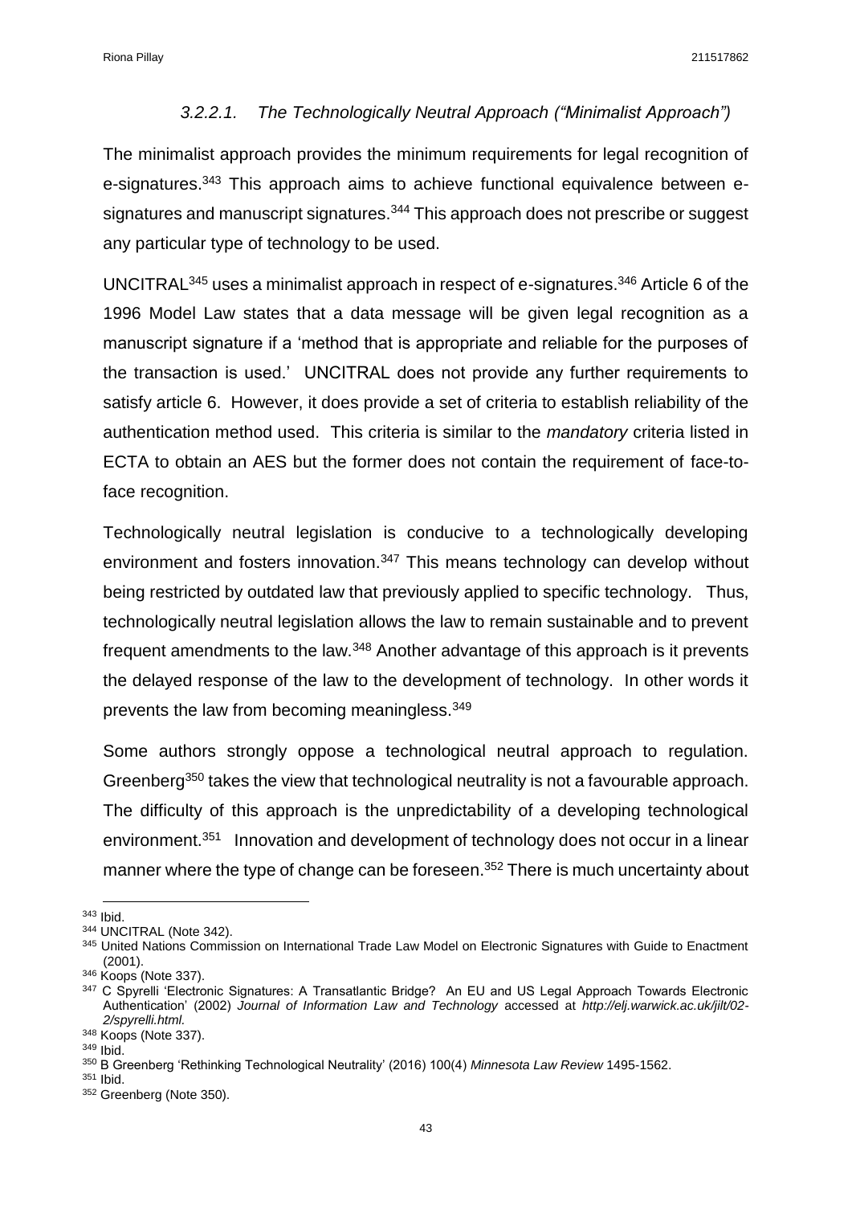#### *3.2.2.1. The Technologically Neutral Approach ("Minimalist Approach")*

The minimalist approach provides the minimum requirements for legal recognition of e-signatures.[343] This approach aims to achieve functional equivalence between e-signatures and manuscript signatures.[344] This approach does not prescribe or suggest any particular type of technology to be used.

UNCITRAL[345] uses a minimalist approach in respect of e-signatures.[346] Article 6 of the 1996 Model Law states that a data message will be given legal recognition as a manuscript signature if a 'method that is appropriate and reliable for the purposes of the transaction is used.' UNCITRAL does not provide any further requirements to satisfy article 6. However, it does provide a set of criteria to establish reliability of the authentication method used. This criteria is similar to the *mandatory* criteria listed in ECTA to obtain an AES but the former does not contain the requirement of face-to-face recognition.

Technologically neutral legislation is conducive to a technologically developing environment and fosters innovation.[347] This means technology can develop without being restricted by outdated law that previously applied to specific technology. Thus, technologically neutral legislation allows the law to remain sustainable and to prevent frequent amendments to the law.[348] Another advantage of this approach is it prevents the delayed response of the law to the development of technology. In other words it prevents the law from becoming meaningless.[349]

Some authors strongly oppose a technological neutral approach to regulation. Greenberg[350] takes the view that technological neutrality is not a favourable approach. The difficulty of this approach is the unpredictability of a developing technological environment.[351] Innovation and development of technology does not occur in a linear manner where the type of change can be foreseen.[352] There is much uncertainty about

---

[343] Ibid.

[344] UNCITRAL (Note 342).

[345] United Nations Commission on International Trade Law Model on Electronic Signatures with Guide to Enactment (2001).

[346] Koops (Note 337).

[347] C Spyrelli 'Electronic Signatures: A Transatlantic Bridge? An EU and US Legal Approach Towards Electronic Authentication' (2002) *Journal of Information Law and Technology* accessed at *http://elj.warwick.ac.uk/jilt/02-2/spyrelli.html.*

[348] Koops (Note 337).

[349] Ibid.

[350] B Greenberg 'Rethinking Technological Neutrality' (2016) 100(4) *Minnesota Law Review* 1495-1562.

[351] Ibid.

[352] Greenberg (Note 350).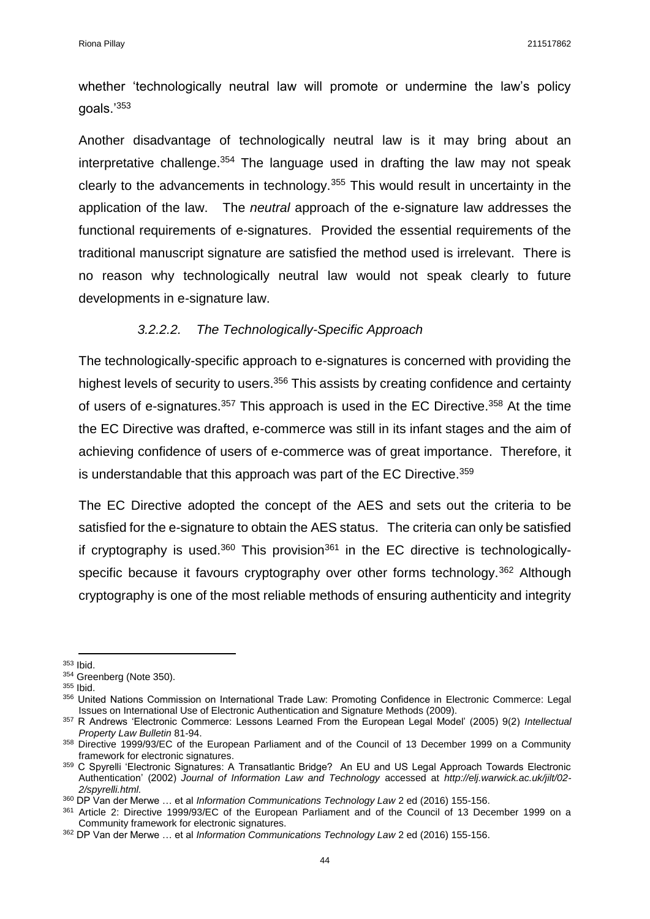whether 'technologically neutral law will promote or undermine the law's policy goals.'[353]

Another disadvantage of technologically neutral law is it may bring about an interpretative challenge.[354] The language used in drafting the law may not speak clearly to the advancements in technology.[355] This would result in uncertainty in the application of the law. The *neutral* approach of the e-signature law addresses the functional requirements of e-signatures. Provided the essential requirements of the traditional manuscript signature are satisfied the method used is irrelevant. There is no reason why technologically neutral law would not speak clearly to future developments in e-signature law.

#### *3.2.2.2. The Technologically-Specific Approach*

The technologically-specific approach to e-signatures is concerned with providing the highest levels of security to users.[356] This assists by creating confidence and certainty of users of e-signatures.[357] This approach is used in the EC Directive.[358] At the time the EC Directive was drafted, e-commerce was still in its infant stages and the aim of achieving confidence of users of e-commerce was of great importance. Therefore, it is understandable that this approach was part of the EC Directive.[359]

The EC Directive adopted the concept of the AES and sets out the criteria to be satisfied for the e-signature to obtain the AES status. The criteria can only be satisfied if cryptography is used.[360] This provision[361] in the EC directive is technologically-specific because it favours cryptography over other forms technology.[362] Although cryptography is one of the most reliable methods of ensuring authenticity and integrity

---

[353] Ibid.

[354] Greenberg (Note 350).

[355] Ibid.

[356] United Nations Commission on International Trade Law: Promoting Confidence in Electronic Commerce: Legal Issues on International Use of Electronic Authentication and Signature Methods (2009).

[357] R Andrews 'Electronic Commerce: Lessons Learned From the European Legal Model' (2005) 9(2) *Intellectual Property Law Bulletin* 81-94.

[358] Directive 1999/93/EC of the European Parliament and of the Council of 13 December 1999 on a Community framework for electronic signatures.

[359] C Spyrelli 'Electronic Signatures: A Transatlantic Bridge? An EU and US Legal Approach Towards Electronic Authentication' (2002) *Journal of Information Law and Technology* accessed at *http://elj.warwick.ac.uk/jilt/02-2/spyrelli.html.*

[360] DP Van der Merwe … et al *Information Communications Technology Law* 2 ed (2016) 155-156.

[361] Article 2: Directive 1999/93/EC of the European Parliament and of the Council of 13 December 1999 on a Community framework for electronic signatures.

[362] DP Van der Merwe … et al *Information Communications Technology Law* 2 ed (2016) 155-156.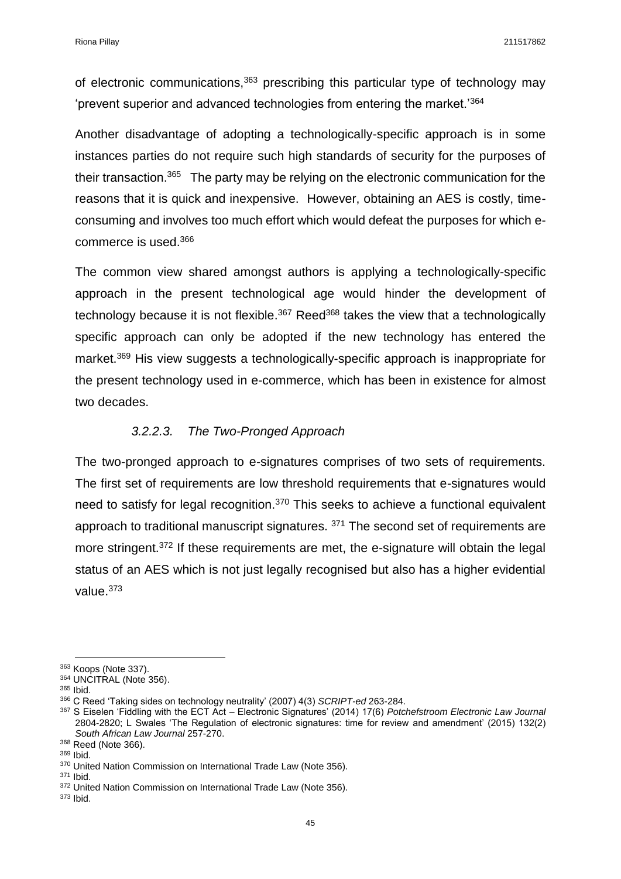of electronic communications,[363] prescribing this particular type of technology may 'prevent superior and advanced technologies from entering the market.'[364]

Another disadvantage of adopting a technologically-specific approach is in some instances parties do not require such high standards of security for the purposes of their transaction.[365] The party may be relying on the electronic communication for the reasons that it is quick and inexpensive. However, obtaining an AES is costly, time-consuming and involves too much effort which would defeat the purposes for which e-commerce is used.[366]

The common view shared amongst authors is applying a technologically-specific approach in the present technological age would hinder the development of technology because it is not flexible.[367] Reed[368] takes the view that a technologically specific approach can only be adopted if the new technology has entered the market.[369] His view suggests a technologically-specific approach is inappropriate for the present technology used in e-commerce, which has been in existence for almost two decades.

#### *3.2.2.3. The Two-Pronged Approach*

The two-pronged approach to e-signatures comprises of two sets of requirements. The first set of requirements are low threshold requirements that e-signatures would need to satisfy for legal recognition.[370] This seeks to achieve a functional equivalent approach to traditional manuscript signatures. [371] The second set of requirements are more stringent.[372] If these requirements are met, the e-signature will obtain the legal status of an AES which is not just legally recognised but also has a higher evidential value.[373]

---

[363] Koops (Note 337).
[364] UNCITRAL (Note 356).
[365] Ibid.
[366] C Reed 'Taking sides on technology neutrality' (2007) 4(3) *SCRIPT-ed* 263-284.
[367] S Eiselen 'Fiddling with the ECT Act – Electronic Signatures' (2014) 17(6) *Potchefstroom Electronic Law Journal* 2804-2820; L Swales 'The Regulation of electronic signatures: time for review and amendment' (2015) 132(2) *South African Law Journal* 257-270.
[368] Reed (Note 366).
[369] Ibid.
[370] United Nation Commission on International Trade Law (Note 356).
[371] Ibid.
[372] United Nation Commission on International Trade Law (Note 356).
[373] Ibid.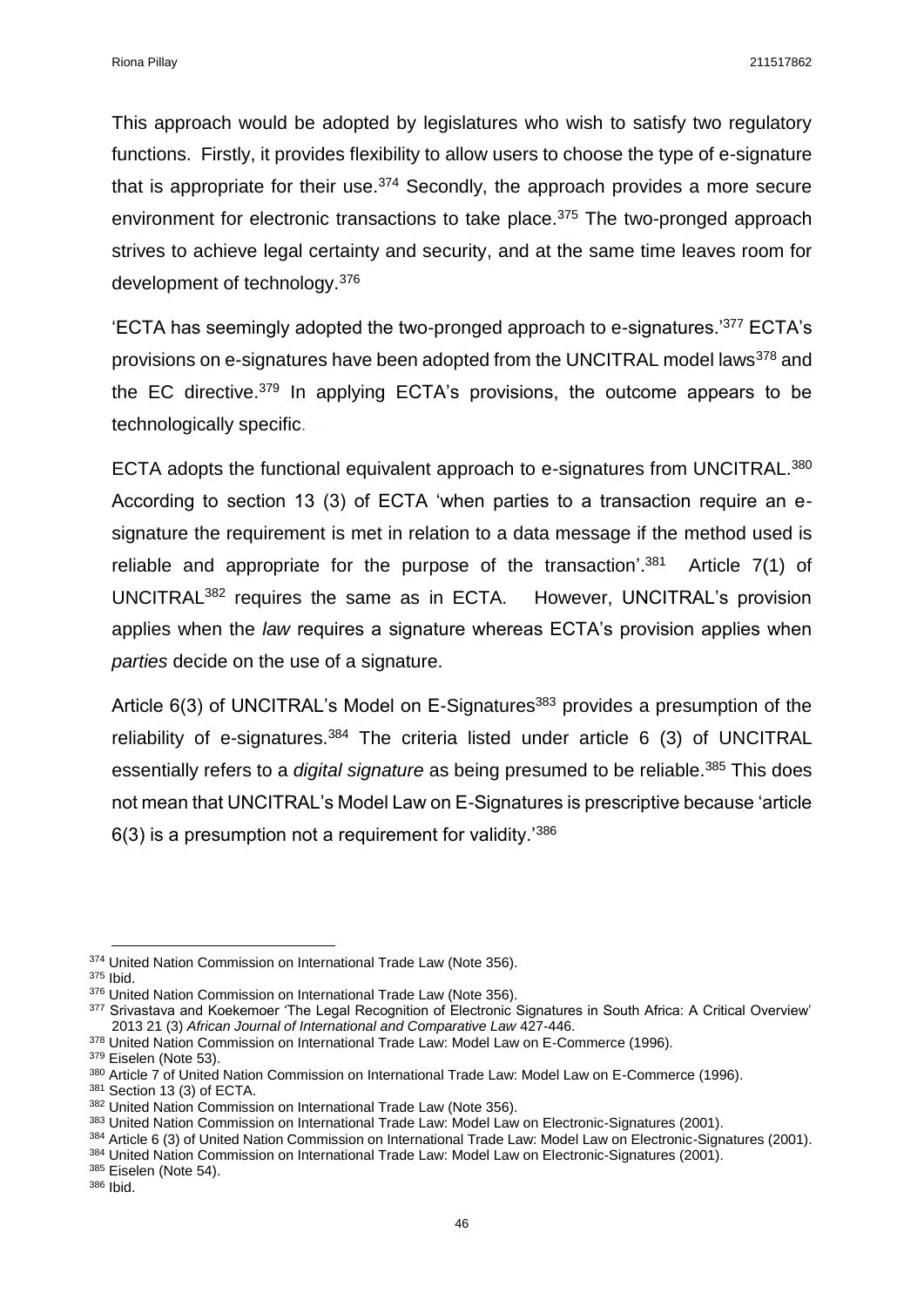This approach would be adopted by legislatures who wish to satisfy two regulatory functions. Firstly, it provides flexibility to allow users to choose the type of e-signature that is appropriate for their use.[374] Secondly, the approach provides a more secure environment for electronic transactions to take place.[375] The two-pronged approach strives to achieve legal certainty and security, and at the same time leaves room for development of technology.[376]

'ECTA has seemingly adopted the two-pronged approach to e-signatures.'[377] ECTA's provisions on e-signatures have been adopted from the UNCITRAL model laws[378] and the EC directive.[379] In applying ECTA's provisions, the outcome appears to be technologically specific.

ECTA adopts the functional equivalent approach to e-signatures from UNCITRAL.[380] According to section 13 (3) of ECTA 'when parties to a transaction require an e-signature the requirement is met in relation to a data message if the method used is reliable and appropriate for the purpose of the transaction'.[381] Article 7(1) of UNCITRAL[382] requires the same as in ECTA. However, UNCITRAL's provision applies when the *law* requires a signature whereas ECTA's provision applies when *parties* decide on the use of a signature.

Article 6(3) of UNCITRAL's Model on E-Signatures[383] provides a presumption of the reliability of e-signatures.[384] The criteria listed under article 6 (3) of UNCITRAL essentially refers to a *digital signature* as being presumed to be reliable.[385] This does not mean that UNCITRAL's Model Law on E-Signatures is prescriptive because 'article 6(3) is a presumption not a requirement for validity.'[386]

---

[374] United Nation Commission on International Trade Law (Note 356).
[375] Ibid.
[376] United Nation Commission on International Trade Law (Note 356).
[377] Srivastava and Koekemoer 'The Legal Recognition of Electronic Signatures in South Africa: A Critical Overview' 2013 21 (3) *African Journal of International and Comparative Law* 427-446.
[378] United Nation Commission on International Trade Law: Model Law on E-Commerce (1996).
[379] Eiselen (Note 53).
[380] Article 7 of United Nation Commission on International Trade Law: Model Law on E-Commerce (1996).
[381] Section 13 (3) of ECTA.
[382] United Nation Commission on International Trade Law (Note 356).
[383] United Nation Commission on International Trade Law: Model Law on Electronic-Signatures (2001).
[384] Article 6 (3) of United Nation Commission on International Trade Law: Model Law on Electronic-Signatures (2001).
[384] United Nation Commission on International Trade Law: Model Law on Electronic-Signatures (2001).
[385] Eiselen (Note 54).
[386] Ibid.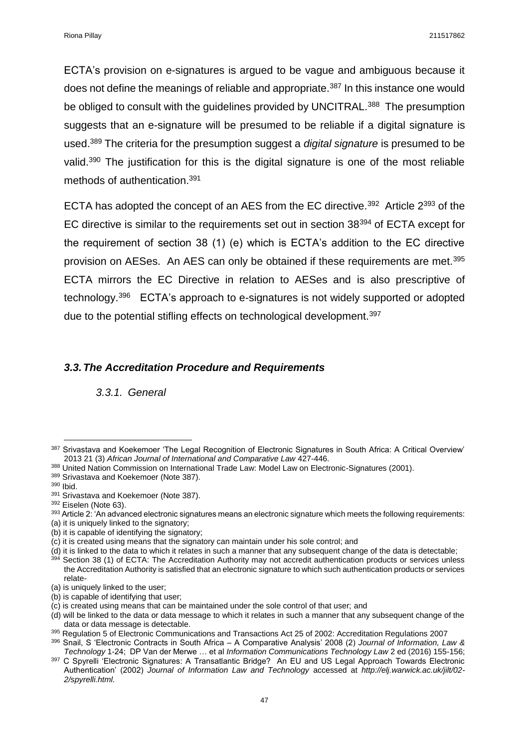ECTA's provision on e-signatures is argued to be vague and ambiguous because it does not define the meanings of reliable and appropriate.[387] In this instance one would be obliged to consult with the guidelines provided by UNCITRAL.[388] The presumption suggests that an e-signature will be presumed to be reliable if a digital signature is used.[389] The criteria for the presumption suggest a *digital signature* is presumed to be valid.[390] The justification for this is the digital signature is one of the most reliable methods of authentication.[391]

ECTA has adopted the concept of an AES from the EC directive.[392] Article 2[393] of the EC directive is similar to the requirements set out in section 38[394] of ECTA except for the requirement of section 38 (1) (e) which is ECTA's addition to the EC directive provision on AESes. An AES can only be obtained if these requirements are met.[395] ECTA mirrors the EC Directive in relation to AESes and is also prescriptive of technology.[396] ECTA's approach to e-signatures is not widely supported or adopted due to the potential stifling effects on technological development.[397]

### *3.3. The Accreditation Procedure and Requirements*

#### *3.3.1. General*

---

[387] Srivastava and Koekemoer 'The Legal Recognition of Electronic Signatures in South Africa: A Critical Overview' 2013 21 (3) *African Journal of International and Comparative Law* 427-446.

[388] United Nation Commission on International Trade Law: Model Law on Electronic-Signatures (2001).

[389] Srivastava and Koekemoer (Note 387).

[390] Ibid.

[391] Srivastava and Koekemoer (Note 387).

[392] Eiselen (Note 63).

[393] Article 2: 'An advanced electronic signatures means an electronic signature which meets the following requirements:
(a) it is uniquely linked to the signatory;
(b) it is capable of identifying the signatory;
(c) it is created using means that the signatory can maintain under his sole control; and
(d) it is linked to the data to which it relates in such a manner that any subsequent change of the data is detectable;

[394] Section 38 (1) of ECTA: The Accreditation Authority may not accredit authentication products or services unless the Accreditation Authority is satisfied that an electronic signature to which such authentication products or services relate-
(a) is uniquely linked to the user;
(b) is capable of identifying that user;
(c) is created using means that can be maintained under the sole control of that user; and
(d) will be linked to the data or data message to which it relates in such a manner that any subsequent change of the data or data message is detectable.

[395] Regulation 5 of Electronic Communications and Transactions Act 25 of 2002: Accreditation Regulations 2007

[396] Snail, S 'Electronic Contracts in South Africa – A Comparative Analysis' 2008 (2) *Journal of Information, Law & Technology* 1-24; DP Van der Merwe … et al *Information Communications Technology Law* 2 ed (2016) 155-156;

[397] C Spyrelli 'Electronic Signatures: A Transatlantic Bridge? An EU and US Legal Approach Towards Electronic Authentication' (2002) *Journal of Information Law and Technology* accessed at *http://elj.warwick.ac.uk/jilt/02-2/spyrelli.html.*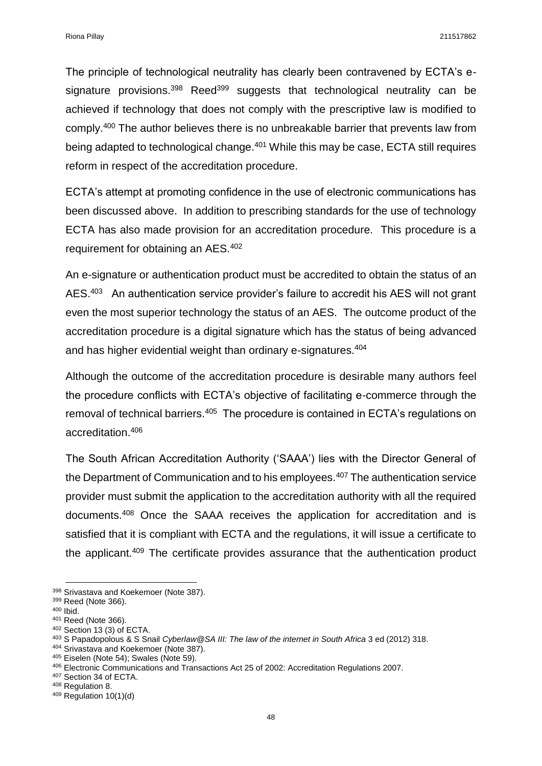The principle of technological neutrality has clearly been contravened by ECTA's e-signature provisions.[398] Reed[399] suggests that technological neutrality can be achieved if technology that does not comply with the prescriptive law is modified to comply.[400] The author believes there is no unbreakable barrier that prevents law from being adapted to technological change.[401] While this may be case, ECTA still requires reform in respect of the accreditation procedure.

ECTA's attempt at promoting confidence in the use of electronic communications has been discussed above. In addition to prescribing standards for the use of technology ECTA has also made provision for an accreditation procedure. This procedure is a requirement for obtaining an AES.[402]

An e-signature or authentication product must be accredited to obtain the status of an AES.[403] An authentication service provider's failure to accredit his AES will not grant even the most superior technology the status of an AES. The outcome product of the accreditation procedure is a digital signature which has the status of being advanced and has higher evidential weight than ordinary e-signatures.[404]

Although the outcome of the accreditation procedure is desirable many authors feel the procedure conflicts with ECTA's objective of facilitating e-commerce through the removal of technical barriers.[405] The procedure is contained in ECTA's regulations on accreditation.[406]

The South African Accreditation Authority ('SAAA') lies with the Director General of the Department of Communication and to his employees.[407] The authentication service provider must submit the application to the accreditation authority with all the required documents.[408] Once the SAAA receives the application for accreditation and is satisfied that it is compliant with ECTA and the regulations, it will issue a certificate to the applicant.[409] The certificate provides assurance that the authentication product

---

[398] Srivastava and Koekemoer (Note 387).
[399] Reed (Note 366).
[400] Ibid.
[401] Reed (Note 366).
[402] Section 13 (3) of ECTA.
[403] S Papadopolous & S Snail *Cyberlaw@SA III: The law of the internet in South Africa* 3 ed (2012) 318.
[404] Srivastava and Koekemoer (Note 387).
[405] Eiselen (Note 54); Swales (Note 59).
[406] Electronic Communications and Transactions Act 25 of 2002: Accreditation Regulations 2007.
[407] Section 34 of ECTA.
[408] Regulation 8.
[409] Regulation 10(1)(d)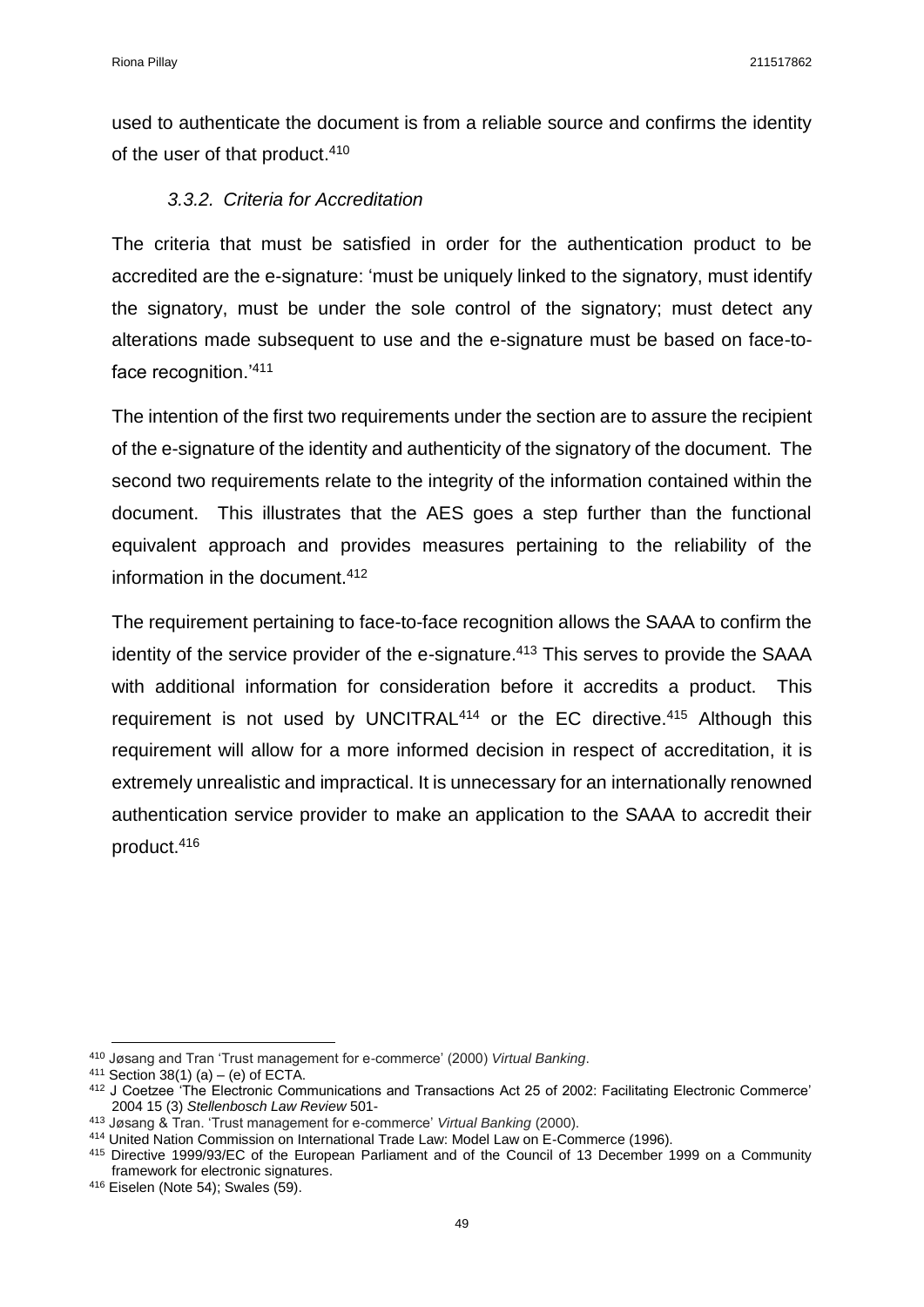used to authenticate the document is from a reliable source and confirms the identity of the user of that product.[410]

### *3.3.2. Criteria for Accreditation*

The criteria that must be satisfied in order for the authentication product to be accredited are the e-signature: 'must be uniquely linked to the signatory, must identify the signatory, must be under the sole control of the signatory; must detect any alterations made subsequent to use and the e-signature must be based on face-to-face recognition.'[411]

The intention of the first two requirements under the section are to assure the recipient of the e-signature of the identity and authenticity of the signatory of the document. The second two requirements relate to the integrity of the information contained within the document. This illustrates that the AES goes a step further than the functional equivalent approach and provides measures pertaining to the reliability of the information in the document.[412]

The requirement pertaining to face-to-face recognition allows the SAAA to confirm the identity of the service provider of the e-signature.[413] This serves to provide the SAAA with additional information for consideration before it accredits a product. This requirement is not used by UNCITRAL[414] or the EC directive.[415] Although this requirement will allow for a more informed decision in respect of accreditation, it is extremely unrealistic and impractical. It is unnecessary for an internationally renowned authentication service provider to make an application to the SAAA to accredit their product.[416]

---

[410] Jøsang and Tran 'Trust management for e-commerce' (2000) *Virtual Banking*.

[411] Section 38(1) (a) – (e) of ECTA.

[412] J Coetzee 'The Electronic Communications and Transactions Act 25 of 2002: Facilitating Electronic Commerce' 2004 15 (3) *Stellenbosch Law Review* 501-

[413] Jøsang & Tran. 'Trust management for e-commerce' *Virtual Banking* (2000).

[414] United Nation Commission on International Trade Law: Model Law on E-Commerce (1996).

[415] Directive 1999/93/EC of the European Parliament and of the Council of 13 December 1999 on a Community framework for electronic signatures.

[416] Eiselen (Note 54); Swales (59).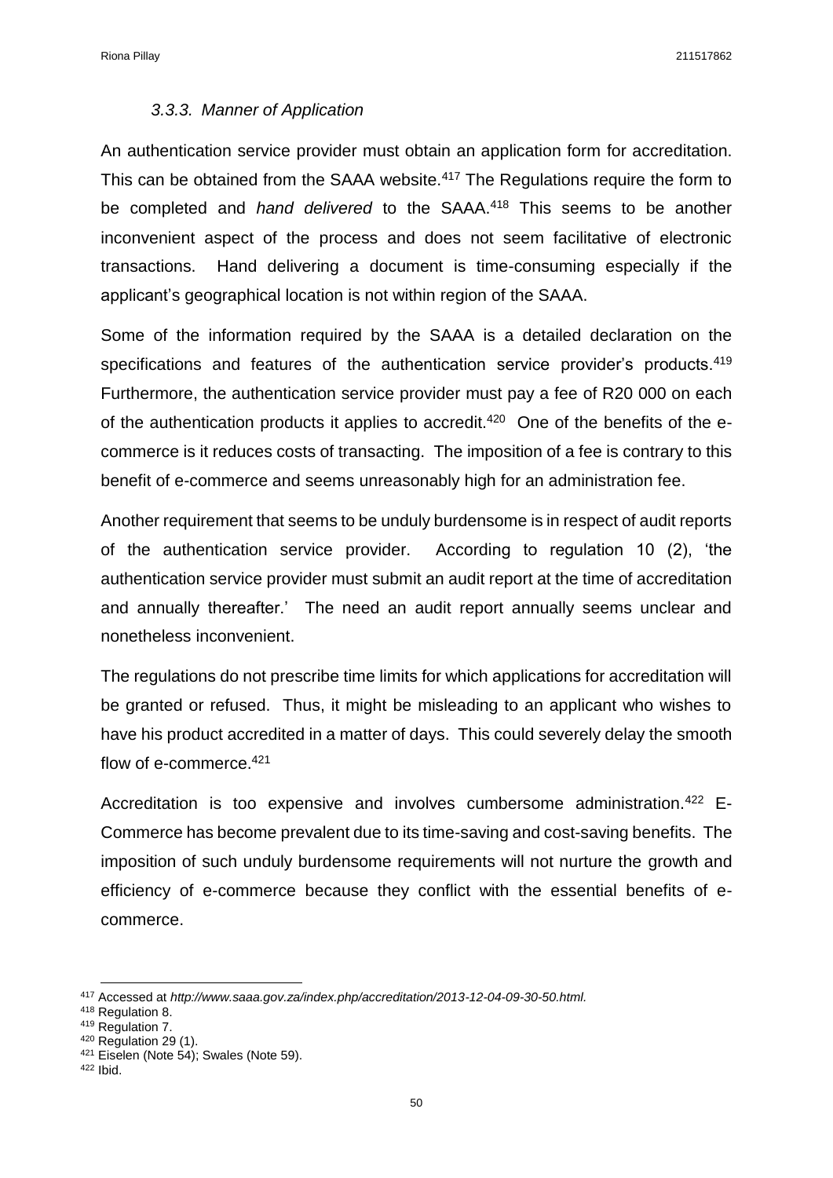### *3.3.3. Manner of Application*

An authentication service provider must obtain an application form for accreditation. This can be obtained from the SAAA website.[417] The Regulations require the form to be completed and *hand delivered* to the SAAA.[418] This seems to be another inconvenient aspect of the process and does not seem facilitative of electronic transactions. Hand delivering a document is time-consuming especially if the applicant's geographical location is not within region of the SAAA.

Some of the information required by the SAAA is a detailed declaration on the specifications and features of the authentication service provider's products.[419] Furthermore, the authentication service provider must pay a fee of R20 000 on each of the authentication products it applies to accredit.[420] One of the benefits of the e-commerce is it reduces costs of transacting. The imposition of a fee is contrary to this benefit of e-commerce and seems unreasonably high for an administration fee.

Another requirement that seems to be unduly burdensome is in respect of audit reports of the authentication service provider. According to regulation 10 (2), 'the authentication service provider must submit an audit report at the time of accreditation and annually thereafter.' The need an audit report annually seems unclear and nonetheless inconvenient.

The regulations do not prescribe time limits for which applications for accreditation will be granted or refused. Thus, it might be misleading to an applicant who wishes to have his product accredited in a matter of days. This could severely delay the smooth flow of e-commerce.[421]

Accreditation is too expensive and involves cumbersome administration.[422] E-Commerce has become prevalent due to its time-saving and cost-saving benefits. The imposition of such unduly burdensome requirements will not nurture the growth and efficiency of e-commerce because they conflict with the essential benefits of e-commerce.

---

[417] Accessed at *http://www.saaa.gov.za/index.php/accreditation/2013-12-04-09-30-50.html.*

[418] Regulation 8.

[419] Regulation 7.

[420] Regulation 29 (1).

[421] Eiselen (Note 54); Swales (Note 59).

[422] Ibid.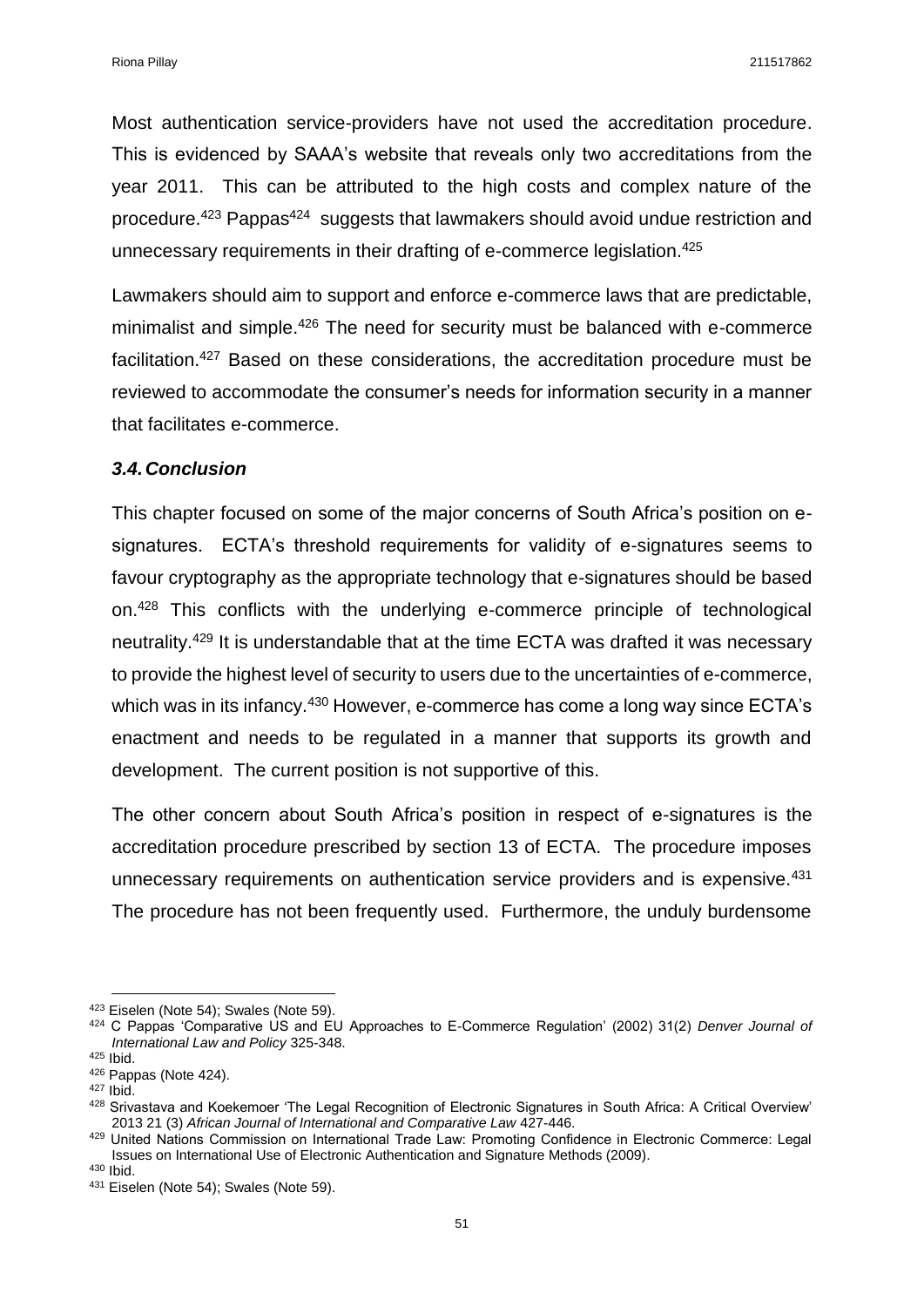Most authentication service-providers have not used the accreditation procedure. This is evidenced by SAAA's website that reveals only two accreditations from the year 2011. This can be attributed to the high costs and complex nature of the procedure.[423] Pappas[424] suggests that lawmakers should avoid undue restriction and unnecessary requirements in their drafting of e-commerce legislation.[425]

Lawmakers should aim to support and enforce e-commerce laws that are predictable, minimalist and simple.[426] The need for security must be balanced with e-commerce facilitation.[427] Based on these considerations, the accreditation procedure must be reviewed to accommodate the consumer's needs for information security in a manner that facilitates e-commerce.

### *3.4. Conclusion*

This chapter focused on some of the major concerns of South Africa's position on e-signatures. ECTA's threshold requirements for validity of e-signatures seems to favour cryptography as the appropriate technology that e-signatures should be based on.[428] This conflicts with the underlying e-commerce principle of technological neutrality.[429] It is understandable that at the time ECTA was drafted it was necessary to provide the highest level of security to users due to the uncertainties of e-commerce, which was in its infancy.[430] However, e-commerce has come a long way since ECTA's enactment and needs to be regulated in a manner that supports its growth and development. The current position is not supportive of this.

The other concern about South Africa's position in respect of e-signatures is the accreditation procedure prescribed by section 13 of ECTA. The procedure imposes unnecessary requirements on authentication service providers and is expensive.[431] The procedure has not been frequently used. Furthermore, the unduly burdensome

---

[423] Eiselen (Note 54); Swales (Note 59).

[424] C Pappas 'Comparative US and EU Approaches to E-Commerce Regulation' (2002) 31(2) *Denver Journal of International Law and Policy* 325-348.

[425] Ibid.

[426] Pappas (Note 424).

[427] Ibid.

[428] Srivastava and Koekemoer 'The Legal Recognition of Electronic Signatures in South Africa: A Critical Overview' 2013 21 (3) *African Journal of International and Comparative Law* 427-446.

[429] United Nations Commission on International Trade Law: Promoting Confidence in Electronic Commerce: Legal Issues on International Use of Electronic Authentication and Signature Methods (2009).

[430] Ibid.

[431] Eiselen (Note 54); Swales (Note 59).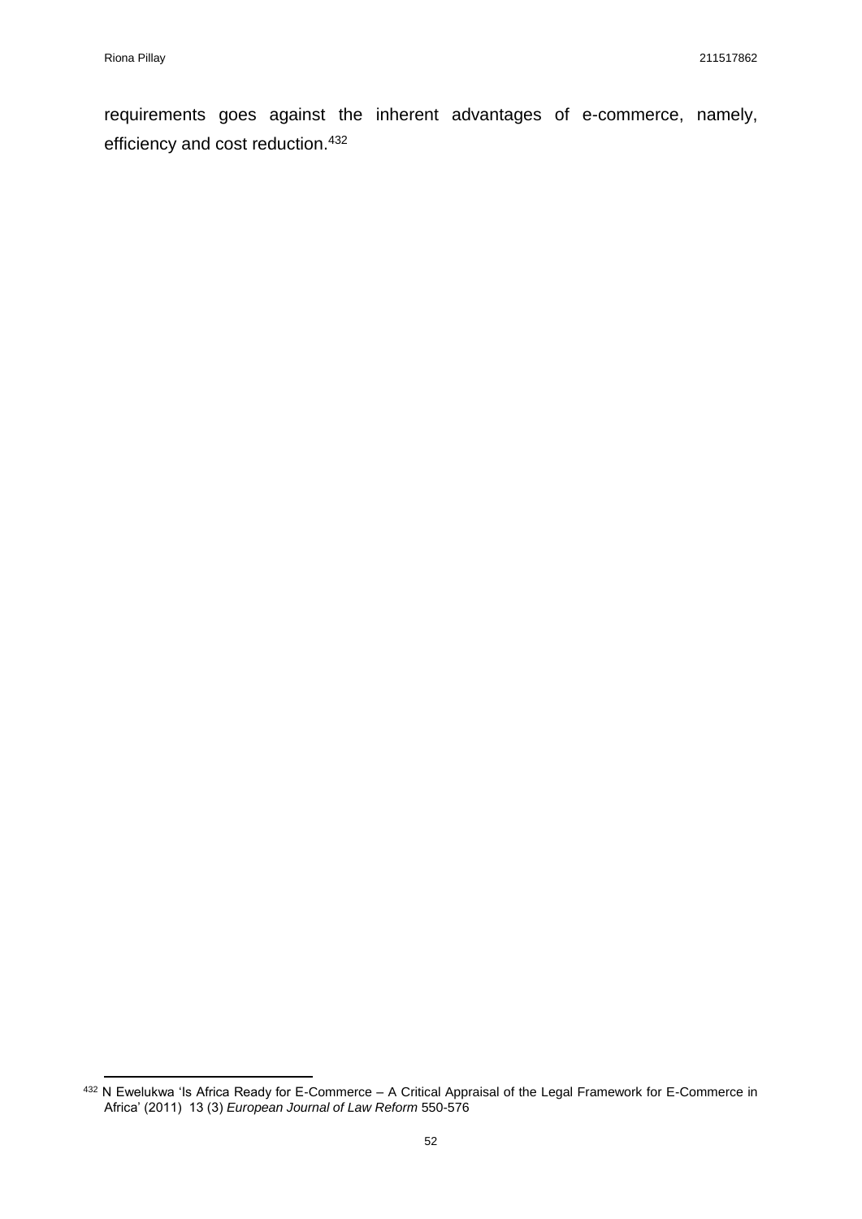requirements goes against the inherent advantages of e-commerce, namely, efficiency and cost reduction.[432]

---

[432] N Ewelukwa 'Is Africa Ready for E-Commerce – A Critical Appraisal of the Legal Framework for E-Commerce in Africa' (2011) 13 (3) *European Journal of Law Reform* 550-576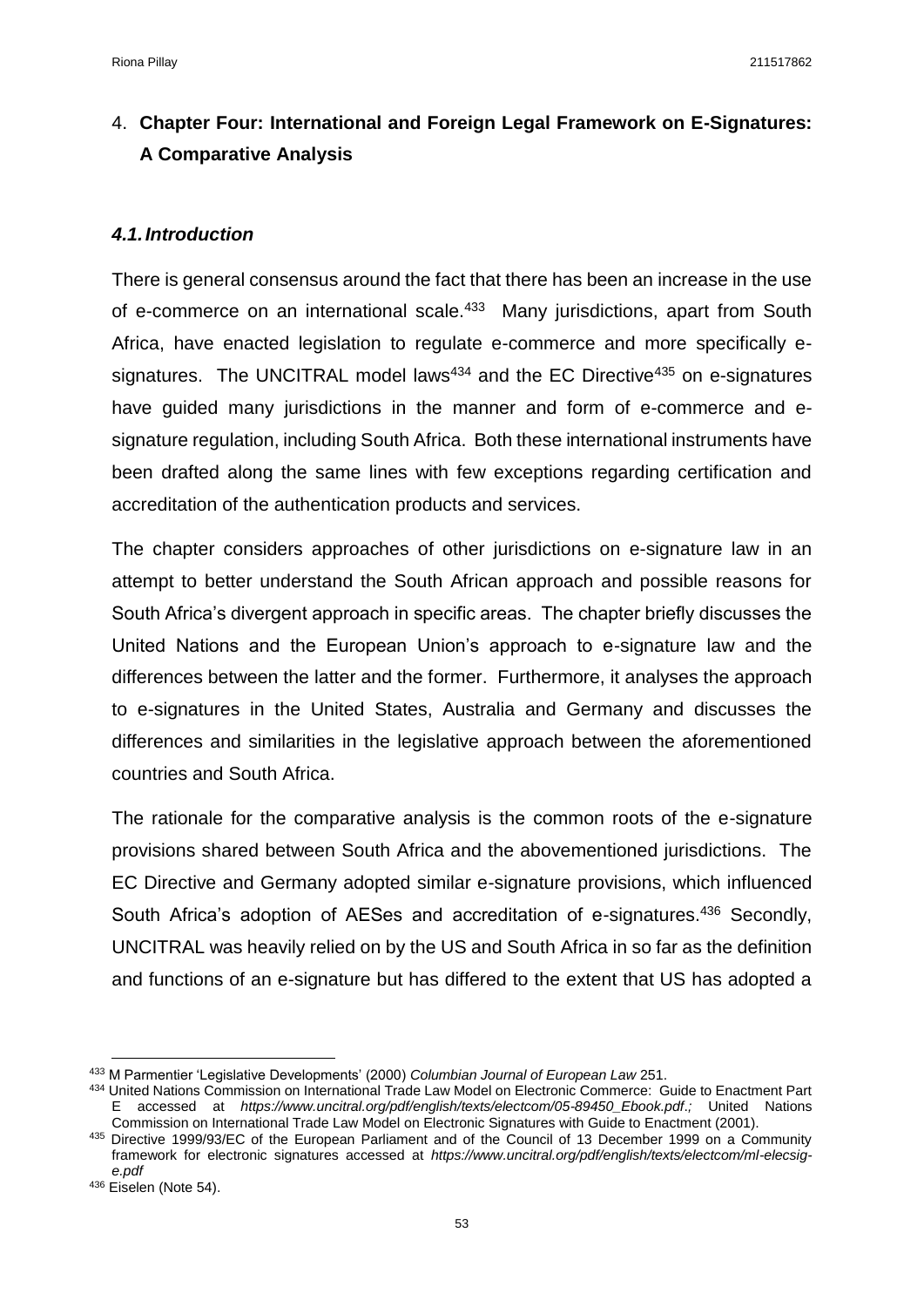# 4. **Chapter Four: International and Foreign Legal Framework on E-Signatures: A Comparative Analysis**

### ***4.1. Introduction***

There is general consensus around the fact that there has been an increase in the use of e-commerce on an international scale.[433] Many jurisdictions, apart from South Africa, have enacted legislation to regulate e-commerce and more specifically e-signatures. The UNCITRAL model laws[434] and the EC Directive[435] on e-signatures have guided many jurisdictions in the manner and form of e-commerce and e-signature regulation, including South Africa. Both these international instruments have been drafted along the same lines with few exceptions regarding certification and accreditation of the authentication products and services.

The chapter considers approaches of other jurisdictions on e-signature law in an attempt to better understand the South African approach and possible reasons for South Africa's divergent approach in specific areas. The chapter briefly discusses the United Nations and the European Union's approach to e-signature law and the differences between the latter and the former. Furthermore, it analyses the approach to e-signatures in the United States, Australia and Germany and discusses the differences and similarities in the legislative approach between the aforementioned countries and South Africa.

The rationale for the comparative analysis is the common roots of the e-signature provisions shared between South Africa and the abovementioned jurisdictions. The EC Directive and Germany adopted similar e-signature provisions, which influenced South Africa's adoption of AESes and accreditation of e-signatures.[436] Secondly, UNCITRAL was heavily relied on by the US and South Africa in so far as the definition and functions of an e-signature but has differed to the extent that US has adopted a

---

[433] M Parmentier 'Legislative Developments' (2000) *Columbian Journal of European Law* 251.

[434] United Nations Commission on International Trade Law Model on Electronic Commerce: Guide to Enactment Part E accessed at *https://www.uncitral.org/pdf/english/texts/electcom/05-89450_Ebook.pdf.;* United Nations Commission on International Trade Law Model on Electronic Signatures with Guide to Enactment (2001).

[435] Directive 1999/93/EC of the European Parliament and of the Council of 13 December 1999 on a Community framework for electronic signatures accessed at *https://www.uncitral.org/pdf/english/texts/electcom/ml-elecsig-e.pdf*

[436] Eiselen (Note 54).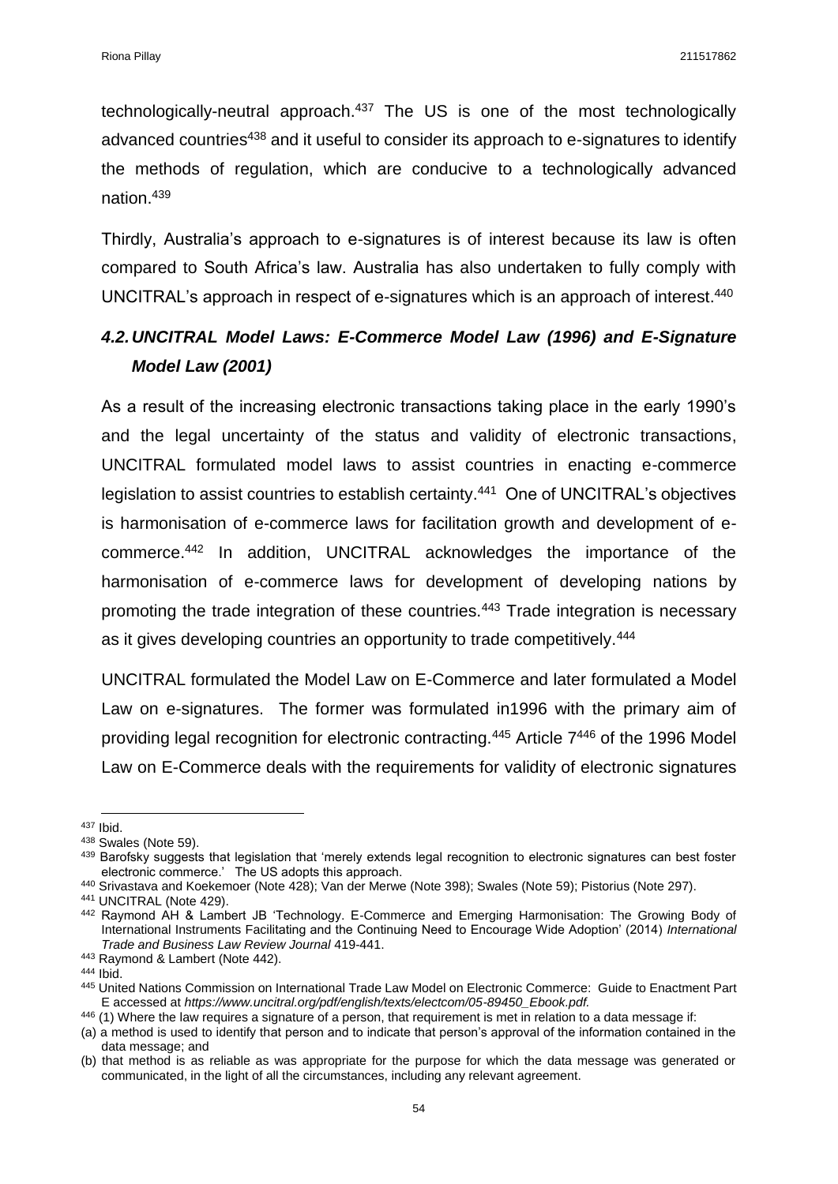technologically-neutral approach.[437] The US is one of the most technologically advanced countries[438] and it useful to consider its approach to e-signatures to identify the methods of regulation, which are conducive to a technologically advanced nation.[439]

Thirdly, Australia's approach to e-signatures is of interest because its law is often compared to South Africa's law. Australia has also undertaken to fully comply with UNCITRAL's approach in respect of e-signatures which is an approach of interest.[440]

### *4.2. UNCITRAL Model Laws: E-Commerce Model Law (1996) and E-Signature Model Law (2001)*

As a result of the increasing electronic transactions taking place in the early 1990's and the legal uncertainty of the status and validity of electronic transactions, UNCITRAL formulated model laws to assist countries in enacting e-commerce legislation to assist countries to establish certainty.[441] One of UNCITRAL's objectives is harmonisation of e-commerce laws for facilitation growth and development of e-commerce.[442] In addition, UNCITRAL acknowledges the importance of the harmonisation of e-commerce laws for development of developing nations by promoting the trade integration of these countries.[443] Trade integration is necessary as it gives developing countries an opportunity to trade competitively.[444]

UNCITRAL formulated the Model Law on E-Commerce and later formulated a Model Law on e-signatures. The former was formulated in1996 with the primary aim of providing legal recognition for electronic contracting.[445] Article 7[446] of the 1996 Model Law on E-Commerce deals with the requirements for validity of electronic signatures

---

[437] Ibid.

[438] Swales (Note 59).

[439] Barofsky suggests that legislation that 'merely extends legal recognition to electronic signatures can best foster electronic commerce.' The US adopts this approach.

[440] Srivastava and Koekemoer (Note 428); Van der Merwe (Note 398); Swales (Note 59); Pistorius (Note 297).

[441] UNCITRAL (Note 429).

[442] Raymond AH & Lambert JB 'Technology. E-Commerce and Emerging Harmonisation: The Growing Body of International Instruments Facilitating and the Continuing Need to Encourage Wide Adoption' (2014) *International Trade and Business Law Review Journal* 419-441.

[443] Raymond & Lambert (Note 442).

[444] Ibid.

[445] United Nations Commission on International Trade Law Model on Electronic Commerce: Guide to Enactment Part E accessed at *https://www.uncitral.org/pdf/english/texts/electcom/05-89450_Ebook.pdf.*

[446] (1) Where the law requires a signature of a person, that requirement is met in relation to a data message if:

(a) a method is used to identify that person and to indicate that person's approval of the information contained in the data message; and

(b) that method is as reliable as was appropriate for the purpose for which the data message was generated or communicated, in the light of all the circumstances, including any relevant agreement.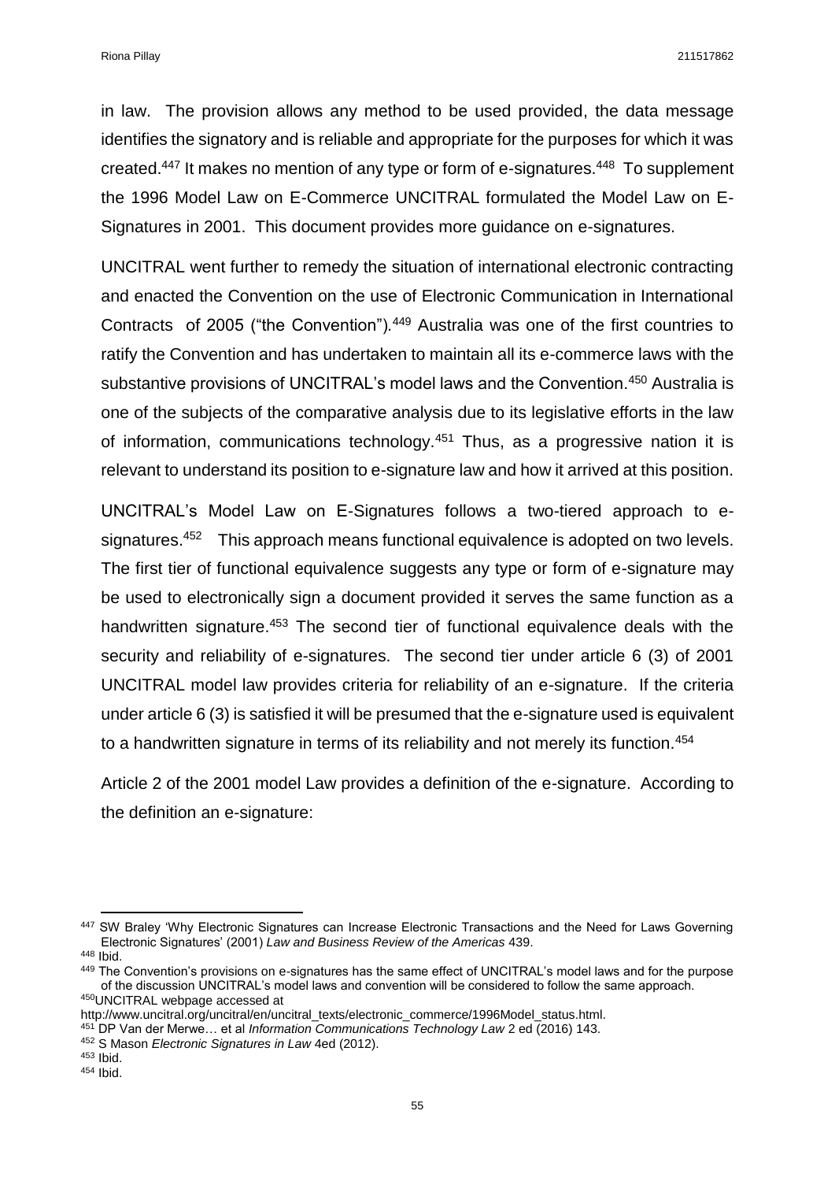in law. The provision allows any method to be used provided, the data message identifies the signatory and is reliable and appropriate for the purposes for which it was created.[447] It makes no mention of any type or form of e-signatures.[448] To supplement the 1996 Model Law on E-Commerce UNCITRAL formulated the Model Law on E-Signatures in 2001. This document provides more guidance on e-signatures.

UNCITRAL went further to remedy the situation of international electronic contracting and enacted the Convention on the use of Electronic Communication in International Contracts of 2005 ("the Convention").[449] Australia was one of the first countries to ratify the Convention and has undertaken to maintain all its e-commerce laws with the substantive provisions of UNCITRAL's model laws and the Convention.[450] Australia is one of the subjects of the comparative analysis due to its legislative efforts in the law of information, communications technology.[451] Thus, as a progressive nation it is relevant to understand its position to e-signature law and how it arrived at this position.

UNCITRAL's Model Law on E-Signatures follows a two-tiered approach to e-signatures.[452] This approach means functional equivalence is adopted on two levels. The first tier of functional equivalence suggests any type or form of e-signature may be used to electronically sign a document provided it serves the same function as a handwritten signature.[453] The second tier of functional equivalence deals with the security and reliability of e-signatures. The second tier under article 6 (3) of 2001 UNCITRAL model law provides criteria for reliability of an e-signature. If the criteria under article 6 (3) is satisfied it will be presumed that the e-signature used is equivalent to a handwritten signature in terms of its reliability and not merely its function.[454]

Article 2 of the 2001 model Law provides a definition of the e-signature. According to the definition an e-signature:

---

[447] SW Braley 'Why Electronic Signatures can Increase Electronic Transactions and the Need for Laws Governing Electronic Signatures' (2001) *Law and Business Review of the Americas* 439.

[448] Ibid.

[449] The Convention's provisions on e-signatures has the same effect of UNCITRAL's model laws and for the purpose of the discussion UNCITRAL's model laws and convention will be considered to follow the same approach.

[450] UNCITRAL webpage accessed at http://www.uncitral.org/uncitral/en/uncitral_texts/electronic_commerce/1996Model_status.html.

[451] DP Van der Merwe… et al *Information Communications Technology Law* 2 ed (2016) 143.

[452] S Mason *Electronic Signatures in Law* 4ed (2012).

[453] Ibid.

[454] Ibid.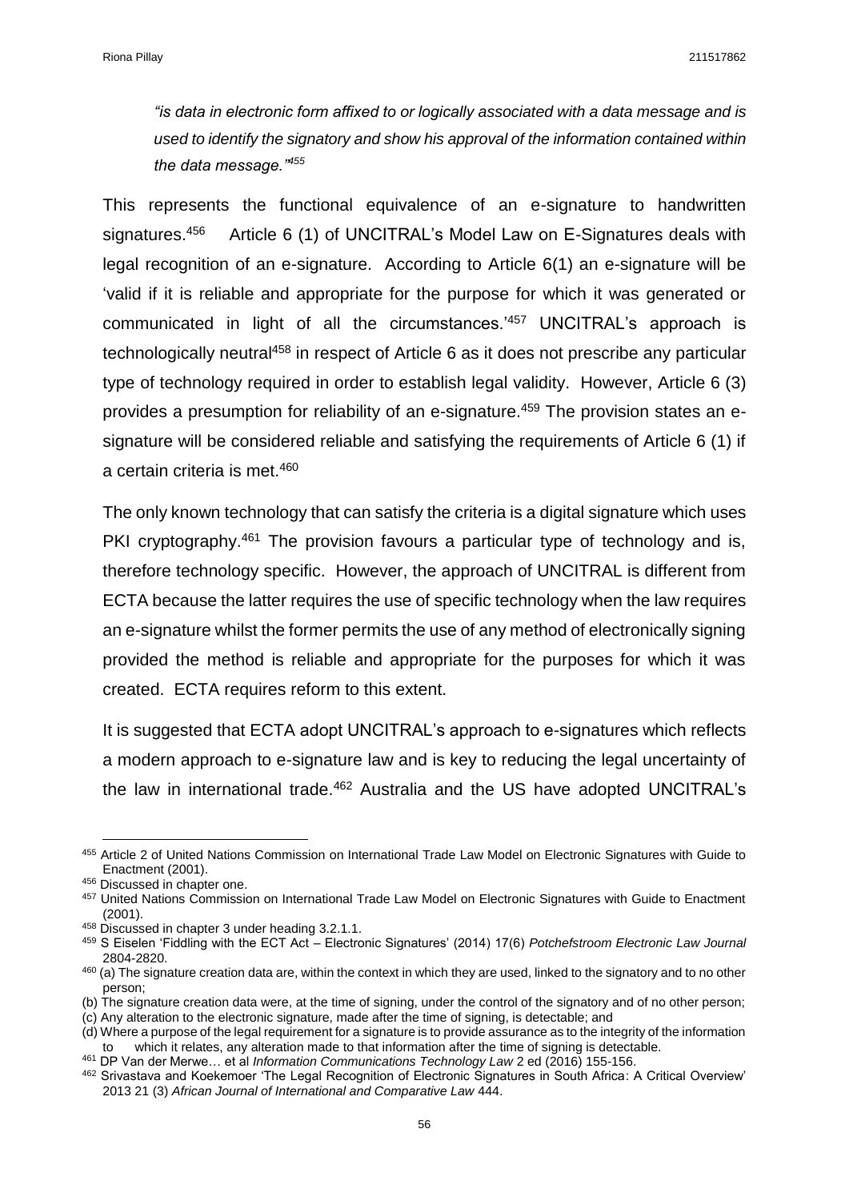*"is data in electronic form affixed to or logically associated with a data message and is used to identify the signatory and show his approval of the information contained within the data message."*[455]

This represents the functional equivalence of an e-signature to handwritten signatures.[456] Article 6 (1) of UNCITRAL's Model Law on E-Signatures deals with legal recognition of an e-signature. According to Article 6(1) an e-signature will be 'valid if it is reliable and appropriate for the purpose for which it was generated or communicated in light of all the circumstances.'[457] UNCITRAL's approach is technologically neutral[458] in respect of Article 6 as it does not prescribe any particular type of technology required in order to establish legal validity. However, Article 6 (3) provides a presumption for reliability of an e-signature.[459] The provision states an e-signature will be considered reliable and satisfying the requirements of Article 6 (1) if a certain criteria is met.[460]

The only known technology that can satisfy the criteria is a digital signature which uses PKI cryptography.[461] The provision favours a particular type of technology and is, therefore technology specific. However, the approach of UNCITRAL is different from ECTA because the latter requires the use of specific technology when the law requires an e-signature whilst the former permits the use of any method of electronically signing provided the method is reliable and appropriate for the purposes for which it was created. ECTA requires reform to this extent.

It is suggested that ECTA adopt UNCITRAL's approach to e-signatures which reflects a modern approach to e-signature law and is key to reducing the legal uncertainty of the law in international trade.[462] Australia and the US have adopted UNCITRAL's

---

[455] Article 2 of United Nations Commission on International Trade Law Model on Electronic Signatures with Guide to Enactment (2001).

[456] Discussed in chapter one.

[457] United Nations Commission on International Trade Law Model on Electronic Signatures with Guide to Enactment (2001).

[458] Discussed in chapter 3 under heading 3.2.1.1.

[459] S Eiselen 'Fiddling with the ECT Act – Electronic Signatures' (2014) 17(6) *Potchefstroom Electronic Law Journal* 2804-2820.

[460] (a) The signature creation data are, within the context in which they are used, linked to the signatory and to no other person;
(b) The signature creation data were, at the time of signing, under the control of the signatory and of no other person;
(c) Any alteration to the electronic signature, made after the time of signing, is detectable; and
(d) Where a purpose of the legal requirement for a signature is to provide assurance as to the integrity of the information to which it relates, any alteration made to that information after the time of signing is detectable.

[461] DP Van der Merwe… et al *Information Communications Technology Law* 2 ed (2016) 155-156.

[462] Srivastava and Koekemoer 'The Legal Recognition of Electronic Signatures in South Africa: A Critical Overview' 2013 21 (3) *African Journal of International and Comparative Law* 444.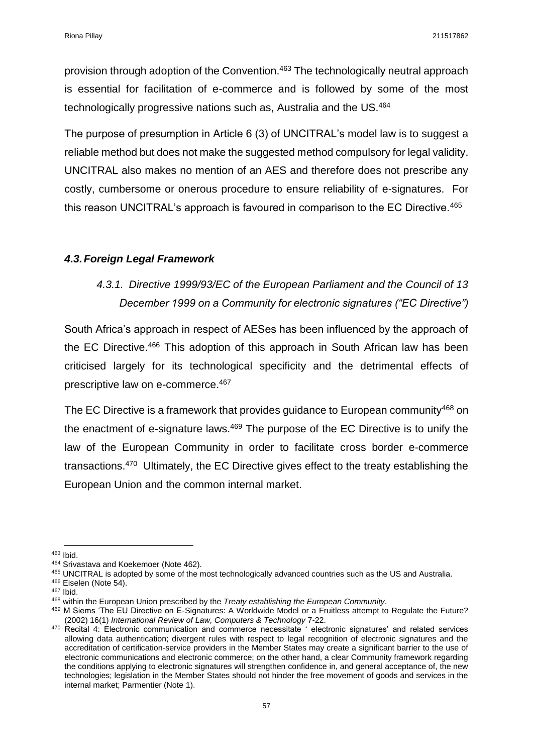provision through adoption of the Convention.[463] The technologically neutral approach is essential for facilitation of e-commerce and is followed by some of the most technologically progressive nations such as, Australia and the US.[464]

The purpose of presumption in Article 6 (3) of UNCITRAL's model law is to suggest a reliable method but does not make the suggested method compulsory for legal validity. UNCITRAL also makes no mention of an AES and therefore does not prescribe any costly, cumbersome or onerous procedure to ensure reliability of e-signatures. For this reason UNCITRAL's approach is favoured in comparison to the EC Directive.[465]

### *4.3. Foreign Legal Framework*

#### *4.3.1. Directive 1999/93/EC of the European Parliament and the Council of 13 December 1999 on a Community for electronic signatures ("EC Directive")*

South Africa's approach in respect of AESes has been influenced by the approach of the EC Directive.[466] This adoption of this approach in South African law has been criticised largely for its technological specificity and the detrimental effects of prescriptive law on e-commerce.[467]

The EC Directive is a framework that provides guidance to European community[468] on the enactment of e-signature laws.[469] The purpose of the EC Directive is to unify the law of the European Community in order to facilitate cross border e-commerce transactions.[470] Ultimately, the EC Directive gives effect to the treaty establishing the European Union and the common internal market.

---

[463] Ibid.

[464] Srivastava and Koekemoer (Note 462).

[465] UNCITRAL is adopted by some of the most technologically advanced countries such as the US and Australia.

[466] Eiselen (Note 54).

[467] Ibid.

[468] within the European Union prescribed by the *Treaty establishing the European Community*.

[469] M Siems 'The EU Directive on E-Signatures: A Worldwide Model or a Fruitless attempt to Regulate the Future? (2002) 16(1) *International Review of Law, Computers & Technology* 7-22.

[470] Recital 4: Electronic communication and commerce necessitate ' electronic signatures' and related services allowing data authentication; divergent rules with respect to legal recognition of electronic signatures and the accreditation of certification-service providers in the Member States may create a significant barrier to the use of electronic communications and electronic commerce; on the other hand, a clear Community framework regarding the conditions applying to electronic signatures will strengthen confidence in, and general acceptance of, the new technologies; legislation in the Member States should not hinder the free movement of goods and services in the internal market; Parmentier (Note 1).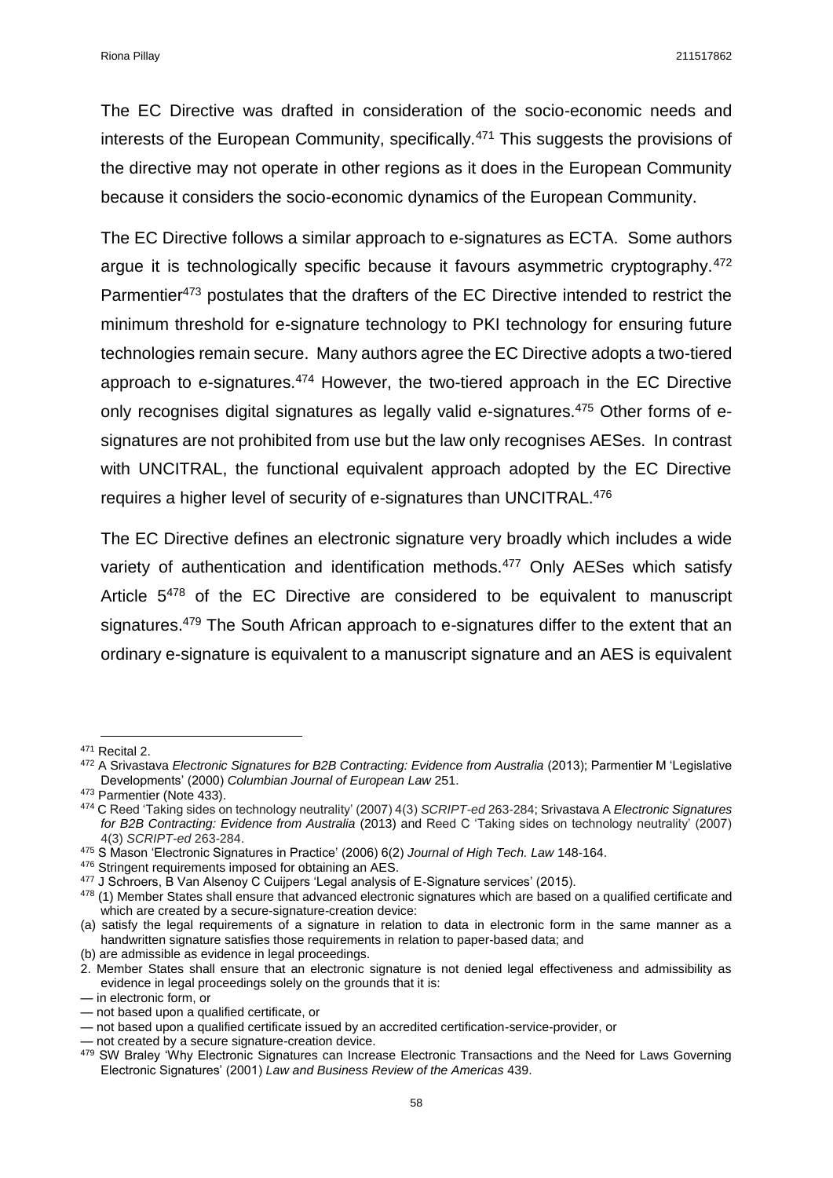The EC Directive was drafted in consideration of the socio-economic needs and interests of the European Community, specifically.[471] This suggests the provisions of the directive may not operate in other regions as it does in the European Community because it considers the socio-economic dynamics of the European Community.

The EC Directive follows a similar approach to e-signatures as ECTA. Some authors argue it is technologically specific because it favours asymmetric cryptography.[472] Parmentier[473] postulates that the drafters of the EC Directive intended to restrict the minimum threshold for e-signature technology to PKI technology for ensuring future technologies remain secure. Many authors agree the EC Directive adopts a two-tiered approach to e-signatures.[474] However, the two-tiered approach in the EC Directive only recognises digital signatures as legally valid e-signatures.[475] Other forms of e-signatures are not prohibited from use but the law only recognises AESes. In contrast with UNCITRAL, the functional equivalent approach adopted by the EC Directive requires a higher level of security of e-signatures than UNCITRAL.[476]

The EC Directive defines an electronic signature very broadly which includes a wide variety of authentication and identification methods.[477] Only AESes which satisfy Article 5[478] of the EC Directive are considered to be equivalent to manuscript signatures.[479] The South African approach to e-signatures differ to the extent that an ordinary e-signature is equivalent to a manuscript signature and an AES is equivalent

---

[471] Recital 2.

[472] A Srivastava *Electronic Signatures for B2B Contracting: Evidence from Australia* (2013); Parmentier M 'Legislative Developments' (2000) *Columbian Journal of European Law* 251.

[473] Parmentier (Note 433).

[474] C Reed 'Taking sides on technology neutrality' (2007) 4(3) *SCRIPT-ed* 263-284; Srivastava A *Electronic Signatures for B2B Contracting: Evidence from Australia* (2013) and Reed C 'Taking sides on technology neutrality' (2007) 4(3) *SCRIPT-ed* 263-284.

[475] S Mason 'Electronic Signatures in Practice' (2006) 6(2) *Journal of High Tech. Law* 148-164.

[476] Stringent requirements imposed for obtaining an AES.

[477] J Schroers, B Van Alsenoy C Cuijpers 'Legal analysis of E-Signature services' (2015).

[478] (1) Member States shall ensure that advanced electronic signatures which are based on a qualified certificate and which are created by a secure-signature-creation device:

(a) satisfy the legal requirements of a signature in relation to data in electronic form in the same manner as a handwritten signature satisfies those requirements in relation to paper-based data; and

(b) are admissible as evidence in legal proceedings.

2. Member States shall ensure that an electronic signature is not denied legal effectiveness and admissibility as evidence in legal proceedings solely on the grounds that it is:

— in electronic form, or

— not based upon a qualified certificate, or

— not based upon a qualified certificate issued by an accredited certification-service-provider, or

— not created by a secure signature-creation device.

[479] SW Braley 'Why Electronic Signatures can Increase Electronic Transactions and the Need for Laws Governing Electronic Signatures' (2001) *Law and Business Review of the Americas* 439.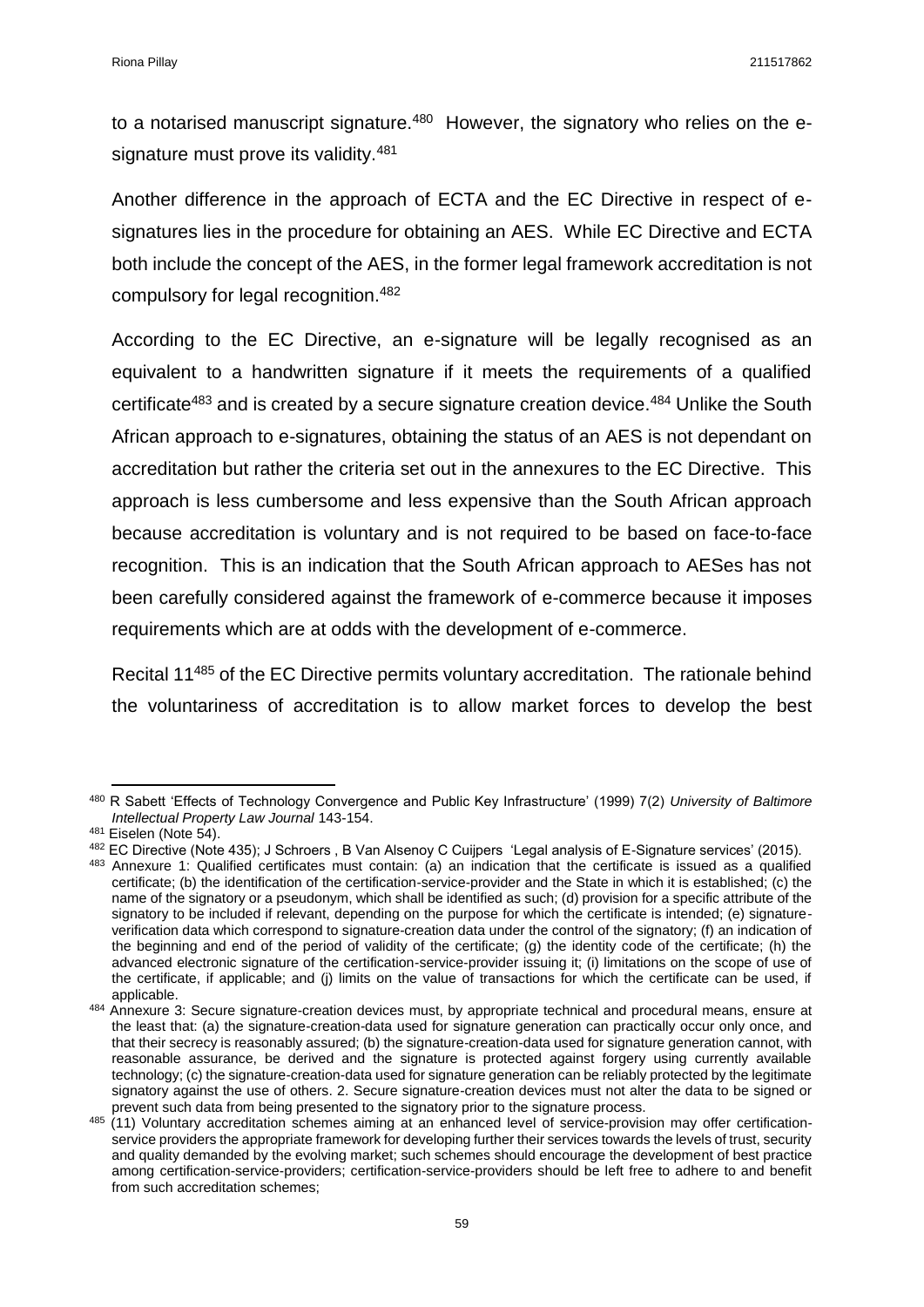to a notarised manuscript signature.[480] However, the signatory who relies on the e-signature must prove its validity.[481]

Another difference in the approach of ECTA and the EC Directive in respect of e-signatures lies in the procedure for obtaining an AES. While EC Directive and ECTA both include the concept of the AES, in the former legal framework accreditation is not compulsory for legal recognition.[482]

According to the EC Directive, an e-signature will be legally recognised as an equivalent to a handwritten signature if it meets the requirements of a qualified certificate[483] and is created by a secure signature creation device.[484] Unlike the South African approach to e-signatures, obtaining the status of an AES is not dependant on accreditation but rather the criteria set out in the annexures to the EC Directive. This approach is less cumbersome and less expensive than the South African approach because accreditation is voluntary and is not required to be based on face-to-face recognition. This is an indication that the South African approach to AESes has not been carefully considered against the framework of e-commerce because it imposes requirements which are at odds with the development of e-commerce.

Recital 11[485] of the EC Directive permits voluntary accreditation. The rationale behind the voluntariness of accreditation is to allow market forces to develop the best

---

[480] R Sabett 'Effects of Technology Convergence and Public Key Infrastructure' (1999) 7(2) *University of Baltimore Intellectual Property Law Journal* 143-154.

[481] Eiselen (Note 54).

[482] EC Directive (Note 435); J Schroers , B Van Alsenoy C Cuijpers 'Legal analysis of E-Signature services' (2015).

[483] Annexure 1: Qualified certificates must contain: (a) an indication that the certificate is issued as a qualified certificate; (b) the identification of the certification-service-provider and the State in which it is established; (c) the name of the signatory or a pseudonym, which shall be identified as such; (d) provision for a specific attribute of the signatory to be included if relevant, depending on the purpose for which the certificate is intended; (e) signature-verification data which correspond to signature-creation data under the control of the signatory; (f) an indication of the beginning and end of the period of validity of the certificate; (g) the identity code of the certificate; (h) the advanced electronic signature of the certification-service-provider issuing it; (i) limitations on the scope of use of the certificate, if applicable; and (j) limits on the value of transactions for which the certificate can be used, if applicable.

[484] Annexure 3: Secure signature-creation devices must, by appropriate technical and procedural means, ensure at the least that: (a) the signature-creation-data used for signature generation can practically occur only once, and that their secrecy is reasonably assured; (b) the signature-creation-data used for signature generation cannot, with reasonable assurance, be derived and the signature is protected against forgery using currently available technology; (c) the signature-creation-data used for signature generation can be reliably protected by the legitimate signatory against the use of others. 2. Secure signature-creation devices must not alter the data to be signed or prevent such data from being presented to the signatory prior to the signature process.

[485] (11) Voluntary accreditation schemes aiming at an enhanced level of service-provision may offer certification-service providers the appropriate framework for developing further their services towards the levels of trust, security and quality demanded by the evolving market; such schemes should encourage the development of best practice among certification-service-providers; certification-service-providers should be left free to adhere to and benefit from such accreditation schemes;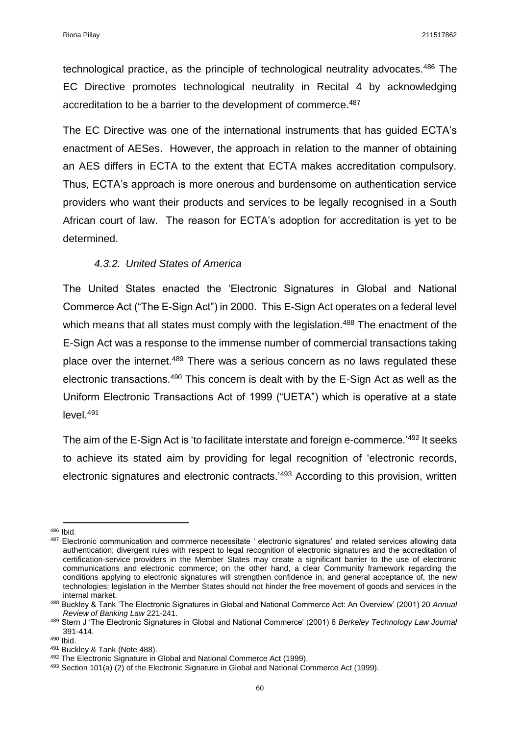technological practice, as the principle of technological neutrality advocates.[486] The EC Directive promotes technological neutrality in Recital 4 by acknowledging accreditation to be a barrier to the development of commerce.[487]

The EC Directive was one of the international instruments that has guided ECTA's enactment of AESes. However, the approach in relation to the manner of obtaining an AES differs in ECTA to the extent that ECTA makes accreditation compulsory. Thus, ECTA's approach is more onerous and burdensome on authentication service providers who want their products and services to be legally recognised in a South African court of law. The reason for ECTA's adoption for accreditation is yet to be determined.

### *4.3.2. United States of America*

The United States enacted the 'Electronic Signatures in Global and National Commerce Act ("The E-Sign Act") in 2000. This E-Sign Act operates on a federal level which means that all states must comply with the legislation.[488] The enactment of the E-Sign Act was a response to the immense number of commercial transactions taking place over the internet.[489] There was a serious concern as no laws regulated these electronic transactions.[490] This concern is dealt with by the E-Sign Act as well as the Uniform Electronic Transactions Act of 1999 ("UETA") which is operative at a state level.[491]

The aim of the E-Sign Act is 'to facilitate interstate and foreign e-commerce.'[492] It seeks to achieve its stated aim by providing for legal recognition of 'electronic records, electronic signatures and electronic contracts.'[493] According to this provision, written

---

[486] Ibid.

[487] Electronic communication and commerce necessitate ' electronic signatures' and related services allowing data authentication; divergent rules with respect to legal recognition of electronic signatures and the accreditation of certification-service providers in the Member States may create a significant barrier to the use of electronic communications and electronic commerce; on the other hand, a clear Community framework regarding the conditions applying to electronic signatures will strengthen confidence in, and general acceptance of, the new technologies; legislation in the Member States should not hinder the free movement of goods and services in the internal market.

[488] Buckley & Tank 'The Electronic Signatures in Global and National Commerce Act: An Overview' (2001) 20 *Annual Review of Banking Law* 221-241.

[489] Stern J 'The Electronic Signatures in Global and National Commerce' (2001) 6 *Berkeley Technology Law Journal* 391-414.

[490] Ibid.

[491] Buckley & Tank (Note 488).

[492] The Electronic Signature in Global and National Commerce Act (1999).

[493] Section 101(a) (2) of the Electronic Signature in Global and National Commerce Act (1999).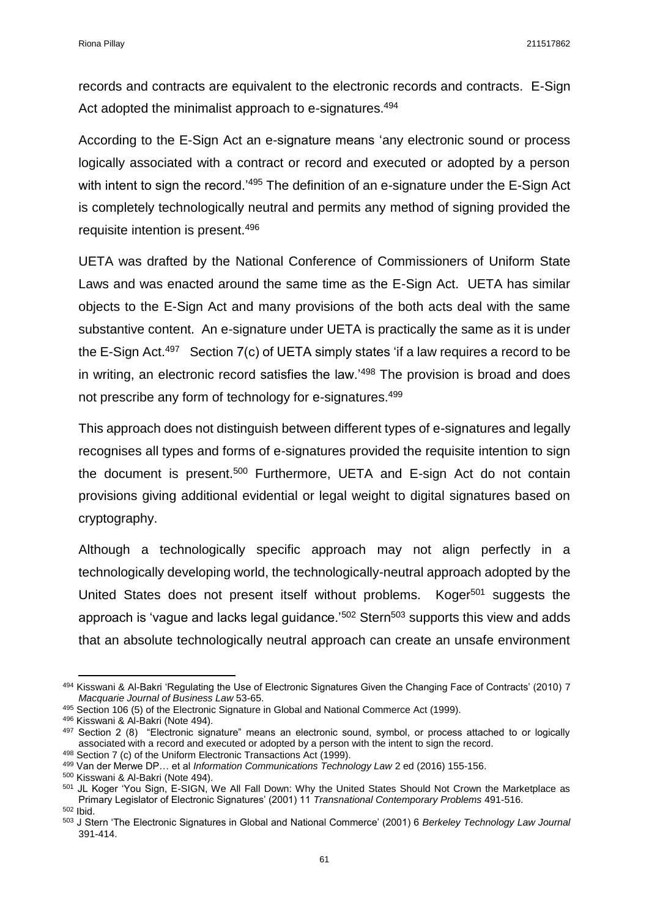records and contracts are equivalent to the electronic records and contracts. E-Sign Act adopted the minimalist approach to e-signatures.[494]

According to the E-Sign Act an e-signature means 'any electronic sound or process logically associated with a contract or record and executed or adopted by a person with intent to sign the record.'[495] The definition of an e-signature under the E-Sign Act is completely technologically neutral and permits any method of signing provided the requisite intention is present.[496]

UETA was drafted by the National Conference of Commissioners of Uniform State Laws and was enacted around the same time as the E-Sign Act. UETA has similar objects to the E-Sign Act and many provisions of the both acts deal with the same substantive content. An e-signature under UETA is practically the same as it is under the E-Sign Act.[497] Section 7(c) of UETA simply states 'if a law requires a record to be in writing, an electronic record satisfies the law.'[498] The provision is broad and does not prescribe any form of technology for e-signatures.[499]

This approach does not distinguish between different types of e-signatures and legally recognises all types and forms of e-signatures provided the requisite intention to sign the document is present.[500] Furthermore, UETA and E-sign Act do not contain provisions giving additional evidential or legal weight to digital signatures based on cryptography.

Although a technologically specific approach may not align perfectly in a technologically developing world, the technologically-neutral approach adopted by the United States does not present itself without problems. Koger[501] suggests the approach is 'vague and lacks legal guidance.'[502] Stern[503] supports this view and adds that an absolute technologically neutral approach can create an unsafe environment

---

[494] Kisswani & Al-Bakri 'Regulating the Use of Electronic Signatures Given the Changing Face of Contracts' (2010) 7 *Macquarie Journal of Business Law* 53-65.

[495] Section 106 (5) of the Electronic Signature in Global and National Commerce Act (1999).

[496] Kisswani & Al-Bakri (Note 494).

[497] Section 2 (8) "Electronic signature" means an electronic sound, symbol, or process attached to or logically associated with a record and executed or adopted by a person with the intent to sign the record.

[498] Section 7 (c) of the Uniform Electronic Transactions Act (1999).

[499] Van der Merwe DP… et al *Information Communications Technology Law* 2 ed (2016) 155-156.

[500] Kisswani & Al-Bakri (Note 494).

[501] JL Koger 'You Sign, E-SIGN, We All Fall Down: Why the United States Should Not Crown the Marketplace as Primary Legislator of Electronic Signatures' (2001) 11 *Transnational Contemporary Problems* 491-516.

[502] Ibid.

[503] J Stern 'The Electronic Signatures in Global and National Commerce' (2001) 6 *Berkeley Technology Law Journal* 391-414.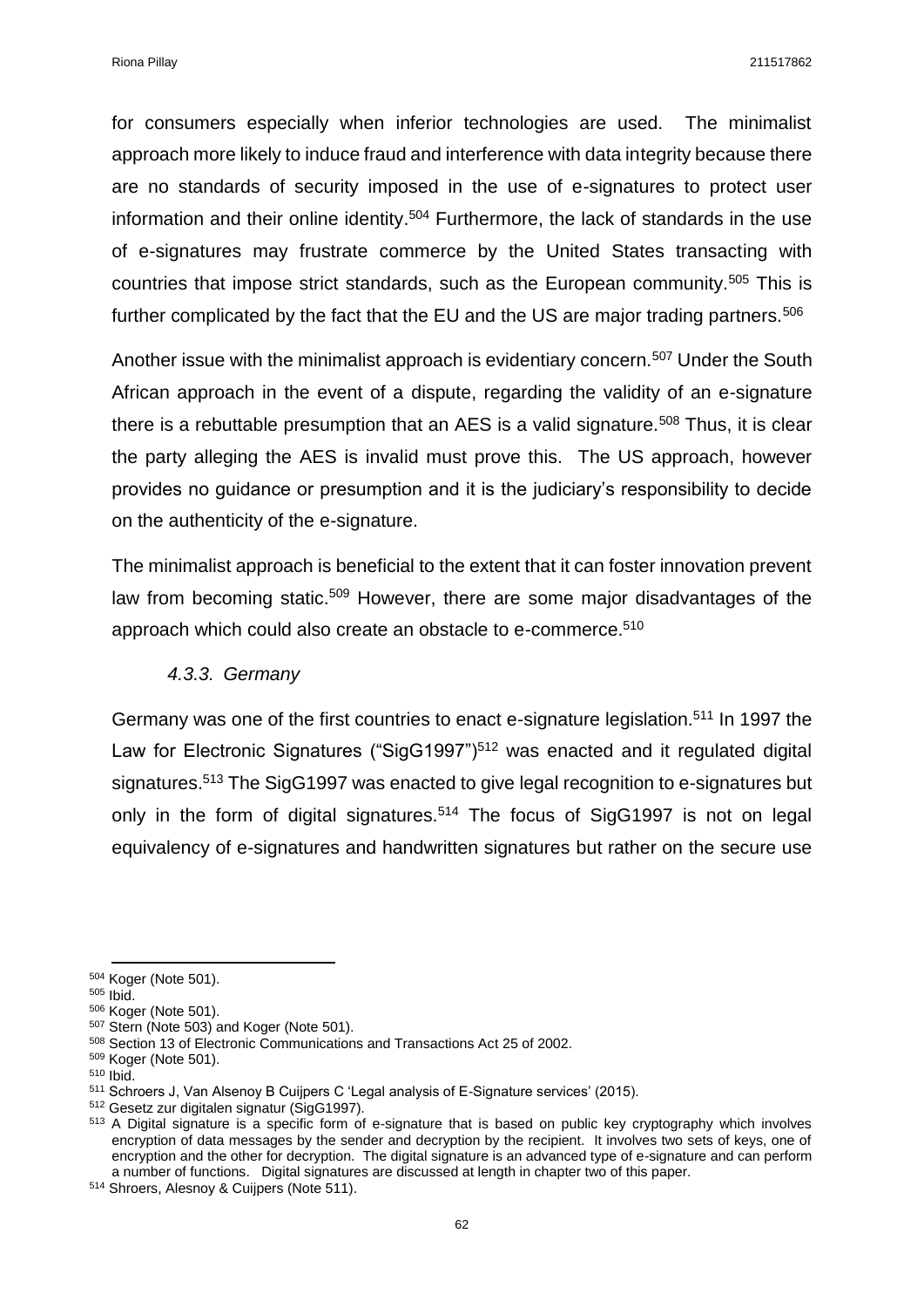for consumers especially when inferior technologies are used. The minimalist approach more likely to induce fraud and interference with data integrity because there are no standards of security imposed in the use of e-signatures to protect user information and their online identity.[504] Furthermore, the lack of standards in the use of e-signatures may frustrate commerce by the United States transacting with countries that impose strict standards, such as the European community.[505] This is further complicated by the fact that the EU and the US are major trading partners.[506]

Another issue with the minimalist approach is evidentiary concern.[507] Under the South African approach in the event of a dispute, regarding the validity of an e-signature there is a rebuttable presumption that an AES is a valid signature.[508] Thus, it is clear the party alleging the AES is invalid must prove this. The US approach, however provides no guidance or presumption and it is the judiciary's responsibility to decide on the authenticity of the e-signature.

The minimalist approach is beneficial to the extent that it can foster innovation prevent law from becoming static.[509] However, there are some major disadvantages of the approach which could also create an obstacle to e-commerce.[510]

### *4.3.3. Germany*

Germany was one of the first countries to enact e-signature legislation.[511] In 1997 the Law for Electronic Signatures ("SigG1997")[512] was enacted and it regulated digital signatures.[513] The SigG1997 was enacted to give legal recognition to e-signatures but only in the form of digital signatures.[514] The focus of SigG1997 is not on legal equivalency of e-signatures and handwritten signatures but rather on the secure use

---

[504] Koger (Note 501).
[505] Ibid.
[506] Koger (Note 501).
[507] Stern (Note 503) and Koger (Note 501).
[508] Section 13 of Electronic Communications and Transactions Act 25 of 2002.
[509] Koger (Note 501).
[510] Ibid.
[511] Schroers J, Van Alsenoy B Cuijpers C 'Legal analysis of E-Signature services' (2015).
[512] Gesetz zur digitalen signatur (SigG1997).
[513] A Digital signature is a specific form of e-signature that is based on public key cryptography which involves encryption of data messages by the sender and decryption by the recipient. It involves two sets of keys, one of encryption and the other for decryption. The digital signature is an advanced type of e-signature and can perform a number of functions. Digital signatures are discussed at length in chapter two of this paper.
[514] Shroers, Alesnoy & Cuijpers (Note 511).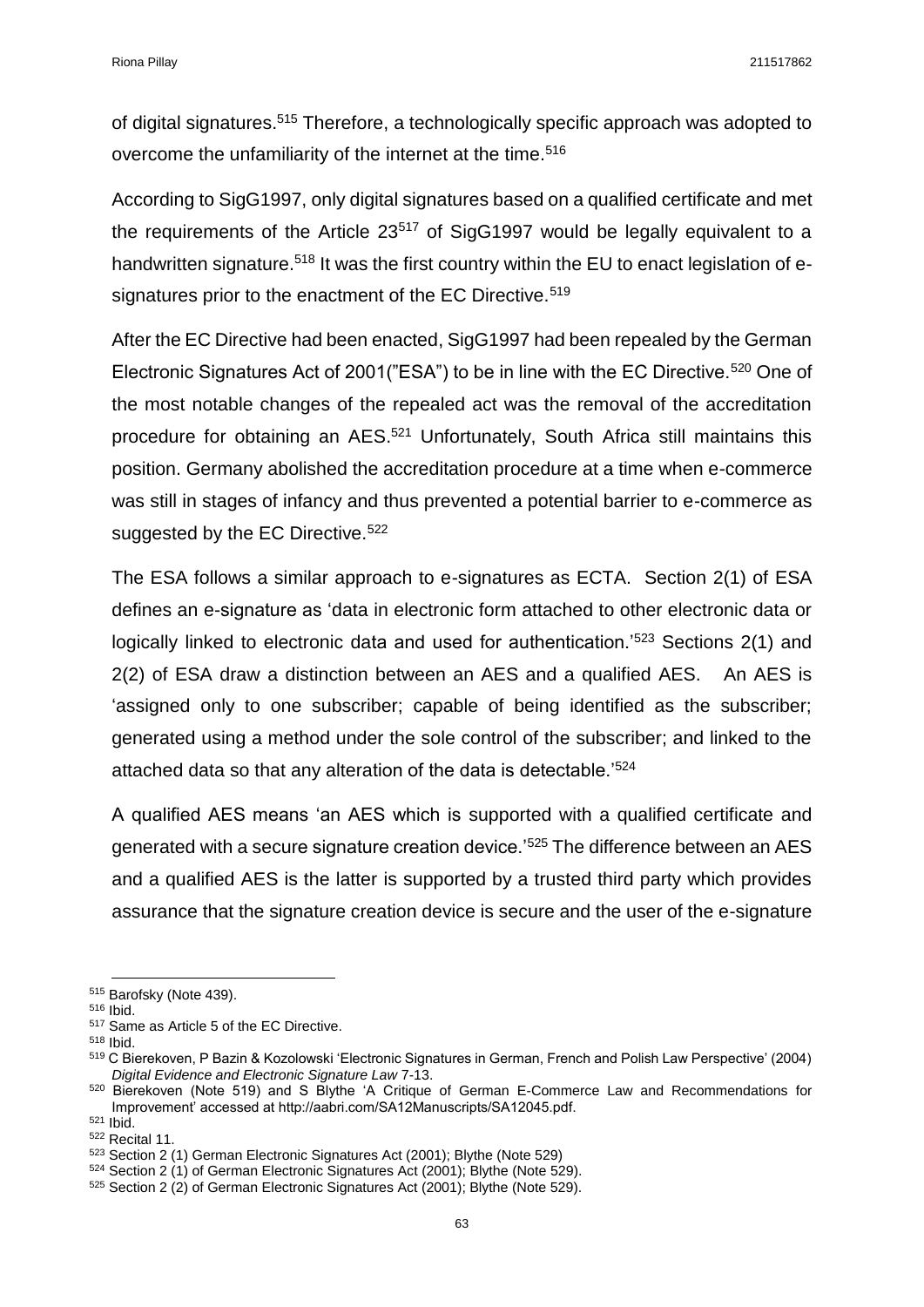of digital signatures.[515] Therefore, a technologically specific approach was adopted to overcome the unfamiliarity of the internet at the time.[516]

According to SigG1997, only digital signatures based on a qualified certificate and met the requirements of the Article 23[517] of SigG1997 would be legally equivalent to a handwritten signature.[518] It was the first country within the EU to enact legislation of e-signatures prior to the enactment of the EC Directive.[519]

After the EC Directive had been enacted, SigG1997 had been repealed by the German Electronic Signatures Act of 2001("ESA") to be in line with the EC Directive.[520] One of the most notable changes of the repealed act was the removal of the accreditation procedure for obtaining an AES.[521] Unfortunately, South Africa still maintains this position. Germany abolished the accreditation procedure at a time when e-commerce was still in stages of infancy and thus prevented a potential barrier to e-commerce as suggested by the EC Directive.[522]

The ESA follows a similar approach to e-signatures as ECTA. Section 2(1) of ESA defines an e-signature as 'data in electronic form attached to other electronic data or logically linked to electronic data and used for authentication.'[523] Sections 2(1) and 2(2) of ESA draw a distinction between an AES and a qualified AES. An AES is 'assigned only to one subscriber; capable of being identified as the subscriber; generated using a method under the sole control of the subscriber; and linked to the attached data so that any alteration of the data is detectable.'[524]

A qualified AES means 'an AES which is supported with a qualified certificate and generated with a secure signature creation device.'[525] The difference between an AES and a qualified AES is the latter is supported by a trusted third party which provides assurance that the signature creation device is secure and the user of the e-signature

---

[515] Barofsky (Note 439).

[516] Ibid.

[517] Same as Article 5 of the EC Directive.

[518] Ibid.

[519] C Bierekoven, P Bazin & Kozolowski 'Electronic Signatures in German, French and Polish Law Perspective' (2004) *Digital Evidence and Electronic Signature Law* 7-13.

[520] Bierekoven (Note 519) and S Blythe 'A Critique of German E-Commerce Law and Recommendations for Improvement' accessed at http://aabri.com/SA12Manuscripts/SA12045.pdf.

[521] Ibid.

[522] Recital 11.

[523] Section 2 (1) German Electronic Signatures Act (2001); Blythe (Note 529)

[524] Section 2 (1) of German Electronic Signatures Act (2001); Blythe (Note 529).

[525] Section 2 (2) of German Electronic Signatures Act (2001); Blythe (Note 529).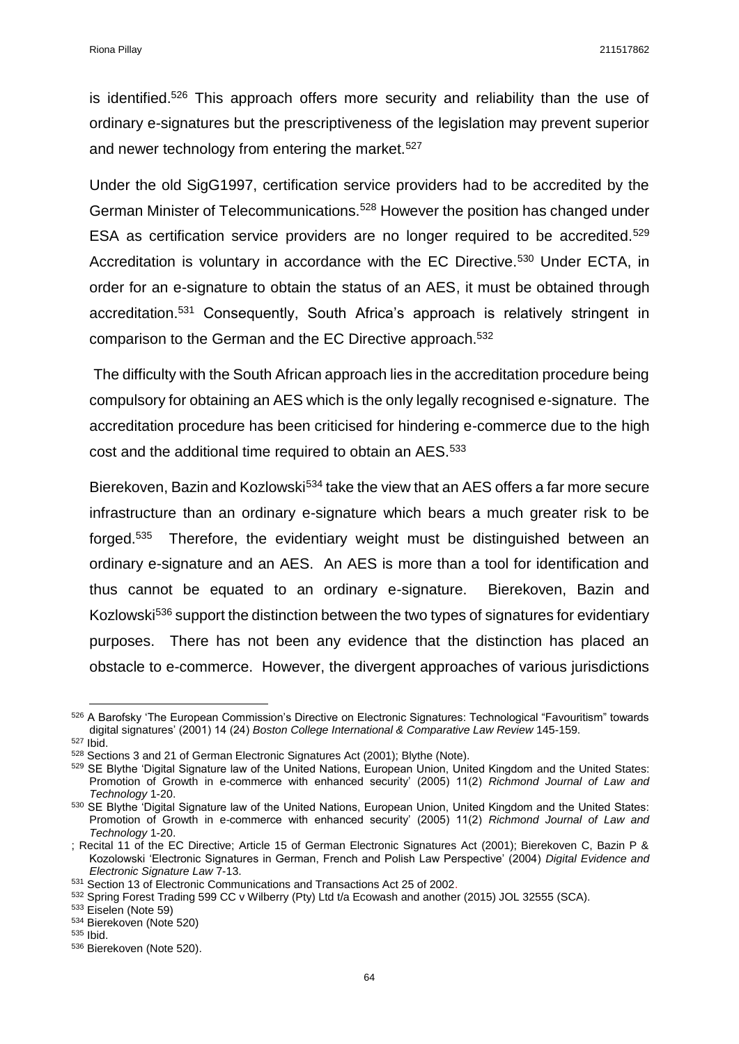is identified.[526] This approach offers more security and reliability than the use of ordinary e-signatures but the prescriptiveness of the legislation may prevent superior and newer technology from entering the market.[527]

Under the old SigG1997, certification service providers had to be accredited by the German Minister of Telecommunications.[528] However the position has changed under ESA as certification service providers are no longer required to be accredited.[529] Accreditation is voluntary in accordance with the EC Directive.[530] Under ECTA, in order for an e-signature to obtain the status of an AES, it must be obtained through accreditation.[531] Consequently, South Africa's approach is relatively stringent in comparison to the German and the EC Directive approach.[532]

The difficulty with the South African approach lies in the accreditation procedure being compulsory for obtaining an AES which is the only legally recognised e-signature. The accreditation procedure has been criticised for hindering e-commerce due to the high cost and the additional time required to obtain an AES.[533]

Bierekoven, Bazin and Kozlowski[534] take the view that an AES offers a far more secure infrastructure than an ordinary e-signature which bears a much greater risk to be forged.[535] Therefore, the evidentiary weight must be distinguished between an ordinary e-signature and an AES. An AES is more than a tool for identification and thus cannot be equated to an ordinary e-signature. Bierekoven, Bazin and Kozlowski[536] support the distinction between the two types of signatures for evidentiary purposes. There has not been any evidence that the distinction has placed an obstacle to e-commerce. However, the divergent approaches of various jurisdictions

---

[526] A Barofsky 'The European Commission's Directive on Electronic Signatures: Technological "Favouritism" towards digital signatures' (2001) 14 (24) *Boston College International & Comparative Law Review* 145-159.

[527] Ibid.

[528] Sections 3 and 21 of German Electronic Signatures Act (2001); Blythe (Note).

[529] SE Blythe 'Digital Signature law of the United Nations, European Union, United Kingdom and the United States: Promotion of Growth in e-commerce with enhanced security' (2005) 11(2) *Richmond Journal of Law and Technology* 1-20.

[530] SE Blythe 'Digital Signature law of the United Nations, European Union, United Kingdom and the United States: Promotion of Growth in e-commerce with enhanced security' (2005) 11(2) *Richmond Journal of Law and Technology* 1-20.

; Recital 11 of the EC Directive; Article 15 of German Electronic Signatures Act (2001); Bierekoven C, Bazin P & Kozolowski 'Electronic Signatures in German, French and Polish Law Perspective' (2004) *Digital Evidence and Electronic Signature Law* 7-13.

[531] Section 13 of Electronic Communications and Transactions Act 25 of 2002.

[532] Spring Forest Trading 599 CC v Wilberry (Pty) Ltd t/a Ecowash and another (2015) JOL 32555 (SCA).

[533] Eiselen (Note 59)

[534] Bierekoven (Note 520)

[535] Ibid.

[536] Bierekoven (Note 520).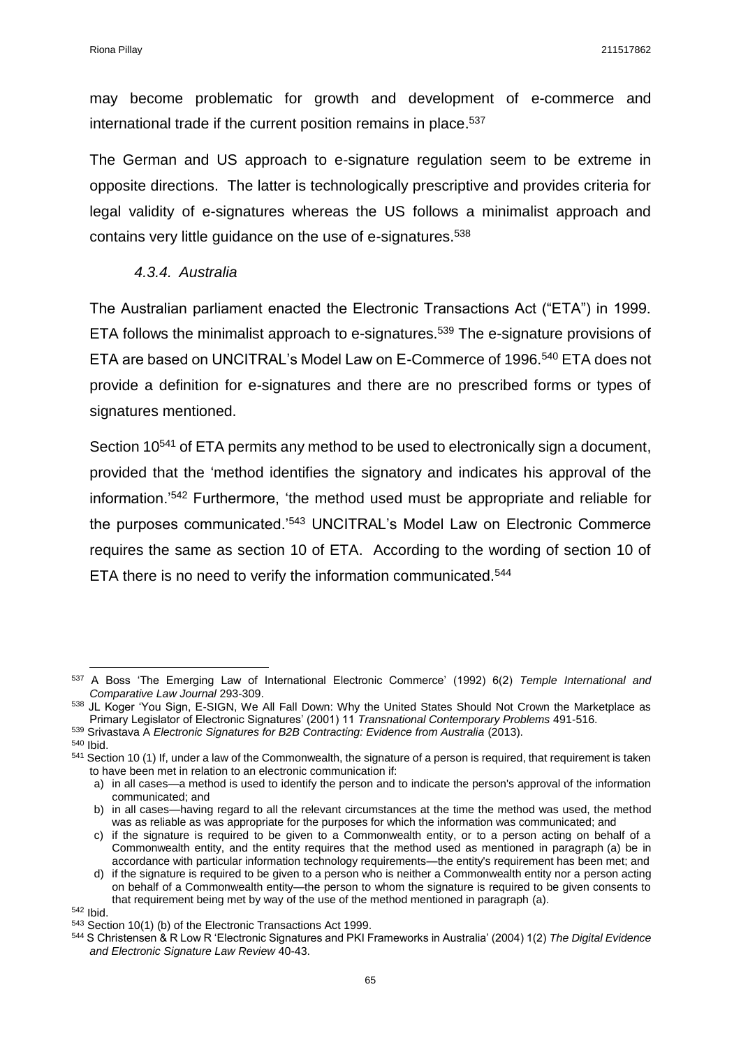may become problematic for growth and development of e-commerce and international trade if the current position remains in place.[537]

The German and US approach to e-signature regulation seem to be extreme in opposite directions. The latter is technologically prescriptive and provides criteria for legal validity of e-signatures whereas the US follows a minimalist approach and contains very little guidance on the use of e-signatures.[538]

### *4.3.4. Australia*

The Australian parliament enacted the Electronic Transactions Act ("ETA") in 1999. ETA follows the minimalist approach to e-signatures.[539] The e-signature provisions of ETA are based on UNCITRAL's Model Law on E-Commerce of 1996.[540] ETA does not provide a definition for e-signatures and there are no prescribed forms or types of signatures mentioned.

Section 10[541] of ETA permits any method to be used to electronically sign a document, provided that the 'method identifies the signatory and indicates his approval of the information.'[542] Furthermore, 'the method used must be appropriate and reliable for the purposes communicated.'[543] UNCITRAL's Model Law on Electronic Commerce requires the same as section 10 of ETA. According to the wording of section 10 of ETA there is no need to verify the information communicated.[544]

---

[537] A Boss 'The Emerging Law of International Electronic Commerce' (1992) 6(2) *Temple International and Comparative Law Journal* 293-309.

[538] JL Koger 'You Sign, E-SIGN, We All Fall Down: Why the United States Should Not Crown the Marketplace as Primary Legislator of Electronic Signatures' (2001) 11 *Transnational Contemporary Problems* 491-516.

[539] Srivastava A *Electronic Signatures for B2B Contracting: Evidence from Australia* (2013).

[540] Ibid.

[541] Section 10 (1) If, under a law of the Commonwealth, the signature of a person is required, that requirement is taken to have been met in relation to an electronic communication if:

a) in all cases—a method is used to identify the person and to indicate the person's approval of the information communicated; and
b) in all cases—having regard to all the relevant circumstances at the time the method was used, the method was as reliable as was appropriate for the purposes for which the information was communicated; and
c) if the signature is required to be given to a Commonwealth entity, or to a person acting on behalf of a Commonwealth entity, and the entity requires that the method used as mentioned in paragraph (a) be in accordance with particular information technology requirements—the entity's requirement has been met; and
d) if the signature is required to be given to a person who is neither a Commonwealth entity nor a person acting on behalf of a Commonwealth entity—the person to whom the signature is required to be given consents to that requirement being met by way of the use of the method mentioned in paragraph (a).

[542] Ibid.

[543] Section 10(1) (b) of the Electronic Transactions Act 1999.

[544] S Christensen & R Low R 'Electronic Signatures and PKI Frameworks in Australia' (2004) 1(2) *The Digital Evidence and Electronic Signature Law Review* 40-43.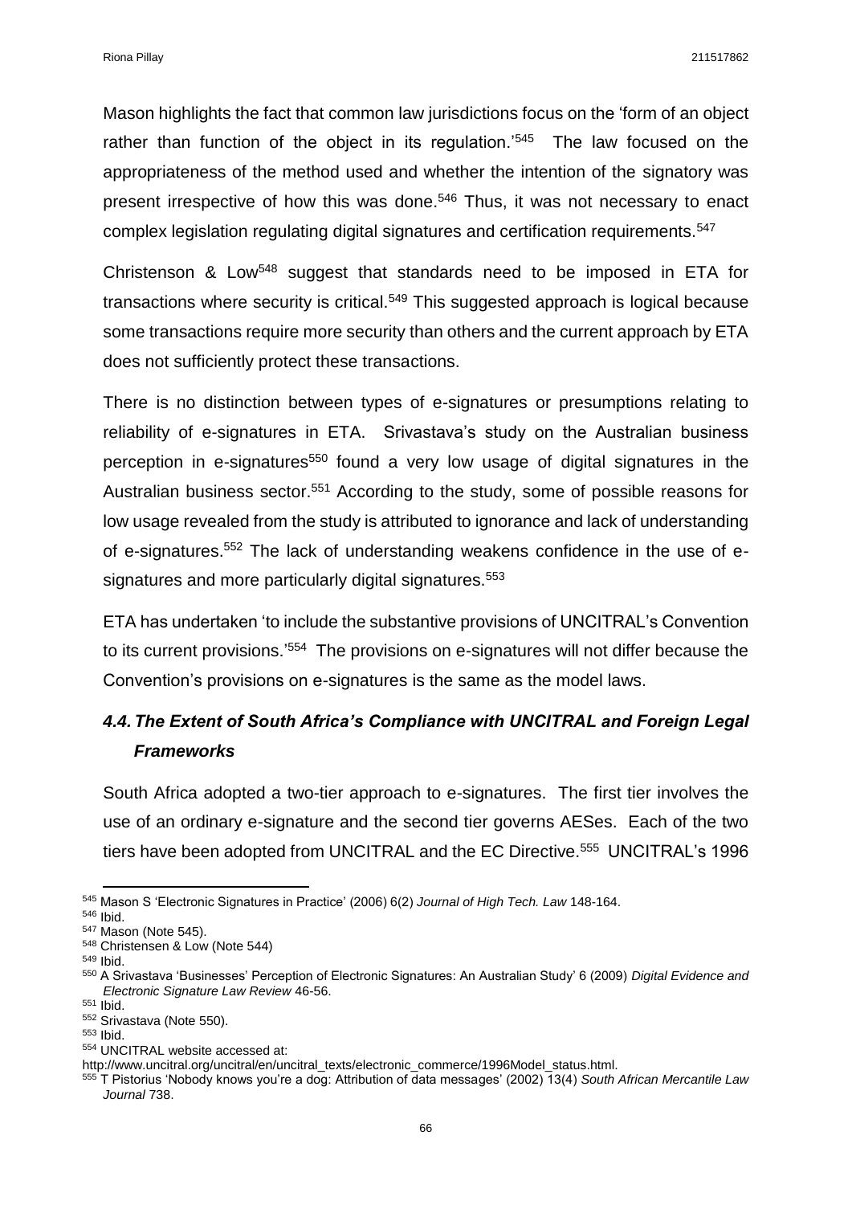Mason highlights the fact that common law jurisdictions focus on the 'form of an object rather than function of the object in its regulation.'[545] The law focused on the appropriateness of the method used and whether the intention of the signatory was present irrespective of how this was done.[546] Thus, it was not necessary to enact complex legislation regulating digital signatures and certification requirements.[547]

Christenson & Low[548] suggest that standards need to be imposed in ETA for transactions where security is critical.[549] This suggested approach is logical because some transactions require more security than others and the current approach by ETA does not sufficiently protect these transactions.

There is no distinction between types of e-signatures or presumptions relating to reliability of e-signatures in ETA. Srivastava's study on the Australian business perception in e-signatures[550] found a very low usage of digital signatures in the Australian business sector.[551] According to the study, some of possible reasons for low usage revealed from the study is attributed to ignorance and lack of understanding of e-signatures.[552] The lack of understanding weakens confidence in the use of e-signatures and more particularly digital signatures.[553]

ETA has undertaken 'to include the substantive provisions of UNCITRAL's Convention to its current provisions.'[554] The provisions on e-signatures will not differ because the Convention's provisions on e-signatures is the same as the model laws.

### *4.4. The Extent of South Africa's Compliance with UNCITRAL and Foreign Legal Frameworks*

South Africa adopted a two-tier approach to e-signatures. The first tier involves the use of an ordinary e-signature and the second tier governs AESes. Each of the two tiers have been adopted from UNCITRAL and the EC Directive.[555] UNCITRAL's 1996

---

[545] Mason S 'Electronic Signatures in Practice' (2006) 6(2) *Journal of High Tech. Law* 148-164.
[546] Ibid.
[547] Mason (Note 545).
[548] Christensen & Low (Note 544)
[549] Ibid.
[550] A Srivastava 'Businesses' Perception of Electronic Signatures: An Australian Study' 6 (2009) *Digital Evidence and Electronic Signature Law Review* 46-56.
[551] Ibid.
[552] Srivastava (Note 550).
[553] Ibid.
[554] UNCITRAL website accessed at: http://www.uncitral.org/uncitral/en/uncitral_texts/electronic_commerce/1996Model_status.html.
[555] T Pistorius 'Nobody knows you're a dog: Attribution of data messages' (2002) 13(4) *South African Mercantile Law Journal* 738.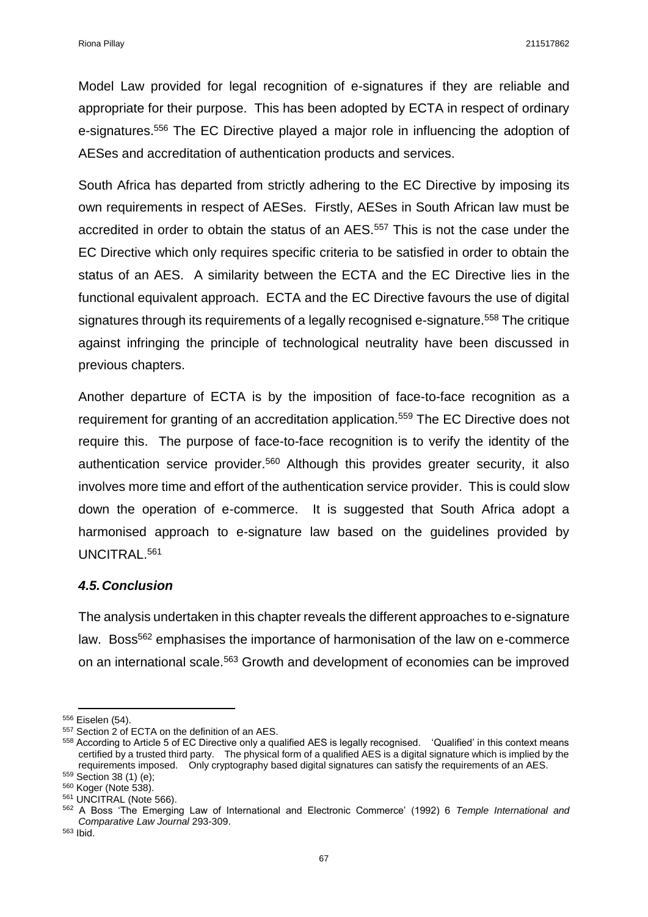Model Law provided for legal recognition of e-signatures if they are reliable and appropriate for their purpose. This has been adopted by ECTA in respect of ordinary e-signatures.[556] The EC Directive played a major role in influencing the adoption of AESes and accreditation of authentication products and services.

South Africa has departed from strictly adhering to the EC Directive by imposing its own requirements in respect of AESes. Firstly, AESes in South African law must be accredited in order to obtain the status of an AES.[557] This is not the case under the EC Directive which only requires specific criteria to be satisfied in order to obtain the status of an AES. A similarity between the ECTA and the EC Directive lies in the functional equivalent approach. ECTA and the EC Directive favours the use of digital signatures through its requirements of a legally recognised e-signature.[558] The critique against infringing the principle of technological neutrality have been discussed in previous chapters.

Another departure of ECTA is by the imposition of face-to-face recognition as a requirement for granting of an accreditation application.[559] The EC Directive does not require this. The purpose of face-to-face recognition is to verify the identity of the authentication service provider.[560] Although this provides greater security, it also involves more time and effort of the authentication service provider. This is could slow down the operation of e-commerce. It is suggested that South Africa adopt a harmonised approach to e-signature law based on the guidelines provided by UNCITRAL.[561]

### *4.5. Conclusion*

The analysis undertaken in this chapter reveals the different approaches to e-signature law. Boss[562] emphasises the importance of harmonisation of the law on e-commerce on an international scale.[563] Growth and development of economies can be improved

---

[556] Eiselen (54).

[557] Section 2 of ECTA on the definition of an AES.

[558] According to Article 5 of EC Directive only a qualified AES is legally recognised. 'Qualified' in this context means certified by a trusted third party. The physical form of a qualified AES is a digital signature which is implied by the requirements imposed. Only cryptography based digital signatures can satisfy the requirements of an AES.

[559] Section 38 (1) (e);

[560] Koger (Note 538).

[561] UNCITRAL (Note 566).

[562] A Boss 'The Emerging Law of International and Electronic Commerce' (1992) 6 *Temple International and Comparative Law Journal* 293-309.

[563] Ibid.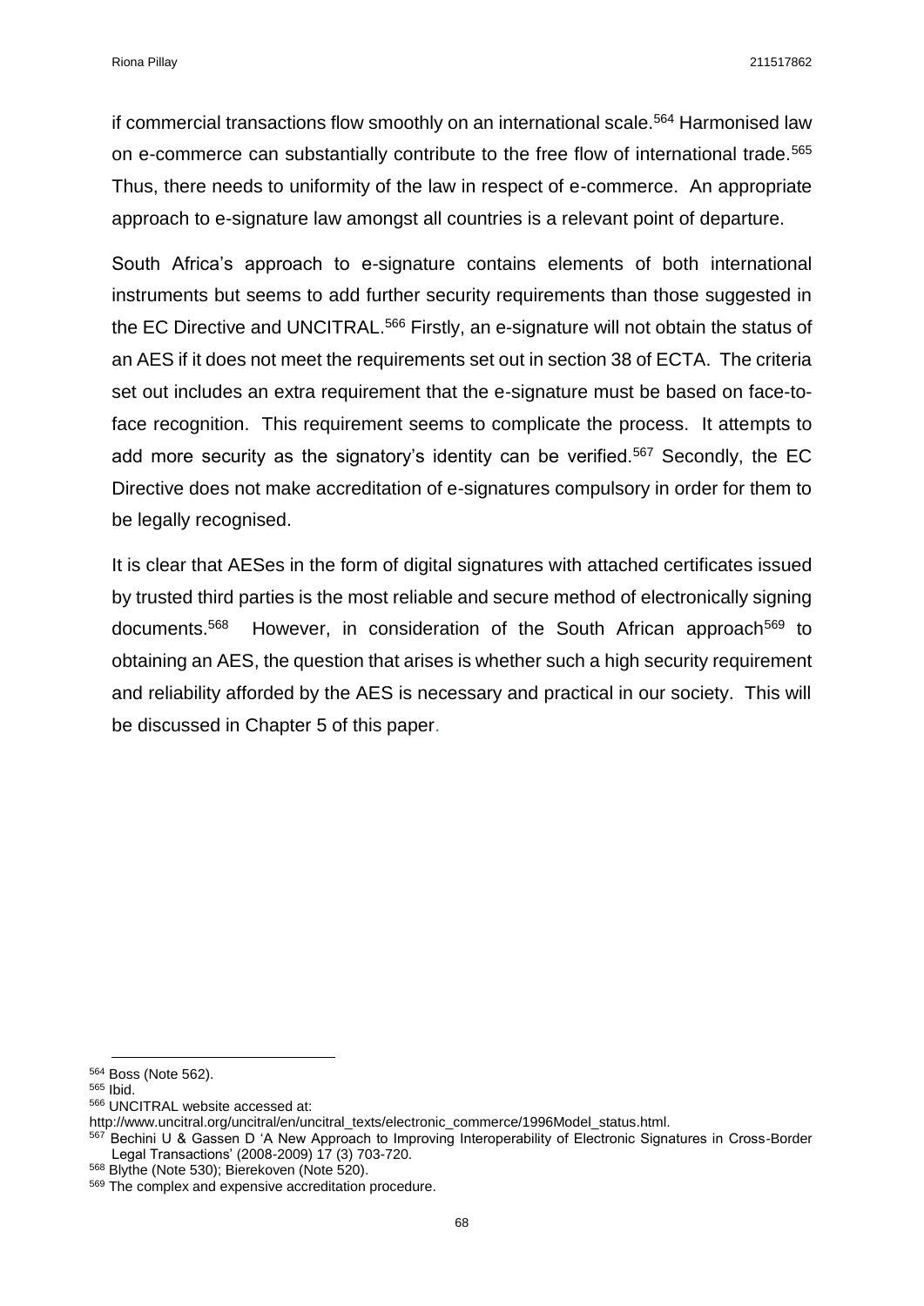if commercial transactions flow smoothly on an international scale.[564] Harmonised law on e-commerce can substantially contribute to the free flow of international trade.[565] Thus, there needs to uniformity of the law in respect of e-commerce. An appropriate approach to e-signature law amongst all countries is a relevant point of departure.

South Africa's approach to e-signature contains elements of both international instruments but seems to add further security requirements than those suggested in the EC Directive and UNCITRAL.[566] Firstly, an e-signature will not obtain the status of an AES if it does not meet the requirements set out in section 38 of ECTA. The criteria set out includes an extra requirement that the e-signature must be based on face-to-face recognition. This requirement seems to complicate the process. It attempts to add more security as the signatory's identity can be verified.[567] Secondly, the EC Directive does not make accreditation of e-signatures compulsory in order for them to be legally recognised.

It is clear that AESes in the form of digital signatures with attached certificates issued by trusted third parties is the most reliable and secure method of electronically signing documents.[568] However, in consideration of the South African approach[569] to obtaining an AES, the question that arises is whether such a high security requirement and reliability afforded by the AES is necessary and practical in our society. This will be discussed in Chapter 5 of this paper.

---

[564] Boss (Note 562).

[565] Ibid.

[566] UNCITRAL website accessed at: http://www.uncitral.org/uncitral/en/uncitral_texts/electronic_commerce/1996Model_status.html.

[567] Bechini U & Gassen D 'A New Approach to Improving Interoperability of Electronic Signatures in Cross-Border Legal Transactions' (2008-2009) 17 (3) 703-720.

[568] Blythe (Note 530); Bierekoven (Note 520).

[569] The complex and expensive accreditation procedure.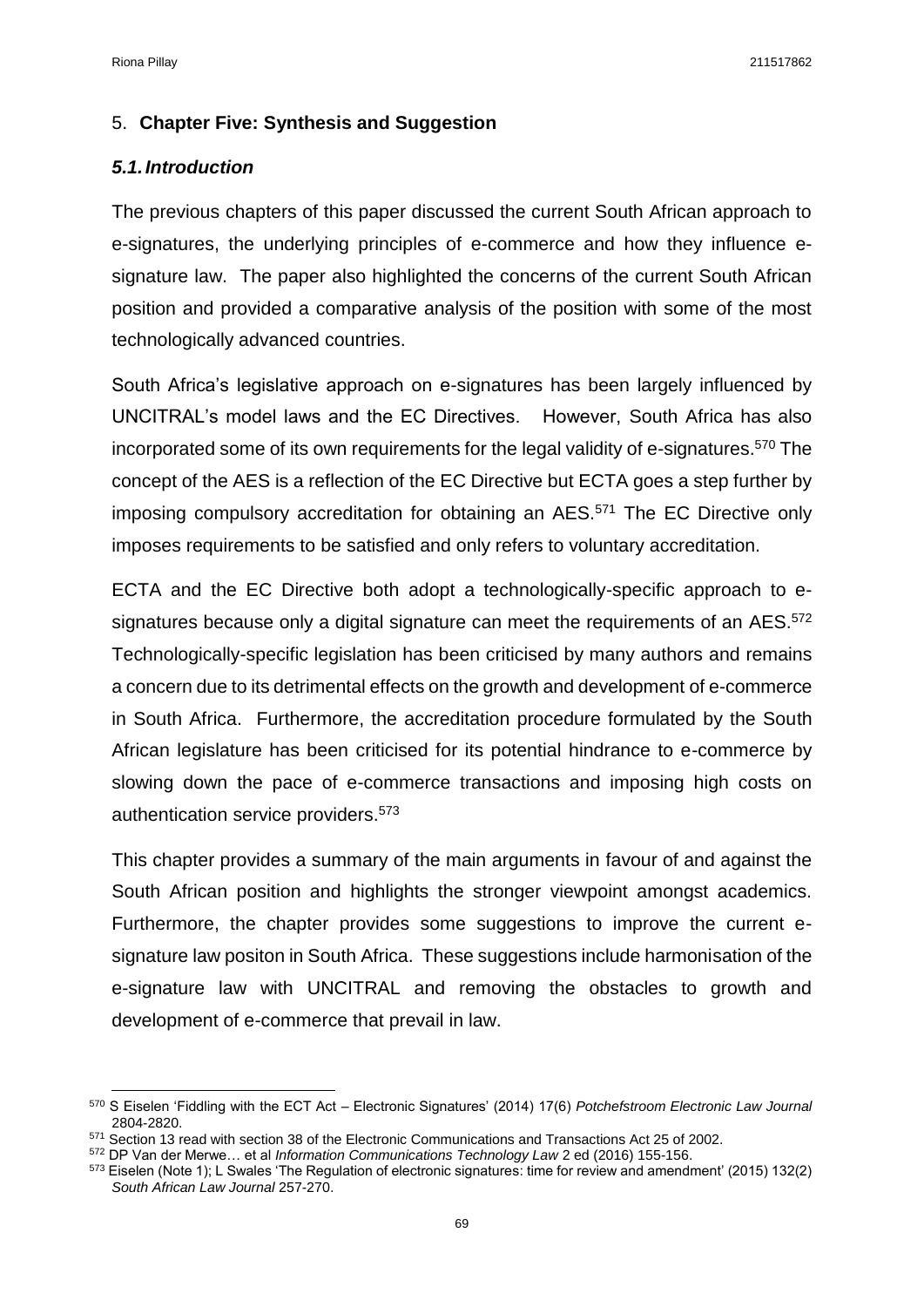## 5. **Chapter Five: Synthesis and Suggestion**

### *5.1. Introduction*

The previous chapters of this paper discussed the current South African approach to e-signatures, the underlying principles of e-commerce and how they influence e-signature law. The paper also highlighted the concerns of the current South African position and provided a comparative analysis of the position with some of the most technologically advanced countries.

South Africa's legislative approach on e-signatures has been largely influenced by UNCITRAL's model laws and the EC Directives. However, South Africa has also incorporated some of its own requirements for the legal validity of e-signatures.[570] The concept of the AES is a reflection of the EC Directive but ECTA goes a step further by imposing compulsory accreditation for obtaining an AES.[571] The EC Directive only imposes requirements to be satisfied and only refers to voluntary accreditation.

ECTA and the EC Directive both adopt a technologically-specific approach to e-signatures because only a digital signature can meet the requirements of an AES.[572] Technologically-specific legislation has been criticised by many authors and remains a concern due to its detrimental effects on the growth and development of e-commerce in South Africa. Furthermore, the accreditation procedure formulated by the South African legislature has been criticised for its potential hindrance to e-commerce by slowing down the pace of e-commerce transactions and imposing high costs on authentication service providers.[573]

This chapter provides a summary of the main arguments in favour of and against the South African position and highlights the stronger viewpoint amongst academics. Furthermore, the chapter provides some suggestions to improve the current e-signature law positon in South Africa. These suggestions include harmonisation of the e-signature law with UNCITRAL and removing the obstacles to growth and development of e-commerce that prevail in law.

---

[570] S Eiselen 'Fiddling with the ECT Act – Electronic Signatures' (2014) 17(6) *Potchefstroom Electronic Law Journal* 2804-2820.

[571] Section 13 read with section 38 of the Electronic Communications and Transactions Act 25 of 2002.

[572] DP Van der Merwe… et al *Information Communications Technology Law* 2 ed (2016) 155-156.

[573] Eiselen (Note 1); L Swales 'The Regulation of electronic signatures: time for review and amendment' (2015) 132(2) *South African Law Journal* 257-270.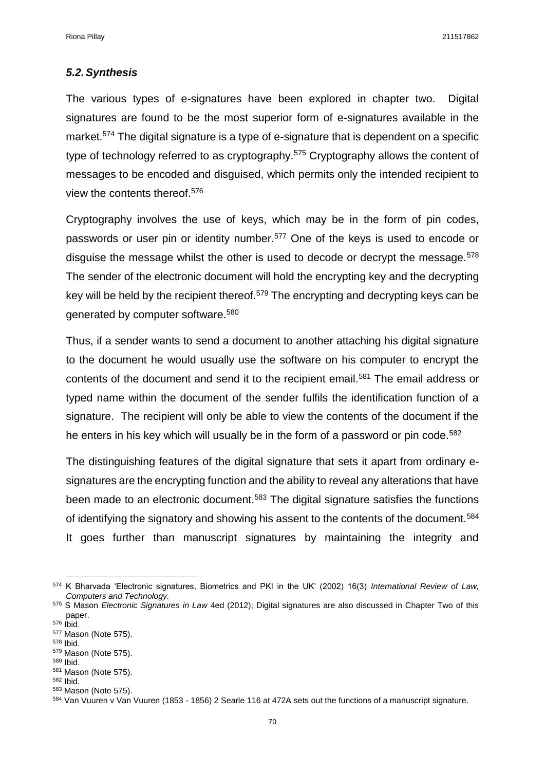### *5.2. Synthesis*

The various types of e-signatures have been explored in chapter two. Digital signatures are found to be the most superior form of e-signatures available in the market.[574] The digital signature is a type of e-signature that is dependent on a specific type of technology referred to as cryptography.[575] Cryptography allows the content of messages to be encoded and disguised, which permits only the intended recipient to view the contents thereof.[576]

Cryptography involves the use of keys, which may be in the form of pin codes, passwords or user pin or identity number.[577] One of the keys is used to encode or disguise the message whilst the other is used to decode or decrypt the message.[578] The sender of the electronic document will hold the encrypting key and the decrypting key will be held by the recipient thereof.[579] The encrypting and decrypting keys can be generated by computer software.[580]

Thus, if a sender wants to send a document to another attaching his digital signature to the document he would usually use the software on his computer to encrypt the contents of the document and send it to the recipient email.[581] The email address or typed name within the document of the sender fulfils the identification function of a signature. The recipient will only be able to view the contents of the document if the he enters in his key which will usually be in the form of a password or pin code.[582]

The distinguishing features of the digital signature that sets it apart from ordinary e-signatures are the encrypting function and the ability to reveal any alterations that have been made to an electronic document.[583] The digital signature satisfies the functions of identifying the signatory and showing his assent to the contents of the document.[584] It goes further than manuscript signatures by maintaining the integrity and

---

[574] K Bharvada 'Electronic signatures, Biometrics and PKI in the UK' (2002) 16(3) *International Review of Law, Computers and Technology.*

[575] S Mason *Electronic Signatures in Law* 4ed (2012); Digital signatures are also discussed in Chapter Two of this paper.

[576] Ibid.

[577] Mason (Note 575).

[578] Ibid.

[579] Mason (Note 575).

[580] Ibid.

[581] Mason (Note 575).

[582] Ibid.

[583] Mason (Note 575).

[584] Van Vuuren v Van Vuuren (1853 - 1856) 2 Searle 116 at 472A sets out the functions of a manuscript signature.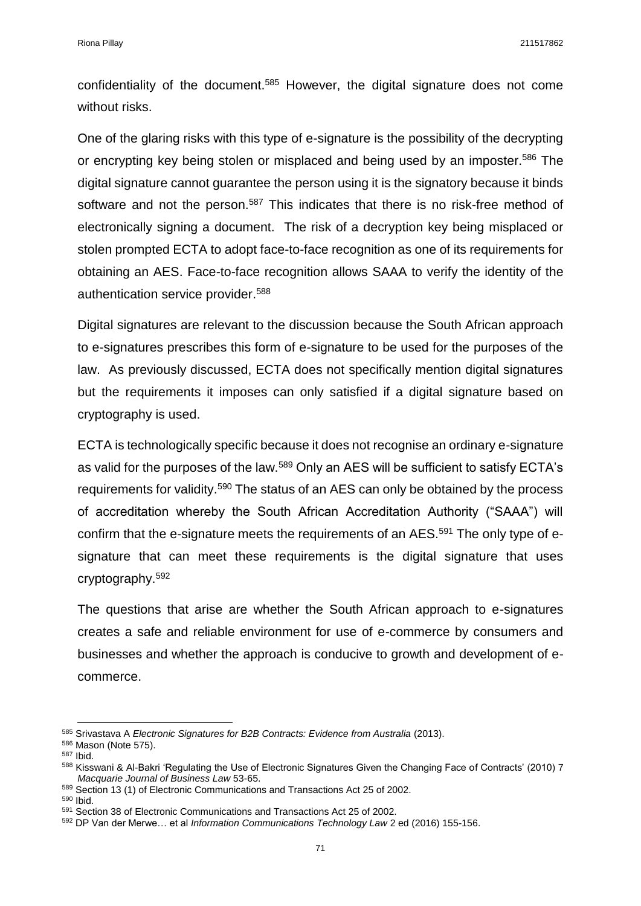confidentiality of the document.[585] However, the digital signature does not come without risks.

One of the glaring risks with this type of e-signature is the possibility of the decrypting or encrypting key being stolen or misplaced and being used by an imposter.[586] The digital signature cannot guarantee the person using it is the signatory because it binds software and not the person.[587] This indicates that there is no risk-free method of electronically signing a document. The risk of a decryption key being misplaced or stolen prompted ECTA to adopt face-to-face recognition as one of its requirements for obtaining an AES. Face-to-face recognition allows SAAA to verify the identity of the authentication service provider.[588]

Digital signatures are relevant to the discussion because the South African approach to e-signatures prescribes this form of e-signature to be used for the purposes of the law. As previously discussed, ECTA does not specifically mention digital signatures but the requirements it imposes can only satisfied if a digital signature based on cryptography is used.

ECTA is technologically specific because it does not recognise an ordinary e-signature as valid for the purposes of the law.[589] Only an AES will be sufficient to satisfy ECTA's requirements for validity.[590] The status of an AES can only be obtained by the process of accreditation whereby the South African Accreditation Authority ("SAAA") will confirm that the e-signature meets the requirements of an AES.[591] The only type of e-signature that can meet these requirements is the digital signature that uses cryptography.[592]

The questions that arise are whether the South African approach to e-signatures creates a safe and reliable environment for use of e-commerce by consumers and businesses and whether the approach is conducive to growth and development of e-commerce.

---

[585] Srivastava A *Electronic Signatures for B2B Contracts: Evidence from Australia* (2013).

[586] Mason (Note 575).

[587] Ibid.

[588] Kisswani & Al-Bakri 'Regulating the Use of Electronic Signatures Given the Changing Face of Contracts' (2010) 7 *Macquarie Journal of Business Law* 53-65.

[589] Section 13 (1) of Electronic Communications and Transactions Act 25 of 2002.

[590] Ibid.

[591] Section 38 of Electronic Communications and Transactions Act 25 of 2002.

[592] DP Van der Merwe… et al *Information Communications Technology Law* 2 ed (2016) 155-156.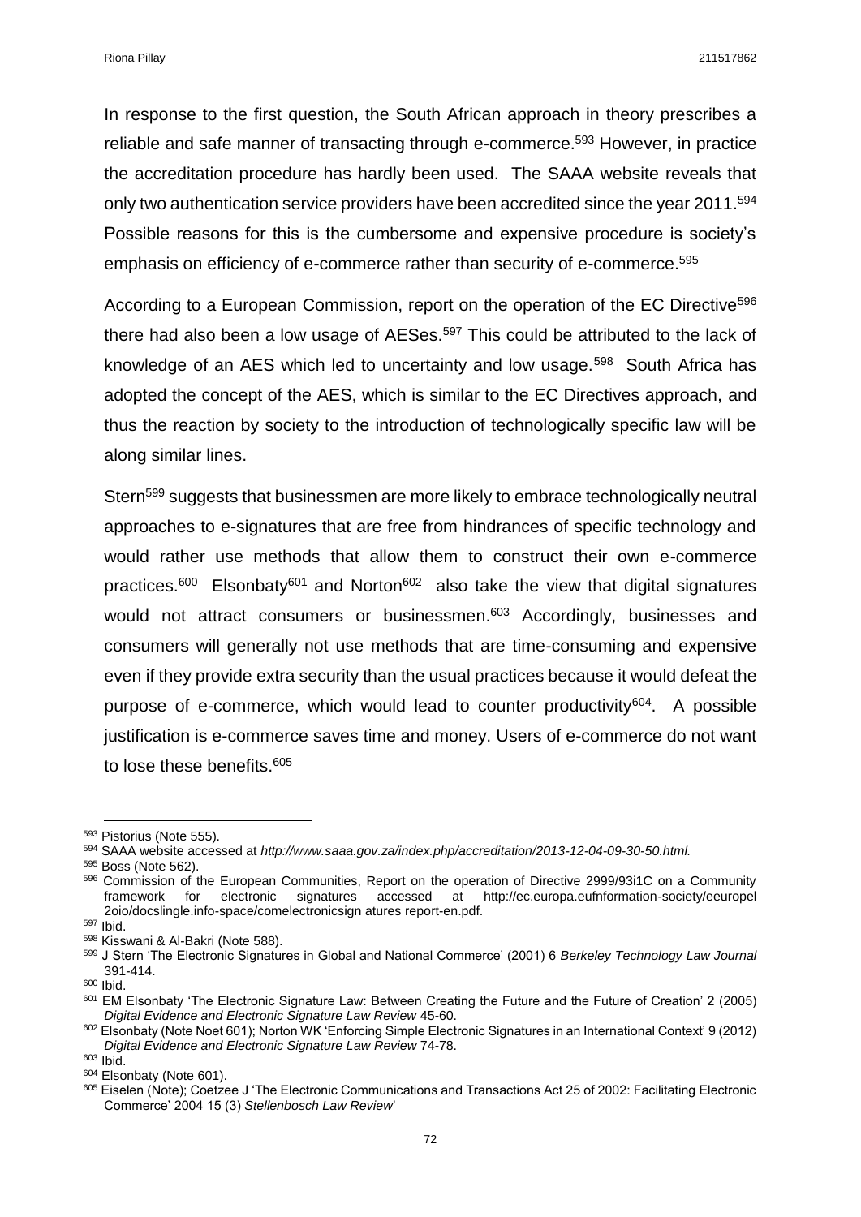In response to the first question, the South African approach in theory prescribes a reliable and safe manner of transacting through e-commerce.[593] However, in practice the accreditation procedure has hardly been used. The SAAA website reveals that only two authentication service providers have been accredited since the year 2011.[594] Possible reasons for this is the cumbersome and expensive procedure is society's emphasis on efficiency of e-commerce rather than security of e-commerce.[595]

According to a European Commission, report on the operation of the EC Directive[596] there had also been a low usage of AESes.[597] This could be attributed to the lack of knowledge of an AES which led to uncertainty and low usage.[598] South Africa has adopted the concept of the AES, which is similar to the EC Directives approach, and thus the reaction by society to the introduction of technologically specific law will be along similar lines.

Stern[599] suggests that businessmen are more likely to embrace technologically neutral approaches to e-signatures that are free from hindrances of specific technology and would rather use methods that allow them to construct their own e-commerce practices.[600] Elsonbaty[601] and Norton[602] also take the view that digital signatures would not attract consumers or businessmen.[603] Accordingly, businesses and consumers will generally not use methods that are time-consuming and expensive even if they provide extra security than the usual practices because it would defeat the purpose of e-commerce, which would lead to counter productivity[604]. A possible justification is e-commerce saves time and money. Users of e-commerce do not want to lose these benefits.[605]

---

[593] Pistorius (Note 555).

[594] SAAA website accessed at *http://www.saaa.gov.za/index.php/accreditation/2013-12-04-09-30-50.html.*

[595] Boss (Note 562).

[596] Commission of the European Communities, Report on the operation of Directive 2999/93i1C on a Community framework for electronic signatures accessed at http://ec.europa.eufnformation-society/eeuropel 2oio/docslingle.info-space/comelectronicsign atures report-en.pdf.

[597] Ibid.

[598] Kisswani & Al-Bakri (Note 588).

[599] J Stern 'The Electronic Signatures in Global and National Commerce' (2001) 6 *Berkeley Technology Law Journal* 391-414.

[600] Ibid.

[601] EM Elsonbaty 'The Electronic Signature Law: Between Creating the Future and the Future of Creation' 2 (2005) *Digital Evidence and Electronic Signature Law Review* 45-60.

[602] Elsonbaty (Note Noet 601); Norton WK 'Enforcing Simple Electronic Signatures in an International Context' 9 (2012) *Digital Evidence and Electronic Signature Law Review* 74-78.

[603] Ibid.

[604] Elsonbaty (Note 601).

[605] Eiselen (Note); Coetzee J 'The Electronic Communications and Transactions Act 25 of 2002: Facilitating Electronic Commerce' 2004 15 (3) *Stellenbosch Law Review*'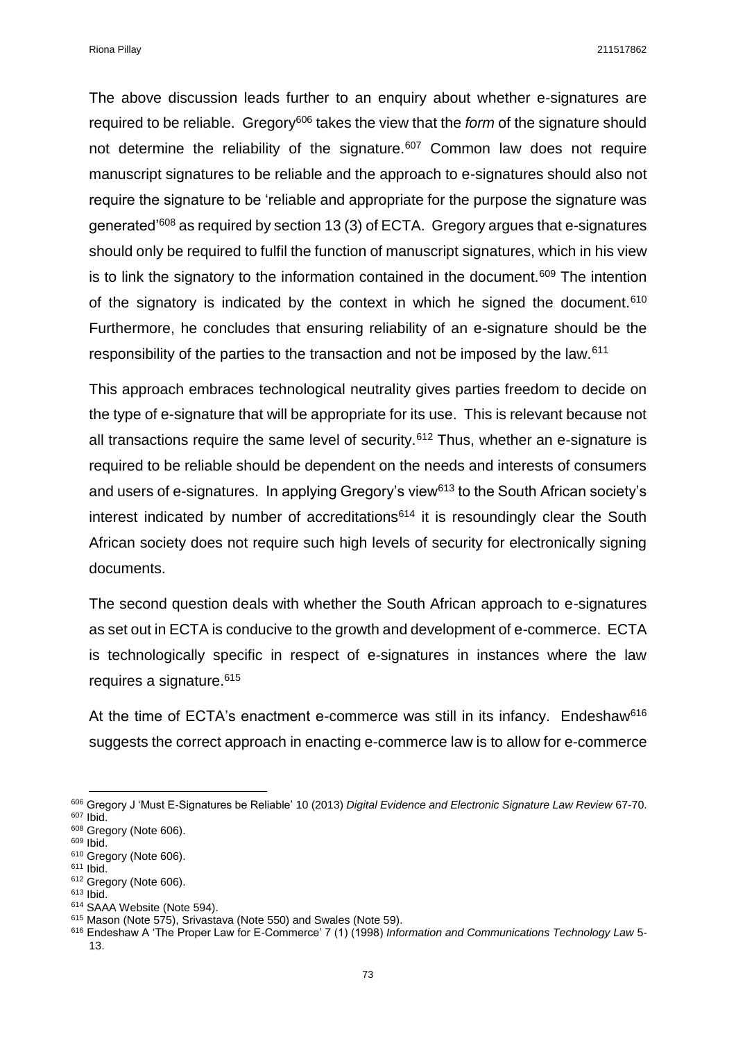The above discussion leads further to an enquiry about whether e-signatures are required to be reliable. Gregory[606] takes the view that the *form* of the signature should not determine the reliability of the signature.[607] Common law does not require manuscript signatures to be reliable and the approach to e-signatures should also not require the signature to be 'reliable and appropriate for the purpose the signature was generated'[608] as required by section 13 (3) of ECTA. Gregory argues that e-signatures should only be required to fulfil the function of manuscript signatures, which in his view is to link the signatory to the information contained in the document.[609] The intention of the signatory is indicated by the context in which he signed the document.[610] Furthermore, he concludes that ensuring reliability of an e-signature should be the responsibility of the parties to the transaction and not be imposed by the law.[611]

This approach embraces technological neutrality gives parties freedom to decide on the type of e-signature that will be appropriate for its use. This is relevant because not all transactions require the same level of security.[612] Thus, whether an e-signature is required to be reliable should be dependent on the needs and interests of consumers and users of e-signatures. In applying Gregory's view[613] to the South African society's interest indicated by number of accreditations[614] it is resoundingly clear the South African society does not require such high levels of security for electronically signing documents.

The second question deals with whether the South African approach to e-signatures as set out in ECTA is conducive to the growth and development of e-commerce. ECTA is technologically specific in respect of e-signatures in instances where the law requires a signature.[615]

At the time of ECTA's enactment e-commerce was still in its infancy. Endeshaw[616] suggests the correct approach in enacting e-commerce law is to allow for e-commerce

---

[606] Gregory J 'Must E-Signatures be Reliable' 10 (2013) *Digital Evidence and Electronic Signature Law Review* 67-70.
[607] Ibid.
[608] Gregory (Note 606).
[609] Ibid.
[610] Gregory (Note 606).
[611] Ibid.
[612] Gregory (Note 606).
[613] Ibid.
[614] SAAA Website (Note 594).
[615] Mason (Note 575), Srivastava (Note 550) and Swales (Note 59).
[616] Endeshaw A 'The Proper Law for E-Commerce' 7 (1) (1998) *Information and Communications Technology Law* 5-13.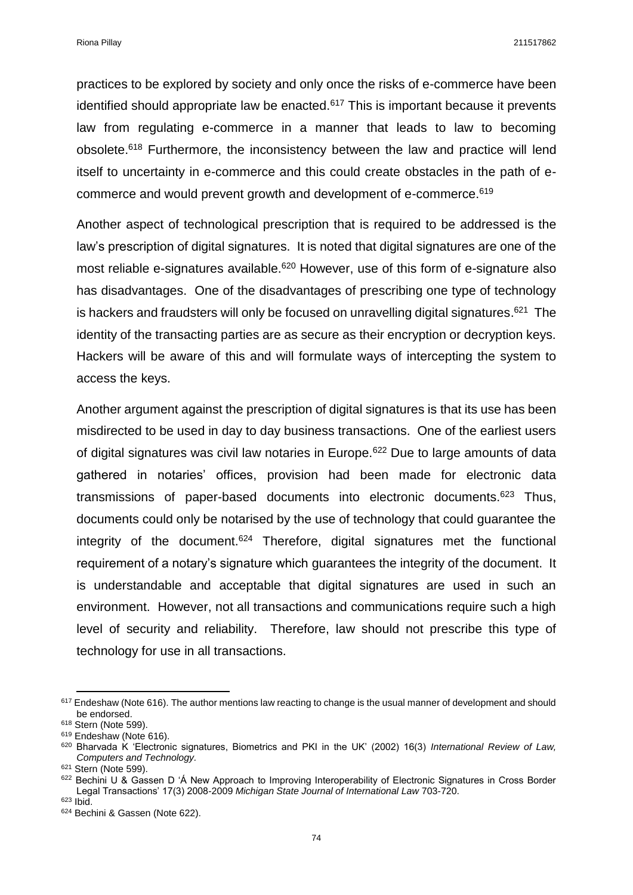practices to be explored by society and only once the risks of e-commerce have been identified should appropriate law be enacted.[617] This is important because it prevents law from regulating e-commerce in a manner that leads to law to becoming obsolete.[618] Furthermore, the inconsistency between the law and practice will lend itself to uncertainty in e-commerce and this could create obstacles in the path of e-commerce and would prevent growth and development of e-commerce.[619]

Another aspect of technological prescription that is required to be addressed is the law's prescription of digital signatures. It is noted that digital signatures are one of the most reliable e-signatures available.[620] However, use of this form of e-signature also has disadvantages. One of the disadvantages of prescribing one type of technology is hackers and fraudsters will only be focused on unravelling digital signatures.[621] The identity of the transacting parties are as secure as their encryption or decryption keys. Hackers will be aware of this and will formulate ways of intercepting the system to access the keys.

Another argument against the prescription of digital signatures is that its use has been misdirected to be used in day to day business transactions. One of the earliest users of digital signatures was civil law notaries in Europe.[622] Due to large amounts of data gathered in notaries' offices, provision had been made for electronic data transmissions of paper-based documents into electronic documents.[623] Thus, documents could only be notarised by the use of technology that could guarantee the integrity of the document.[624] Therefore, digital signatures met the functional requirement of a notary's signature which guarantees the integrity of the document. It is understandable and acceptable that digital signatures are used in such an environment. However, not all transactions and communications require such a high level of security and reliability. Therefore, law should not prescribe this type of technology for use in all transactions.

---

[617] Endeshaw (Note 616). The author mentions law reacting to change is the usual manner of development and should be endorsed.

[618] Stern (Note 599).

[619] Endeshaw (Note 616).

[620] Bharvada K 'Electronic signatures, Biometrics and PKI in the UK' (2002) 16(3) *International Review of Law, Computers and Technology.*

[621] Stern (Note 599).

[622] Bechini U & Gassen D 'Á New Approach to Improving Interoperability of Electronic Signatures in Cross Border Legal Transactions' 17(3) 2008-2009 *Michigan State Journal of International Law* 703-720.

[623] Ibid.

[624] Bechini & Gassen (Note 622).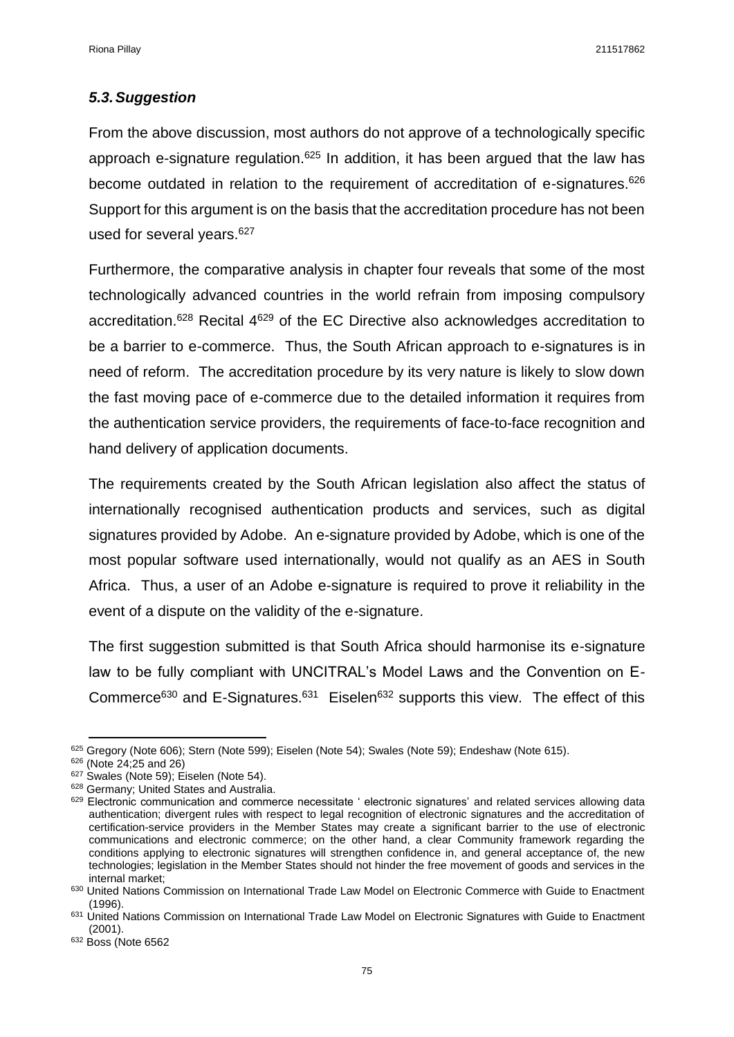### *5.3. Suggestion*

From the above discussion, most authors do not approve of a technologically specific approach e-signature regulation.[625] In addition, it has been argued that the law has become outdated in relation to the requirement of accreditation of e-signatures.[626] Support for this argument is on the basis that the accreditation procedure has not been used for several years.[627]

Furthermore, the comparative analysis in chapter four reveals that some of the most technologically advanced countries in the world refrain from imposing compulsory accreditation.[628] Recital 4[629] of the EC Directive also acknowledges accreditation to be a barrier to e-commerce. Thus, the South African approach to e-signatures is in need of reform. The accreditation procedure by its very nature is likely to slow down the fast moving pace of e-commerce due to the detailed information it requires from the authentication service providers, the requirements of face-to-face recognition and hand delivery of application documents.

The requirements created by the South African legislation also affect the status of internationally recognised authentication products and services, such as digital signatures provided by Adobe. An e-signature provided by Adobe, which is one of the most popular software used internationally, would not qualify as an AES in South Africa. Thus, a user of an Adobe e-signature is required to prove it reliability in the event of a dispute on the validity of the e-signature.

The first suggestion submitted is that South Africa should harmonise its e-signature law to be fully compliant with UNCITRAL's Model Laws and the Convention on E-Commerce[630] and E-Signatures.[631] Eiselen[632] supports this view. The effect of this

---

[625] Gregory (Note 606); Stern (Note 599); Eiselen (Note 54); Swales (Note 59); Endeshaw (Note 615).

[626] (Note 24;25 and 26)

[627] Swales (Note 59); Eiselen (Note 54).

[628] Germany; United States and Australia.

[629] Electronic communication and commerce necessitate ' electronic signatures' and related services allowing data authentication; divergent rules with respect to legal recognition of electronic signatures and the accreditation of certification-service providers in the Member States may create a significant barrier to the use of electronic communications and electronic commerce; on the other hand, a clear Community framework regarding the conditions applying to electronic signatures will strengthen confidence in, and general acceptance of, the new technologies; legislation in the Member States should not hinder the free movement of goods and services in the internal market;

[630] United Nations Commission on International Trade Law Model on Electronic Commerce with Guide to Enactment (1996).

[631] United Nations Commission on International Trade Law Model on Electronic Signatures with Guide to Enactment (2001).

[632] Boss (Note 6562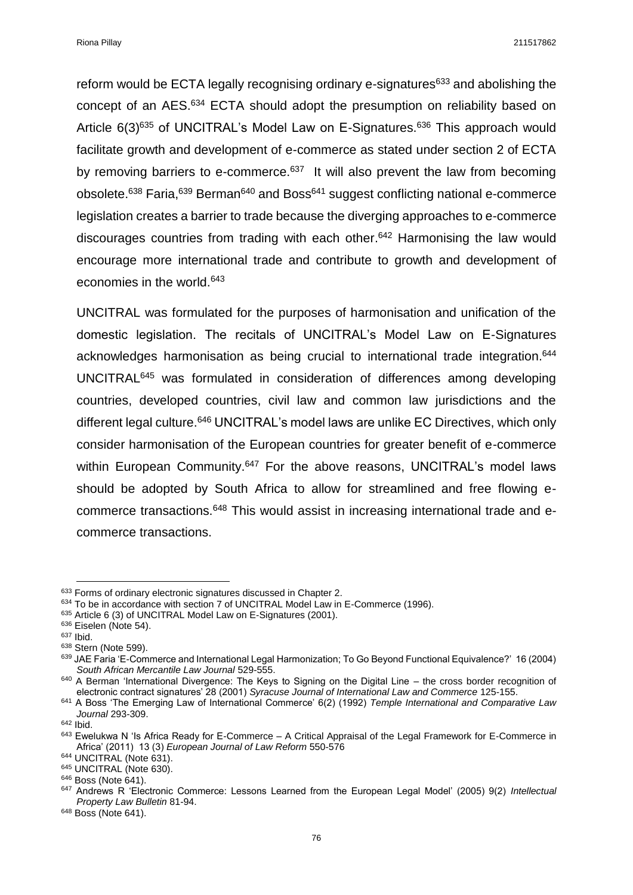reform would be ECTA legally recognising ordinary e-signatures[633] and abolishing the concept of an AES.[634] ECTA should adopt the presumption on reliability based on Article 6(3)[635] of UNCITRAL's Model Law on E-Signatures.[636] This approach would facilitate growth and development of e-commerce as stated under section 2 of ECTA by removing barriers to e-commerce.[637] It will also prevent the law from becoming obsolete.[638] Faria,[639] Berman[640] and Boss[641] suggest conflicting national e-commerce legislation creates a barrier to trade because the diverging approaches to e-commerce discourages countries from trading with each other.[642] Harmonising the law would encourage more international trade and contribute to growth and development of economies in the world.[643]

UNCITRAL was formulated for the purposes of harmonisation and unification of the domestic legislation. The recitals of UNCITRAL's Model Law on E-Signatures acknowledges harmonisation as being crucial to international trade integration.[644] UNCITRAL[645] was formulated in consideration of differences among developing countries, developed countries, civil law and common law jurisdictions and the different legal culture.[646] UNCITRAL's model laws are unlike EC Directives, which only consider harmonisation of the European countries for greater benefit of e-commerce within European Community.[647] For the above reasons, UNCITRAL's model laws should be adopted by South Africa to allow for streamlined and free flowing e-commerce transactions.[648] This would assist in increasing international trade and e-commerce transactions.

---

[633] Forms of ordinary electronic signatures discussed in Chapter 2.

[634] To be in accordance with section 7 of UNCITRAL Model Law in E-Commerce (1996).

[635] Article 6 (3) of UNCITRAL Model Law on E-Signatures (2001).

[636] Eiselen (Note 54).

[637] Ibid.

[638] Stern (Note 599).

[639] JAE Faria 'E-Commerce and International Legal Harmonization; To Go Beyond Functional Equivalence?' 16 (2004) *South African Mercantile Law Journal* 529-555.

[640] A Berman 'International Divergence: The Keys to Signing on the Digital Line – the cross border recognition of electronic contract signatures' 28 (2001) *Syracuse Journal of International Law and Commerce* 125-155.

[641] A Boss 'The Emerging Law of International Commerce' 6(2) (1992) *Temple International and Comparative Law Journal* 293-309.

[642] Ibid.

[643] Ewelukwa N 'Is Africa Ready for E-Commerce – A Critical Appraisal of the Legal Framework for E-Commerce in Africa' (2011) 13 (3) *European Journal of Law Reform* 550-576

[644] UNCITRAL (Note 631).

[645] UNCITRAL (Note 630).

[646] Boss (Note 641).

[647] Andrews R 'Electronic Commerce: Lessons Learned from the European Legal Model' (2005) 9(2) *Intellectual Property Law Bulletin* 81-94.

[648] Boss (Note 641).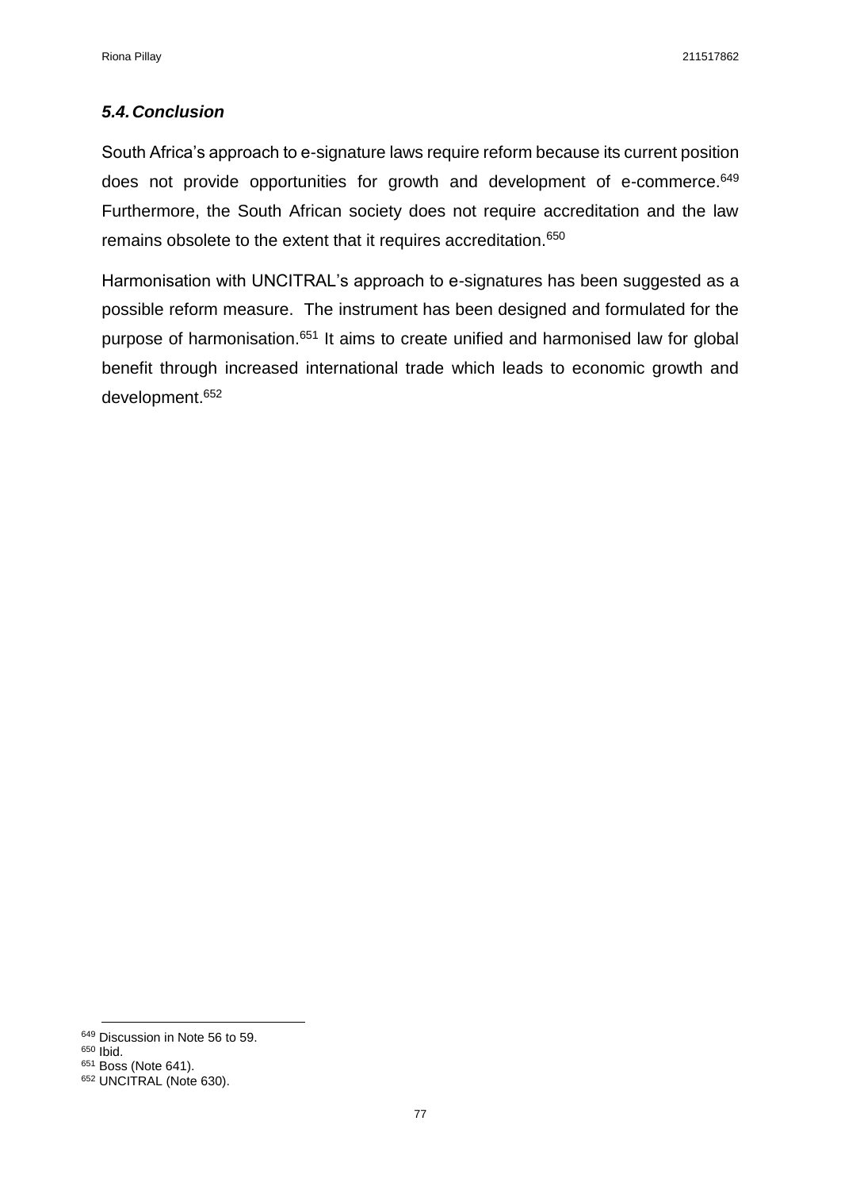### *5.4. Conclusion*

South Africa's approach to e-signature laws require reform because its current position does not provide opportunities for growth and development of e-commerce.[649] Furthermore, the South African society does not require accreditation and the law remains obsolete to the extent that it requires accreditation.[650]

Harmonisation with UNCITRAL's approach to e-signatures has been suggested as a possible reform measure. The instrument has been designed and formulated for the purpose of harmonisation.[651] It aims to create unified and harmonised law for global benefit through increased international trade which leads to economic growth and development.[652]

---

[649] Discussion in Note 56 to 59.
[650] Ibid.
[651] Boss (Note 641).
[652] UNCITRAL (Note 630).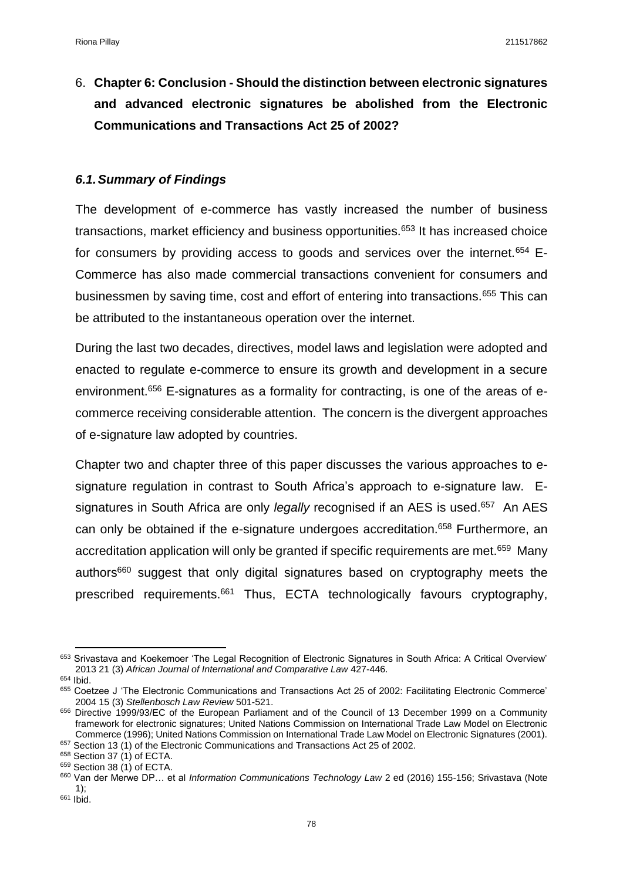# 6. Chapter 6: Conclusion - Should the distinction between electronic signatures and advanced electronic signatures be abolished from the Electronic Communications and Transactions Act 25 of 2002?

## *6.1. Summary of Findings*

The development of e-commerce has vastly increased the number of business transactions, market efficiency and business opportunities.[653] It has increased choice for consumers by providing access to goods and services over the internet.[654] E-Commerce has also made commercial transactions convenient for consumers and businessmen by saving time, cost and effort of entering into transactions.[655] This can be attributed to the instantaneous operation over the internet.

During the last two decades, directives, model laws and legislation were adopted and enacted to regulate e-commerce to ensure its growth and development in a secure environment.[656] E-signatures as a formality for contracting, is one of the areas of e-commerce receiving considerable attention. The concern is the divergent approaches of e-signature law adopted by countries.

Chapter two and chapter three of this paper discusses the various approaches to e-signature regulation in contrast to South Africa's approach to e-signature law. E-signatures in South Africa are only *legally* recognised if an AES is used.[657] An AES can only be obtained if the e-signature undergoes accreditation.[658] Furthermore, an accreditation application will only be granted if specific requirements are met.[659] Many authors[660] suggest that only digital signatures based on cryptography meets the prescribed requirements.[661] Thus, ECTA technologically favours cryptography,

---

[653] Srivastava and Koekemoer 'The Legal Recognition of Electronic Signatures in South Africa: A Critical Overview' 2013 21 (3) *African Journal of International and Comparative Law* 427-446.

[654] Ibid.

[655] Coetzee J 'The Electronic Communications and Transactions Act 25 of 2002: Facilitating Electronic Commerce' 2004 15 (3) *Stellenbosch Law Review* 501-521.

[656] Directive 1999/93/EC of the European Parliament and of the Council of 13 December 1999 on a Community framework for electronic signatures; United Nations Commission on International Trade Law Model on Electronic Commerce (1996); United Nations Commission on International Trade Law Model on Electronic Signatures (2001).

[657] Section 13 (1) of the Electronic Communications and Transactions Act 25 of 2002.

[658] Section 37 (1) of ECTA.

[659] Section 38 (1) of ECTA.

[660] Van der Merwe DP… et al *Information Communications Technology Law* 2 ed (2016) 155-156; Srivastava (Note 1);

[661] Ibid.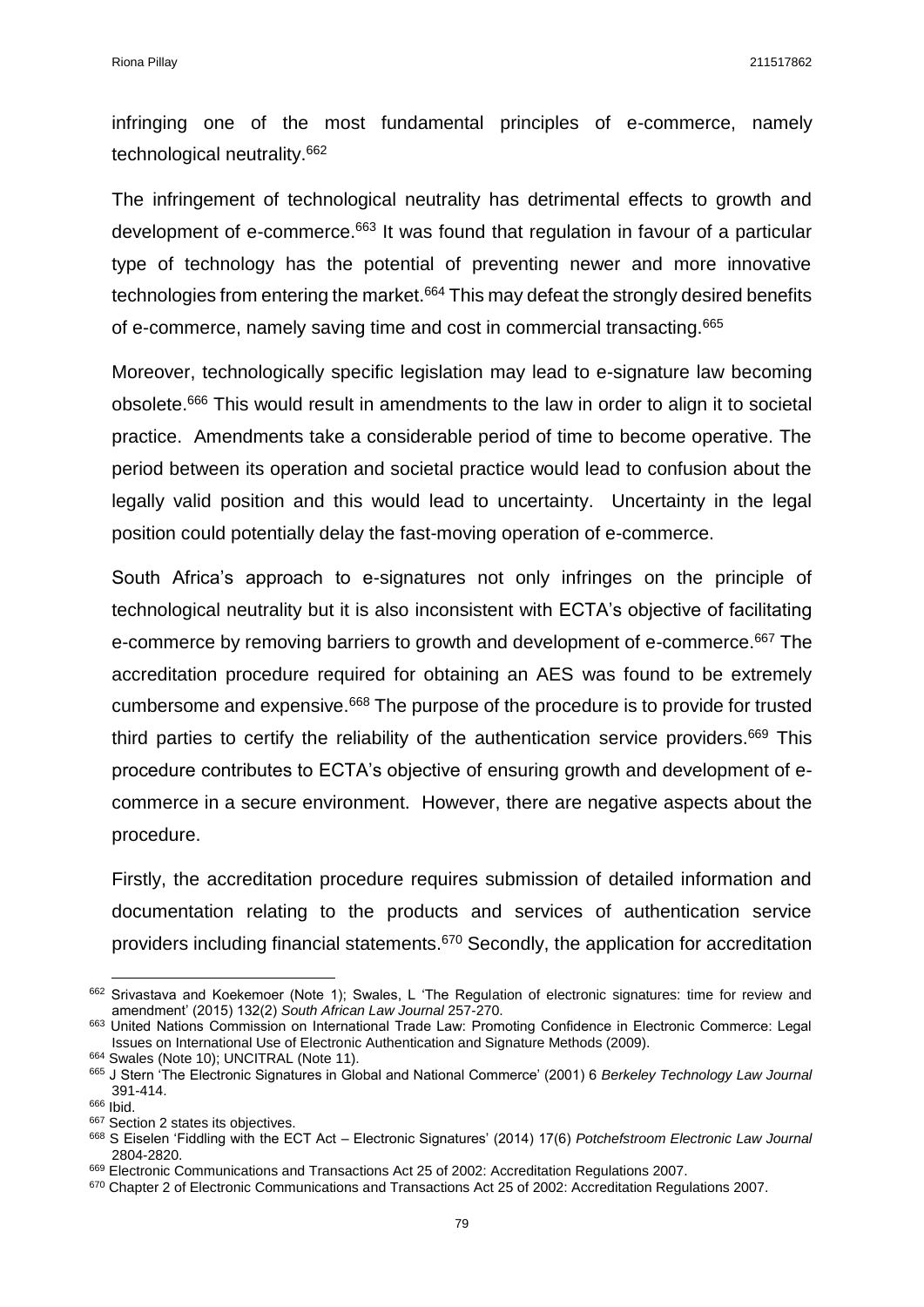infringing one of the most fundamental principles of e-commerce, namely technological neutrality.[662]

The infringement of technological neutrality has detrimental effects to growth and development of e-commerce.[663] It was found that regulation in favour of a particular type of technology has the potential of preventing newer and more innovative technologies from entering the market.[664] This may defeat the strongly desired benefits of e-commerce, namely saving time and cost in commercial transacting.[665]

Moreover, technologically specific legislation may lead to e-signature law becoming obsolete.[666] This would result in amendments to the law in order to align it to societal practice. Amendments take a considerable period of time to become operative. The period between its operation and societal practice would lead to confusion about the legally valid position and this would lead to uncertainty. Uncertainty in the legal position could potentially delay the fast-moving operation of e-commerce.

South Africa's approach to e-signatures not only infringes on the principle of technological neutrality but it is also inconsistent with ECTA's objective of facilitating e-commerce by removing barriers to growth and development of e-commerce.[667] The accreditation procedure required for obtaining an AES was found to be extremely cumbersome and expensive.[668] The purpose of the procedure is to provide for trusted third parties to certify the reliability of the authentication service providers.[669] This procedure contributes to ECTA's objective of ensuring growth and development of e-commerce in a secure environment. However, there are negative aspects about the procedure.

Firstly, the accreditation procedure requires submission of detailed information and documentation relating to the products and services of authentication service providers including financial statements.[670] Secondly, the application for accreditation

---

[662] Srivastava and Koekemoer (Note 1); Swales, L 'The Regulation of electronic signatures: time for review and amendment' (2015) 132(2) *South African Law Journal* 257-270.

[663] United Nations Commission on International Trade Law: Promoting Confidence in Electronic Commerce: Legal Issues on International Use of Electronic Authentication and Signature Methods (2009).

[664] Swales (Note 10); UNCITRAL (Note 11).

[665] J Stern 'The Electronic Signatures in Global and National Commerce' (2001) 6 *Berkeley Technology Law Journal* 391-414.

[666] Ibid.

[667] Section 2 states its objectives.

[668] S Eiselen 'Fiddling with the ECT Act – Electronic Signatures' (2014) 17(6) *Potchefstroom Electronic Law Journal* 2804-2820.

[669] Electronic Communications and Transactions Act 25 of 2002: Accreditation Regulations 2007.

[670] Chapter 2 of Electronic Communications and Transactions Act 25 of 2002: Accreditation Regulations 2007.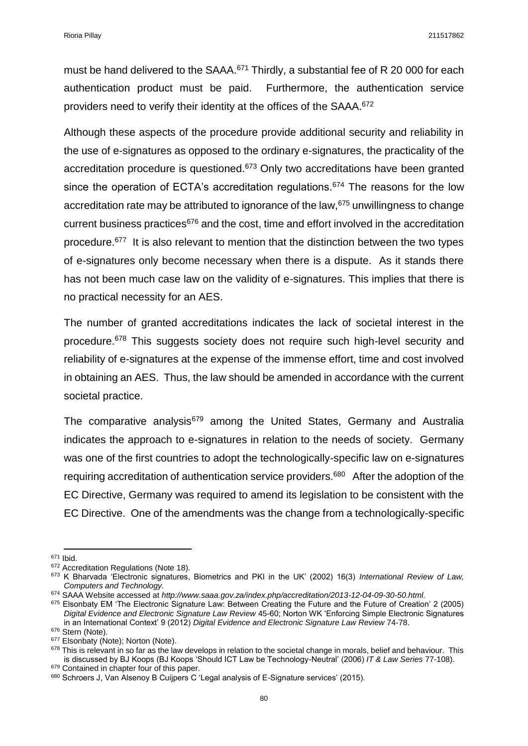must be hand delivered to the SAAA.[671] Thirdly, a substantial fee of R 20 000 for each authentication product must be paid. Furthermore, the authentication service providers need to verify their identity at the offices of the SAAA.[672]

Although these aspects of the procedure provide additional security and reliability in the use of e-signatures as opposed to the ordinary e-signatures, the practicality of the accreditation procedure is questioned.[673] Only two accreditations have been granted since the operation of ECTA's accreditation regulations.[674] The reasons for the low accreditation rate may be attributed to ignorance of the law,[675] unwillingness to change current business practices[676] and the cost, time and effort involved in the accreditation procedure.[677] It is also relevant to mention that the distinction between the two types of e-signatures only become necessary when there is a dispute. As it stands there has not been much case law on the validity of e-signatures. This implies that there is no practical necessity for an AES.

The number of granted accreditations indicates the lack of societal interest in the procedure.[678] This suggests society does not require such high-level security and reliability of e-signatures at the expense of the immense effort, time and cost involved in obtaining an AES. Thus, the law should be amended in accordance with the current societal practice.

The comparative analysis[679] among the United States, Germany and Australia indicates the approach to e-signatures in relation to the needs of society. Germany was one of the first countries to adopt the technologically-specific law on e-signatures requiring accreditation of authentication service providers.[680] After the adoption of the EC Directive, Germany was required to amend its legislation to be consistent with the EC Directive. One of the amendments was the change from a technologically-specific

---

[671] Ibid.

[672] Accreditation Regulations (Note 18).

[673] K Bharvada 'Electronic signatures, Biometrics and PKI in the UK' (2002) 16(3) *International Review of Law, Computers and Technology.*

[674] SAAA Website accessed at *http://www.saaa.gov.za/index.php/accreditation/2013-12-04-09-30-50.html.*

[675] Elsonbaty EM 'The Electronic Signature Law: Between Creating the Future and the Future of Creation' 2 (2005) *Digital Evidence and Electronic Signature Law Review* 45-60; Norton WK 'Enforcing Simple Electronic Signatures in an International Context' 9 (2012) *Digital Evidence and Electronic Signature Law Review* 74-78.

[676] Stern (Note).

[677] Elsonbaty (Note); Norton (Note).

[678] This is relevant in so far as the law develops in relation to the societal change in morals, belief and behaviour. This is discussed by BJ Koops (BJ Koops 'Should ICT Law be Technology-Neutral' (2006) *IT & Law Series* 77-108).

[679] Contained in chapter four of this paper.

[680] Schroers J, Van Alsenoy B Cuijpers C 'Legal analysis of E-Signature services' (2015).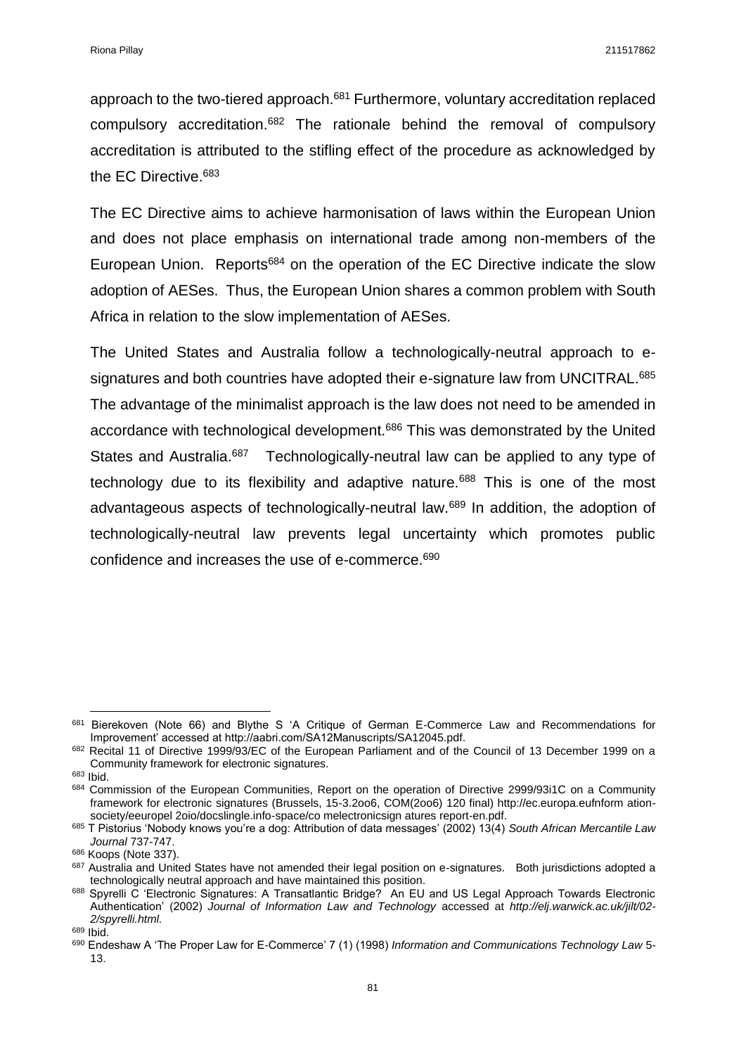approach to the two-tiered approach.[681] Furthermore, voluntary accreditation replaced compulsory accreditation.[682] The rationale behind the removal of compulsory accreditation is attributed to the stifling effect of the procedure as acknowledged by the EC Directive.[683]

The EC Directive aims to achieve harmonisation of laws within the European Union and does not place emphasis on international trade among non-members of the European Union. Reports[684] on the operation of the EC Directive indicate the slow adoption of AESes. Thus, the European Union shares a common problem with South Africa in relation to the slow implementation of AESes.

The United States and Australia follow a technologically-neutral approach to e-signatures and both countries have adopted their e-signature law from UNCITRAL.[685] The advantage of the minimalist approach is the law does not need to be amended in accordance with technological development.[686] This was demonstrated by the United States and Australia.[687] Technologically-neutral law can be applied to any type of technology due to its flexibility and adaptive nature.[688] This is one of the most advantageous aspects of technologically-neutral law.[689] In addition, the adoption of technologically-neutral law prevents legal uncertainty which promotes public confidence and increases the use of e-commerce.[690]

---

[681] Bierekoven (Note 66) and Blythe S 'A Critique of German E-Commerce Law and Recommendations for Improvement' accessed at http://aabri.com/SA12Manuscripts/SA12045.pdf.

[682] Recital 11 of Directive 1999/93/EC of the European Parliament and of the Council of 13 December 1999 on a Community framework for electronic signatures.

[683] Ibid.

[684] Commission of the European Communities, Report on the operation of Directive 2999/93i1C on a Community framework for electronic signatures (Brussels, 15-3.2oo6, COM(2oo6) 120 final) http://ec.europa.eufnform ation-society/eeuropel 2oio/docslingle.info-space/co melectronicsign atures report-en.pdf.

[685] T Pistorius 'Nobody knows you're a dog: Attribution of data messages' (2002) 13(4) *South African Mercantile Law Journal* 737-747.

[686] Koops (Note 337).

[687] Australia and United States have not amended their legal position on e-signatures. Both jurisdictions adopted a technologically neutral approach and have maintained this position.

[688] Spyrelli C 'Electronic Signatures: A Transatlantic Bridge? An EU and US Legal Approach Towards Electronic Authentication' (2002) *Journal of Information Law and Technology* accessed at *http://elj.warwick.ac.uk/jilt/02-2/spyrelli.html.*

[689] Ibid.

[690] Endeshaw A 'The Proper Law for E-Commerce' 7 (1) (1998) *Information and Communications Technology Law* 5-13.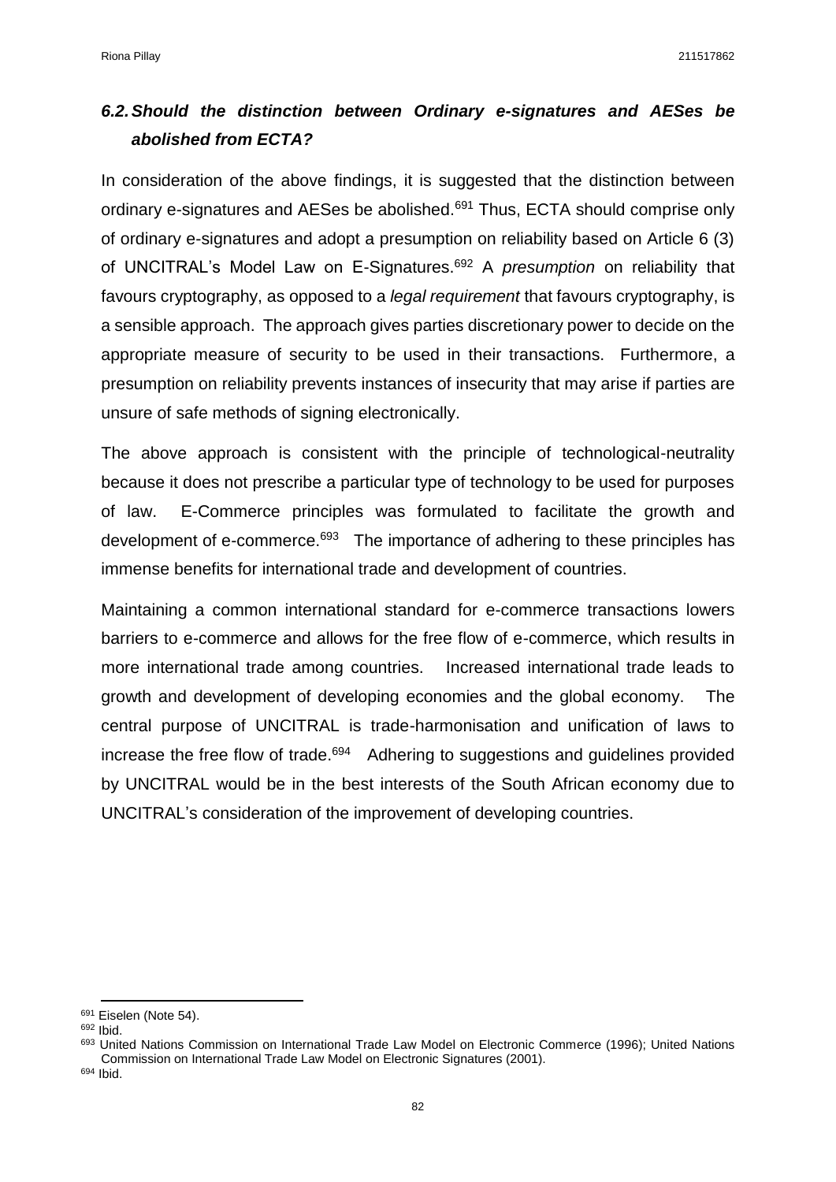### *6.2. Should the distinction between Ordinary e-signatures and AESes be abolished from ECTA?*

In consideration of the above findings, it is suggested that the distinction between ordinary e-signatures and AESes be abolished.[691] Thus, ECTA should comprise only of ordinary e-signatures and adopt a presumption on reliability based on Article 6 (3) of UNCITRAL's Model Law on E-Signatures.[692] A *presumption* on reliability that favours cryptography, as opposed to a *legal requirement* that favours cryptography, is a sensible approach. The approach gives parties discretionary power to decide on the appropriate measure of security to be used in their transactions. Furthermore, a presumption on reliability prevents instances of insecurity that may arise if parties are unsure of safe methods of signing electronically.

The above approach is consistent with the principle of technological-neutrality because it does not prescribe a particular type of technology to be used for purposes of law. E-Commerce principles was formulated to facilitate the growth and development of e-commerce.[693] The importance of adhering to these principles has immense benefits for international trade and development of countries.

Maintaining a common international standard for e-commerce transactions lowers barriers to e-commerce and allows for the free flow of e-commerce, which results in more international trade among countries. Increased international trade leads to growth and development of developing economies and the global economy. The central purpose of UNCITRAL is trade-harmonisation and unification of laws to increase the free flow of trade.[694] Adhering to suggestions and guidelines provided by UNCITRAL would be in the best interests of the South African economy due to UNCITRAL's consideration of the improvement of developing countries.

---

[691] Eiselen (Note 54).

[692] Ibid.

[693] United Nations Commission on International Trade Law Model on Electronic Commerce (1996); United Nations Commission on International Trade Law Model on Electronic Signatures (2001).

[694] Ibid.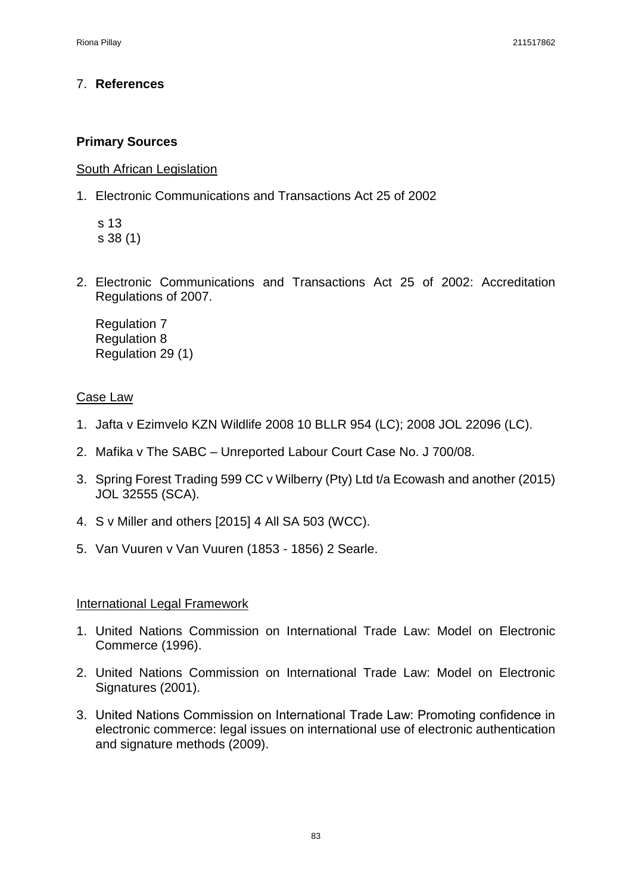## 7. **References**

### Primary Sources

<u>South African Legislation</u>

1. Electronic Communications and Transactions Act 25 of 2002

   s 13
   s 38 (1)

2. Electronic Communications and Transactions Act 25 of 2002: Accreditation Regulations of 2007.

   Regulation 7
   Regulation 8
   Regulation 29 (1)

<u>Case Law</u>

1. Jafta v Ezimvelo KZN Wildlife 2008 10 BLLR 954 (LC); 2008 JOL 22096 (LC).
2. Mafika v The SABC – Unreported Labour Court Case No. J 700/08.
3. Spring Forest Trading 599 CC v Wilberry (Pty) Ltd t/a Ecowash and another (2015) JOL 32555 (SCA).
4. S v Miller and others [2015] 4 All SA 503 (WCC).
5. Van Vuuren v Van Vuuren (1853 - 1856) 2 Searle.

<u>International Legal Framework</u>

1. United Nations Commission on International Trade Law: Model on Electronic Commerce (1996).
2. United Nations Commission on International Trade Law: Model on Electronic Signatures (2001).
3. United Nations Commission on International Trade Law: Promoting confidence in electronic commerce: legal issues on international use of electronic authentication and signature methods (2009).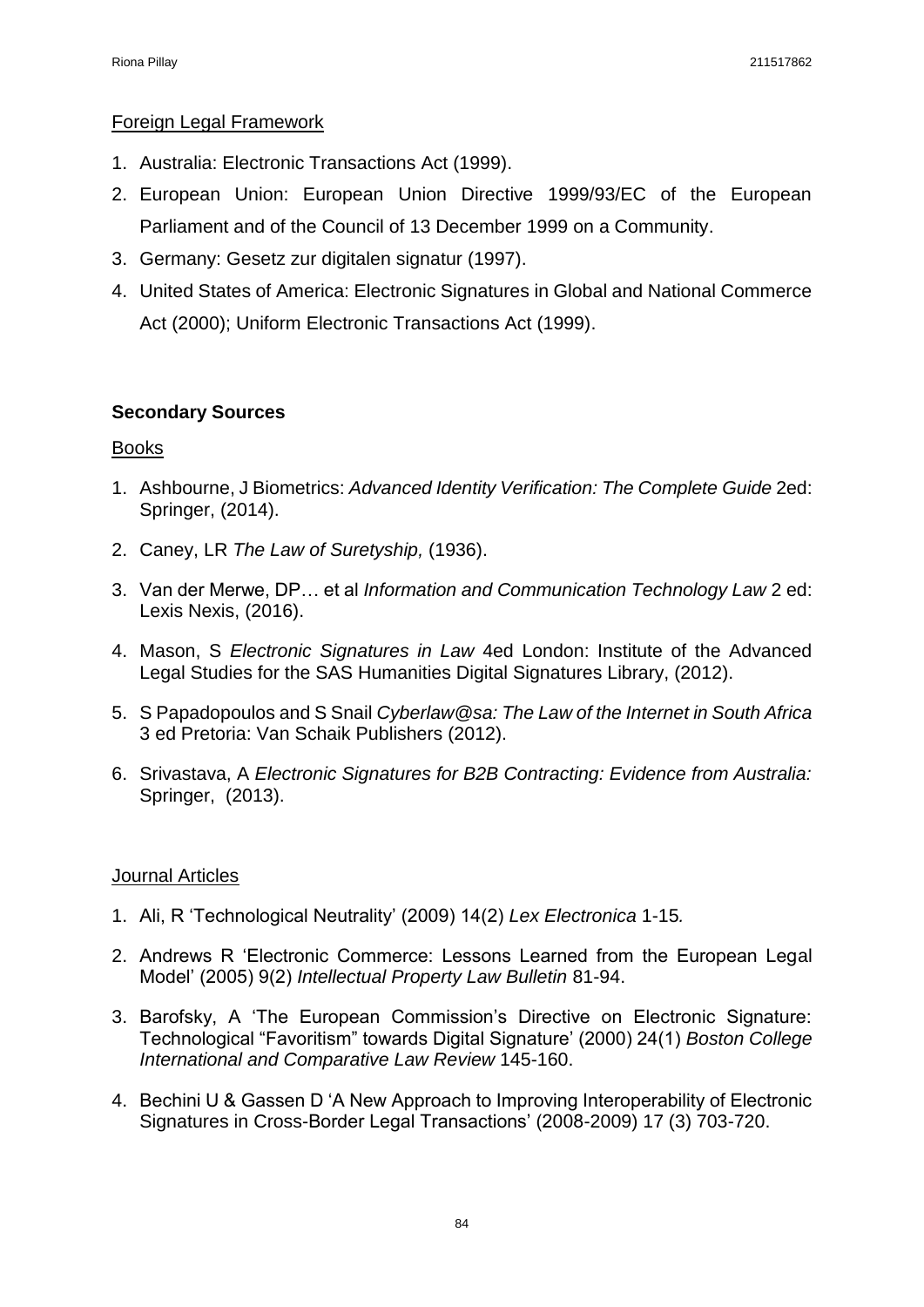Foreign Legal Framework

1. Australia: Electronic Transactions Act (1999).
2. European Union: European Union Directive 1999/93/EC of the European Parliament and of the Council of 13 December 1999 on a Community.
3. Germany: Gesetz zur digitalen signatur (1997).
4. United States of America: Electronic Signatures in Global and National Commerce Act (2000); Uniform Electronic Transactions Act (1999).

## Secondary Sources

Books

1. Ashbourne, J Biometrics: *Advanced Identity Verification: The Complete Guide* 2ed: Springer, (2014).
2. Caney, LR *The Law of Suretyship,* (1936).
3. Van der Merwe, DP… et al *Information and Communication Technology Law* 2 ed: Lexis Nexis, (2016).
4. Mason, S *Electronic Signatures in Law* 4ed London: Institute of the Advanced Legal Studies for the SAS Humanities Digital Signatures Library, (2012).
5. S Papadopoulos and S Snail *Cyberlaw@sa: The Law of the Internet in South Africa* 3 ed Pretoria: Van Schaik Publishers (2012).
6. Srivastava, A *Electronic Signatures for B2B Contracting: Evidence from Australia:* Springer, (2013).

Journal Articles

1. Ali, R 'Technological Neutrality' (2009) 14(2) *Lex Electronica* 1-15*.*
2. Andrews R 'Electronic Commerce: Lessons Learned from the European Legal Model' (2005) 9(2) *Intellectual Property Law Bulletin* 81-94.
3. Barofsky, A 'The European Commission's Directive on Electronic Signature: Technological "Favoritism" towards Digital Signature' (2000) 24(1) *Boston College International and Comparative Law Review* 145-160.
4. Bechini U & Gassen D 'A New Approach to Improving Interoperability of Electronic Signatures in Cross-Border Legal Transactions' (2008-2009) 17 (3) 703-720.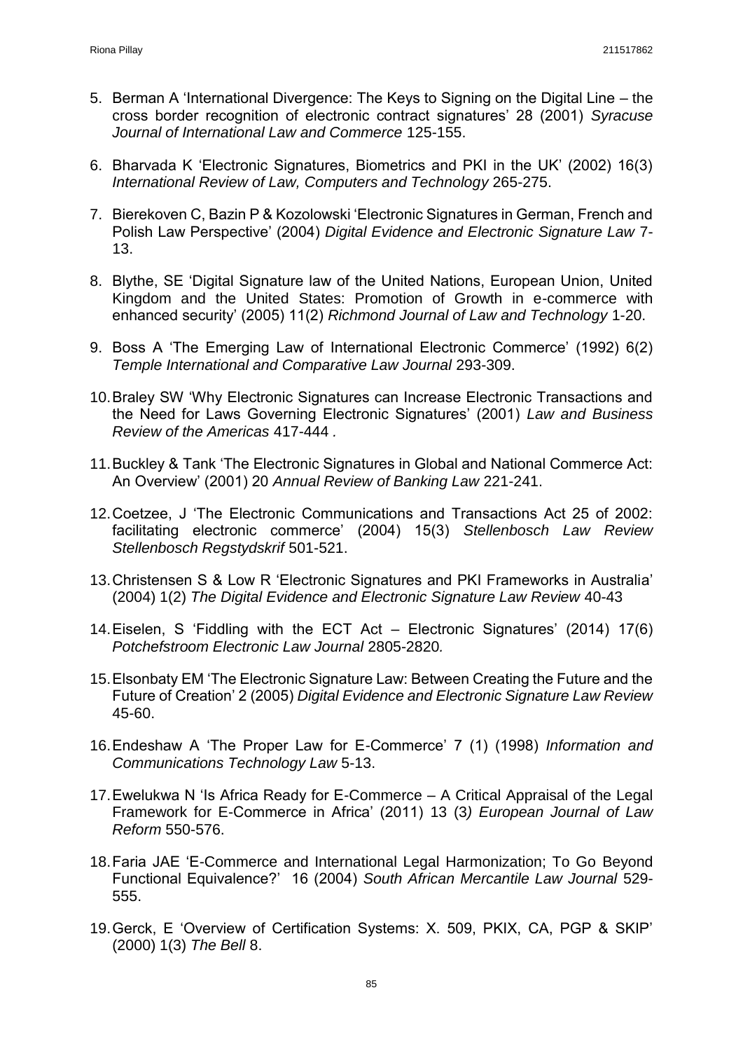5. Berman A 'International Divergence: The Keys to Signing on the Digital Line – the cross border recognition of electronic contract signatures' 28 (2001) *Syracuse Journal of International Law and Commerce* 125-155.

6. Bharvada K 'Electronic Signatures, Biometrics and PKI in the UK' (2002) 16(3) *International Review of Law, Computers and Technology* 265-275.

7. Bierekoven C, Bazin P & Kozolowski 'Electronic Signatures in German, French and Polish Law Perspective' (2004) *Digital Evidence and Electronic Signature Law* 7-13.

8. Blythe, SE 'Digital Signature law of the United Nations, European Union, United Kingdom and the United States: Promotion of Growth in e-commerce with enhanced security' (2005) 11(2) *Richmond Journal of Law and Technology* 1-20.

9. Boss A 'The Emerging Law of International Electronic Commerce' (1992) 6(2) *Temple International and Comparative Law Journal* 293-309.

10. Braley SW 'Why Electronic Signatures can Increase Electronic Transactions and the Need for Laws Governing Electronic Signatures' (2001) *Law and Business Review of the Americas* 417-444 *.*

11. Buckley & Tank 'The Electronic Signatures in Global and National Commerce Act: An Overview' (2001) 20 *Annual Review of Banking Law* 221-241.

12. Coetzee, J 'The Electronic Communications and Transactions Act 25 of 2002: facilitating electronic commerce' (2004) 15(3) *Stellenbosch Law Review Stellenbosch Regstydskrif* 501-521.

13. Christensen S & Low R 'Electronic Signatures and PKI Frameworks in Australia' (2004) 1(2) *The Digital Evidence and Electronic Signature Law Review* 40-43

14. Eiselen, S 'Fiddling with the ECT Act – Electronic Signatures' (2014) 17(6) *Potchefstroom Electronic Law Journal* 2805-2820*.*

15. Elsonbaty EM 'The Electronic Signature Law: Between Creating the Future and the Future of Creation' 2 (2005) *Digital Evidence and Electronic Signature Law Review* 45-60.

16. Endeshaw A 'The Proper Law for E-Commerce' 7 (1) (1998) *Information and Communications Technology Law* 5-13.

17. Ewelukwa N 'Is Africa Ready for E-Commerce – A Critical Appraisal of the Legal Framework for E-Commerce in Africa' (2011) 13 (3*) European Journal of Law Reform* 550-576.

18. Faria JAE 'E-Commerce and International Legal Harmonization; To Go Beyond Functional Equivalence?' 16 (2004) *South African Mercantile Law Journal* 529-555.

19. Gerck, E 'Overview of Certification Systems: X. 509, PKIX, CA, PGP & SKIP' (2000) 1(3) *The Bell* 8.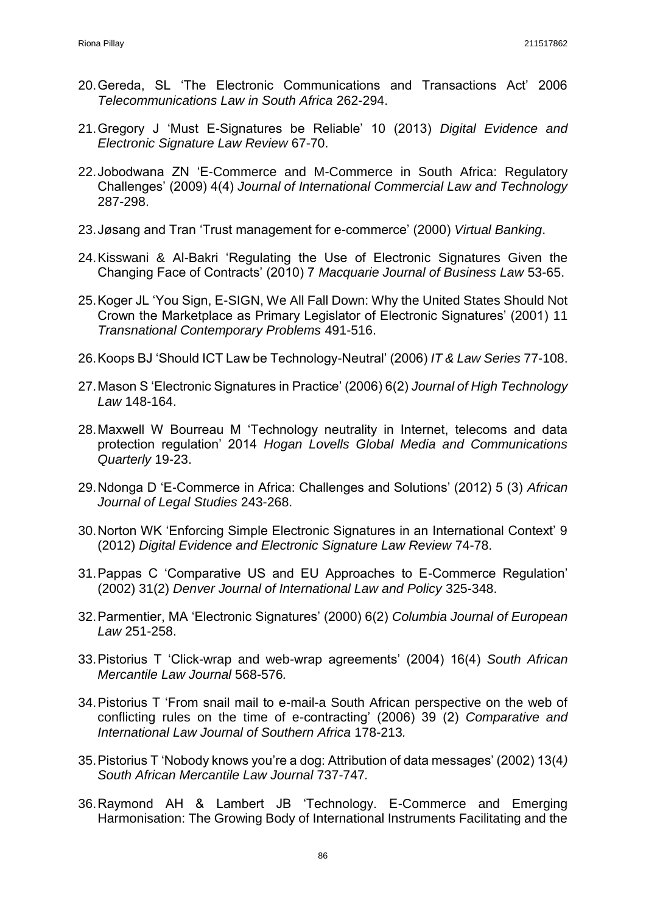20. Gereda, SL 'The Electronic Communications and Transactions Act' 2006 *Telecommunications Law in South Africa* 262-294.

21. Gregory J 'Must E-Signatures be Reliable' 10 (2013) *Digital Evidence and Electronic Signature Law Review* 67-70.

22. Jobodwana ZN 'E-Commerce and M-Commerce in South Africa: Regulatory Challenges' (2009) 4(4) *Journal of International Commercial Law and Technology* 287-298.

23. Jøsang and Tran 'Trust management for e-commerce' (2000) *Virtual Banking*.

24. Kisswani & Al-Bakri 'Regulating the Use of Electronic Signatures Given the Changing Face of Contracts' (2010) 7 *Macquarie Journal of Business Law* 53-65.

25. Koger JL 'You Sign, E-SIGN, We All Fall Down: Why the United States Should Not Crown the Marketplace as Primary Legislator of Electronic Signatures' (2001) 11 *Transnational Contemporary Problems* 491-516.

26. Koops BJ 'Should ICT Law be Technology-Neutral' (2006) *IT & Law Series* 77-108.

27. Mason S 'Electronic Signatures in Practice' (2006) 6(2) *Journal of High Technology Law* 148-164.

28. Maxwell W Bourreau M 'Technology neutrality in Internet, telecoms and data protection regulation' 2014 *Hogan Lovells Global Media and Communications Quarterly* 19-23.

29. Ndonga D 'E-Commerce in Africa: Challenges and Solutions' (2012) 5 (3) *African Journal of Legal Studies* 243-268.

30. Norton WK 'Enforcing Simple Electronic Signatures in an International Context' 9 (2012) *Digital Evidence and Electronic Signature Law Review* 74-78.

31. Pappas C 'Comparative US and EU Approaches to E-Commerce Regulation' (2002) 31(2) *Denver Journal of International Law and Policy* 325-348.

32. Parmentier, MA 'Electronic Signatures' (2000) 6(2) *Columbia Journal of European Law* 251-258.

33. Pistorius T 'Click-wrap and web-wrap agreements' (2004) 16(4) *South African Mercantile Law Journal* 568-576.

34. Pistorius T 'From snail mail to e-mail-a South African perspective on the web of conflicting rules on the time of e-contracting' (2006) 39 (2) *Comparative and International Law Journal of Southern Africa* 178-213.

35. Pistorius T 'Nobody knows you're a dog: Attribution of data messages' (2002) 13(4) *South African Mercantile Law Journal* 737-747.

36. Raymond AH & Lambert JB 'Technology. E-Commerce and Emerging Harmonisation: The Growing Body of International Instruments Facilitating and the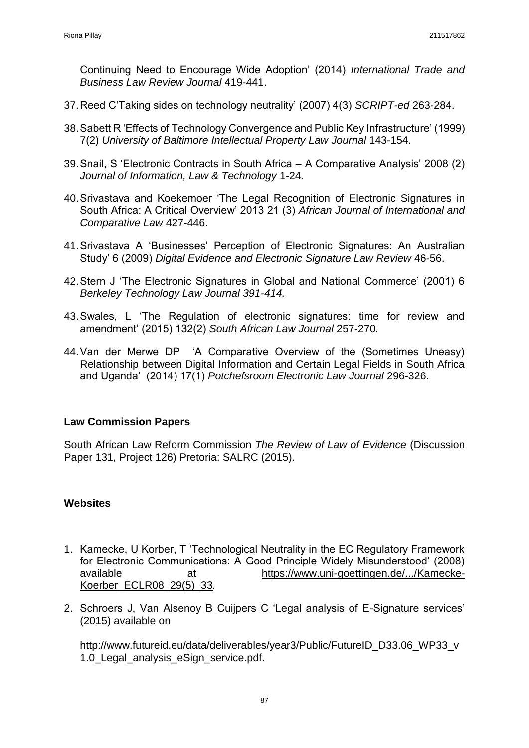Continuing Need to Encourage Wide Adoption' (2014) *International Trade and Business Law Review Journal* 419-441.

37. Reed C'Taking sides on technology neutrality' (2007) 4(3) *SCRIPT-ed* 263-284.

38. Sabett R 'Effects of Technology Convergence and Public Key Infrastructure' (1999) 7(2) *University of Baltimore Intellectual Property Law Journal* 143-154.

39. Snail, S 'Electronic Contracts in South Africa – A Comparative Analysis' 2008 (2) *Journal of Information, Law & Technology* 1-24*.*

40. Srivastava and Koekemoer 'The Legal Recognition of Electronic Signatures in South Africa: A Critical Overview' 2013 21 (3) *African Journal of International and Comparative Law* 427-446.

41. Srivastava A 'Businesses' Perception of Electronic Signatures: An Australian Study' 6 (2009) *Digital Evidence and Electronic Signature Law Review* 46-56.

42. Stern J 'The Electronic Signatures in Global and National Commerce' (2001) 6 *Berkeley Technology Law Journal 391-414.*

43. Swales, L 'The Regulation of electronic signatures: time for review and amendment' (2015) 132(2) *South African Law Journal* 257-270*.*

44. Van der Merwe DP 'A Comparative Overview of the (Sometimes Uneasy) Relationship between Digital Information and Certain Legal Fields in South Africa and Uganda' (2014) 17(1) *Potchefsroom Electronic Law Journal* 296-326.

## Law Commission Papers

South African Law Reform Commission *The Review of Law of Evidence* (Discussion Paper 131, Project 126) Pretoria: SALRC (2015).

## Websites

1. Kamecke, U Korber, T 'Technological Neutrality in the EC Regulatory Framework for Electronic Communications: A Good Principle Widely Misunderstood' (2008) available at https://www.uni-goettingen.de/.../Kamecke-Koerber_ECLR08_29(5)_33*.*

2. Schroers J, Van Alsenoy B Cuijpers C 'Legal analysis of E-Signature services' (2015) available on

   http://www.futureid.eu/data/deliverables/year3/Public/FutureID_D33.06_WP33_v1.0_Legal_analysis_eSign_service.pdf.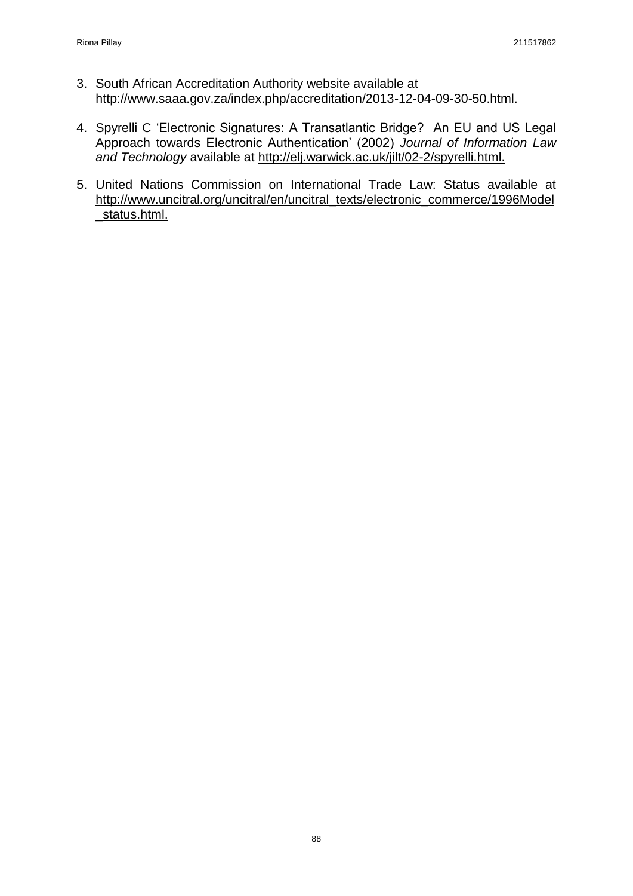3. South African Accreditation Authority website available at http://www.saaa.gov.za/index.php/accreditation/2013-12-04-09-30-50.html.

4. Spyrelli C 'Electronic Signatures: A Transatlantic Bridge? An EU and US Legal Approach towards Electronic Authentication' (2002) *Journal of Information Law and Technology* available at http://elj.warwick.ac.uk/jilt/02-2/spyrelli.html.

5. United Nations Commission on International Trade Law: Status available at http://www.uncitral.org/uncitral/en/uncitral_texts/electronic_commerce/1996Model_status.html.